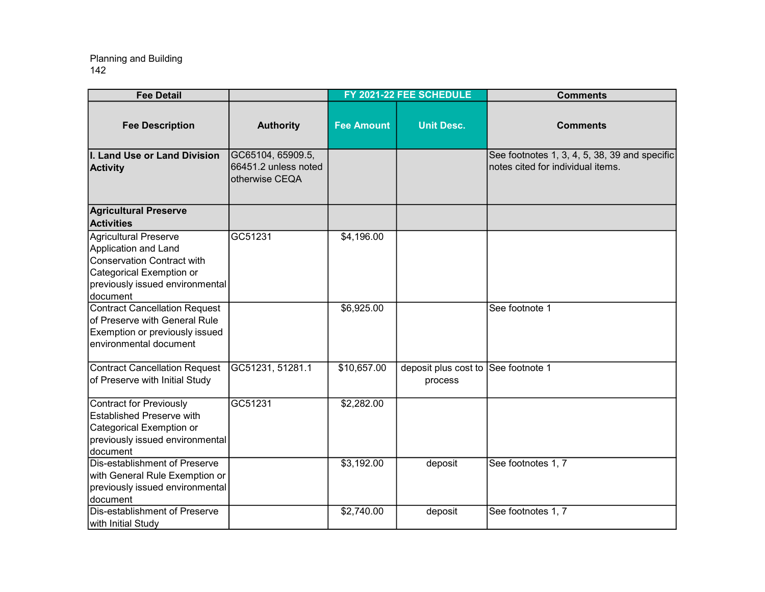Planning and Building

| Fee Detail | | FY 2021-22 FEE SCHEDULE | | Comments |
|---|---|---|---|---|
| **Fee Description** | **Authority** | **Fee Amount** | **Unit Desc.** | **Comments** |
| **I. Land Use or Land Division Activity** | GC65104, 65909.5, 66451.2 unless noted otherwise CEQA | | | See footnotes 1, 3, 4, 5, 38, 39 and specific notes cited for individual items. |
| **Agricultural Preserve Activities** | | | | |
| Agricultural Preserve Application and Land Conservation Contract with Categorical Exemption or previously issued environmental document | GC51231 | $4,196.00 | | |
| Contract Cancellation Request of Preserve with General Rule Exemption or previously issued environmental document | | $6,925.00 | | See footnote 1 |
| Contract Cancellation Request of Preserve with Initial Study | GC51231, 51281.1 | $10,657.00 | deposit plus cost to process | See footnote 1 |
| Contract for Previously Established Preserve with Categorical Exemption or previously issued environmental document | GC51231 | $2,282.00 | | |
| Dis-establishment of Preserve with General Rule Exemption or previously issued environmental document | | $3,192.00 | deposit | See footnotes 1, 7 |
| Dis-establishment of Preserve with Initial Study | | $2,740.00 | deposit | See footnotes 1, 7 |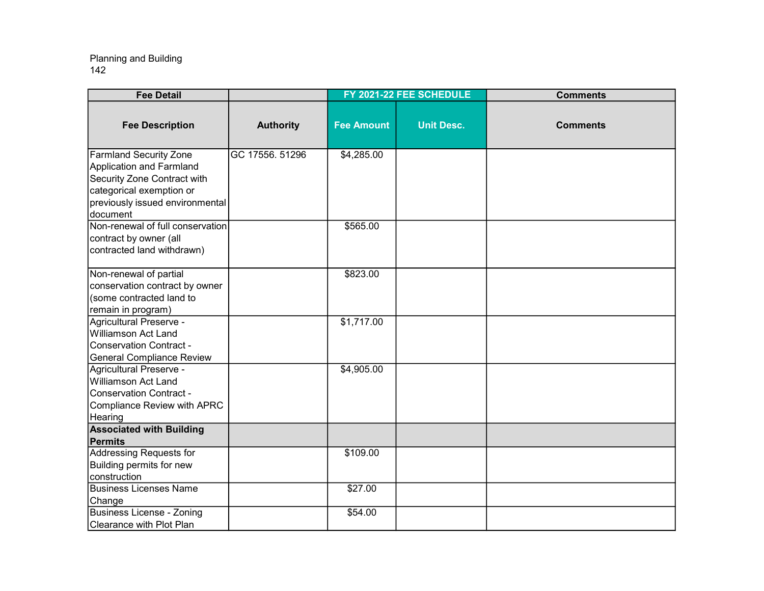Planning and Building
142

| Fee Detail | | FY 2021-22 FEE SCHEDULE | | Comments |
|---|---|---|---|---|
| **Fee Description** | **Authority** | **Fee Amount** | **Unit Desc.** | **Comments** |
| Farmland Security Zone Application and Farmland Security Zone Contract with categorical exemption or previously issued environmental document | GC 17556. 51296 | $4,285.00 | | |
| Non-renewal of full conservation contract by owner (all contracted land withdrawn) | | $565.00 | | |
| Non-renewal of partial conservation contract by owner (some contracted land to remain in program) | | $823.00 | | |
| Agricultural Preserve - Williamson Act Land Conservation Contract - General Compliance Review | | $1,717.00 | | |
| Agricultural Preserve - Williamson Act Land Conservation Contract - Compliance Review with APRC Hearing | | $4,905.00 | | |
| **Associated with Building Permits** | | | | |
| Addressing Requests for Building permits for new construction | | $109.00 | | |
| Business Licenses Name Change | | $27.00 | | |
| Business License - Zoning Clearance with Plot Plan | | $54.00 | | |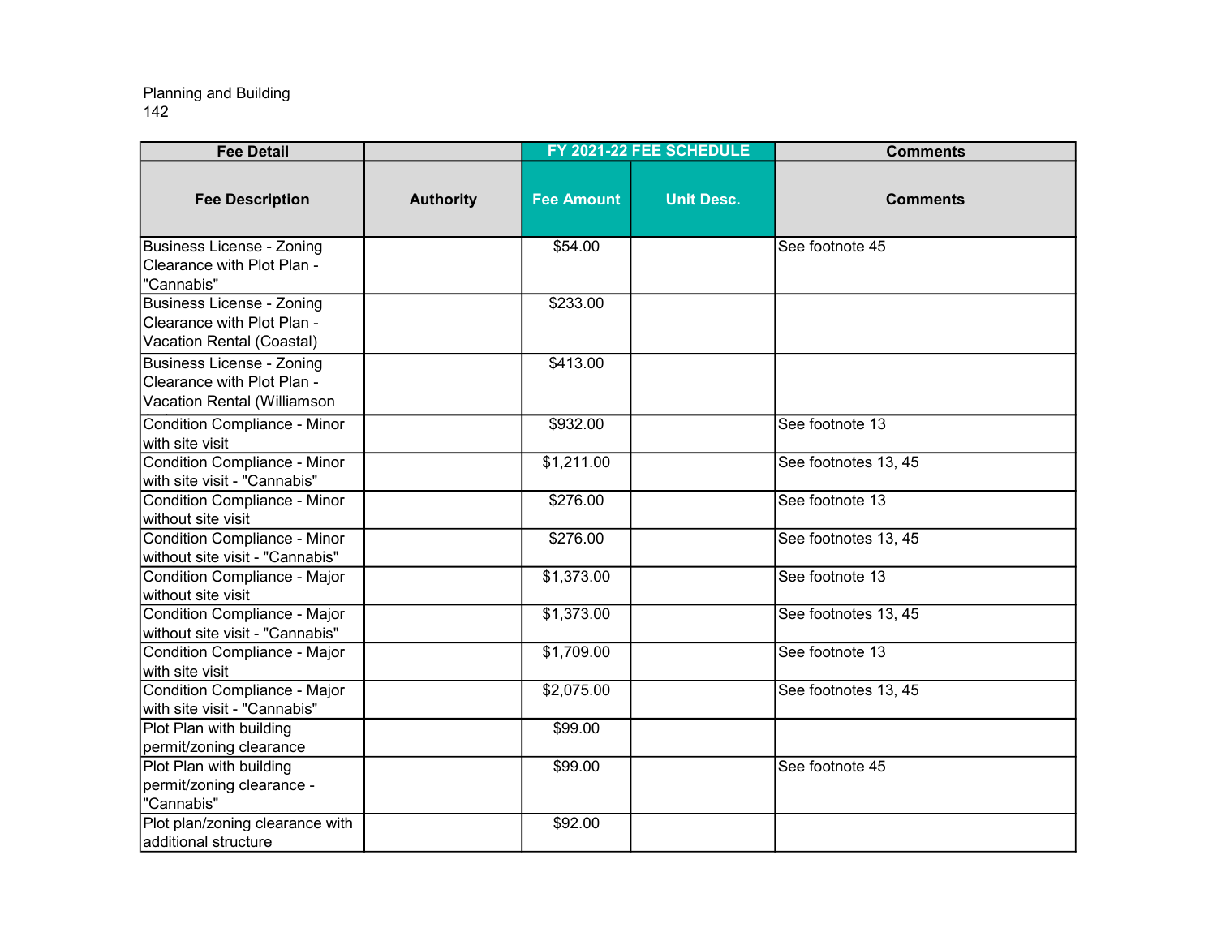Planning and Building
142

| Fee Detail | | FY 2021-22 FEE SCHEDULE | | Comments |
|---|---|---|---|---|
| Fee Description | Authority | Fee Amount | Unit Desc. | Comments |
| Business License - Zoning Clearance with Plot Plan - "Cannabis" | | $54.00 | | See footnote 45 |
| Business License - Zoning Clearance with Plot Plan - Vacation Rental (Coastal) | | $233.00 | | |
| Business License - Zoning Clearance with Plot Plan - Vacation Rental (Williamson | | $413.00 | | |
| Condition Compliance - Minor with site visit | | $932.00 | | See footnote 13 |
| Condition Compliance - Minor with site visit - "Cannabis" | | $1,211.00 | | See footnotes 13, 45 |
| Condition Compliance - Minor without site visit | | $276.00 | | See footnote 13 |
| Condition Compliance - Minor without site visit - "Cannabis" | | $276.00 | | See footnotes 13, 45 |
| Condition Compliance - Major without site visit | | $1,373.00 | | See footnote 13 |
| Condition Compliance - Major without site visit - "Cannabis" | | $1,373.00 | | See footnotes 13, 45 |
| Condition Compliance - Major with site visit | | $1,709.00 | | See footnote 13 |
| Condition Compliance - Major with site visit - "Cannabis" | | $2,075.00 | | See footnotes 13, 45 |
| Plot Plan with building permit/zoning clearance | | $99.00 | | |
| Plot Plan with building permit/zoning clearance - "Cannabis" | | $99.00 | | See footnote 45 |
| Plot plan/zoning clearance with additional structure | | $92.00 | | |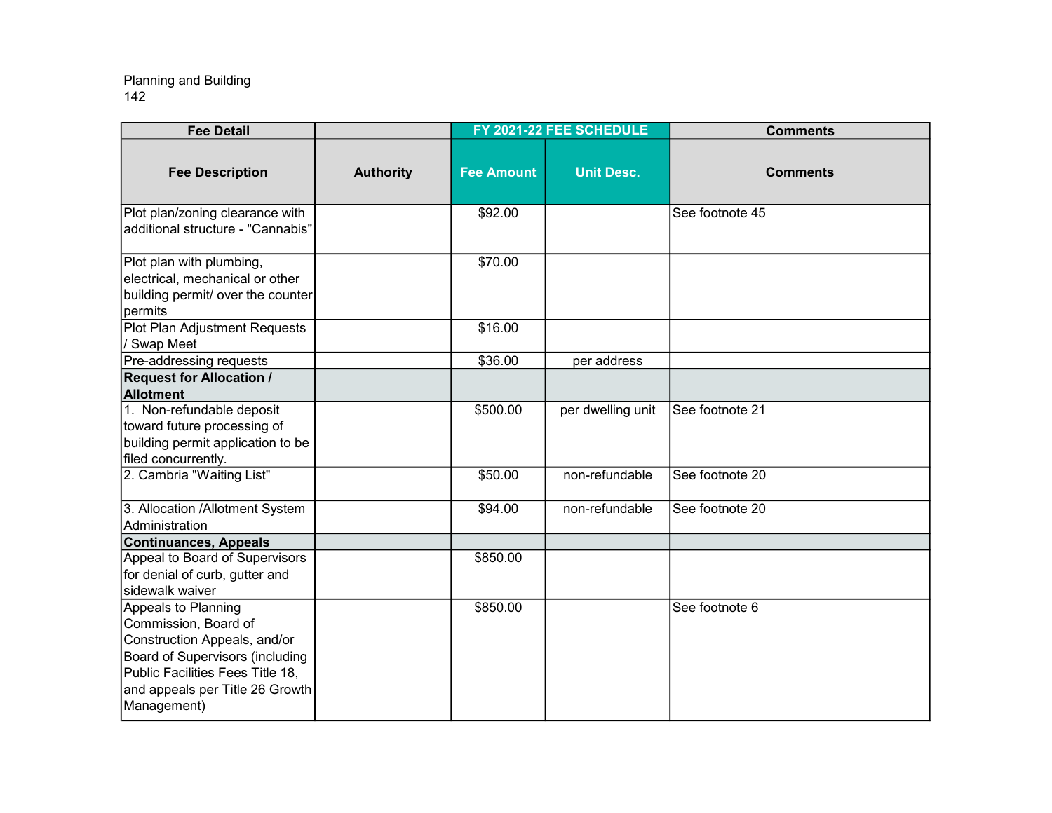Planning and Building

| Fee Detail | | FY 2021-22 FEE SCHEDULE | | Comments |
|---|---|---|---|---|
| **Fee Description** | **Authority** | **Fee Amount** | **Unit Desc.** | **Comments** |
| Plot plan/zoning clearance with additional structure - "Cannabis" | | $92.00 | | See footnote 45 |
| Plot plan with plumbing, electrical, mechanical or other building permit/ over the counter permits | | $70.00 | | |
| Plot Plan Adjustment Requests / Swap Meet | | $16.00 | | |
| Pre-addressing requests | | $36.00 | per address | |
| **Request for Allocation / Allotment** | | | | |
| 1. Non-refundable deposit toward future processing of building permit application to be filed concurrently. | | $500.00 | per dwelling unit | See footnote 21 |
| 2. Cambria "Waiting List" | | $50.00 | non-refundable | See footnote 20 |
| 3. Allocation /Allotment System Administration | | $94.00 | non-refundable | See footnote 20 |
| **Continuances, Appeals** | | | | |
| Appeal to Board of Supervisors for denial of curb, gutter and sidewalk waiver | | $850.00 | | |
| Appeals to Planning Commission, Board of Construction Appeals, and/or Board of Supervisors (including Public Facilities Fees Title 18, and appeals per Title 26 Growth Management) | | $850.00 | | See footnote 6 |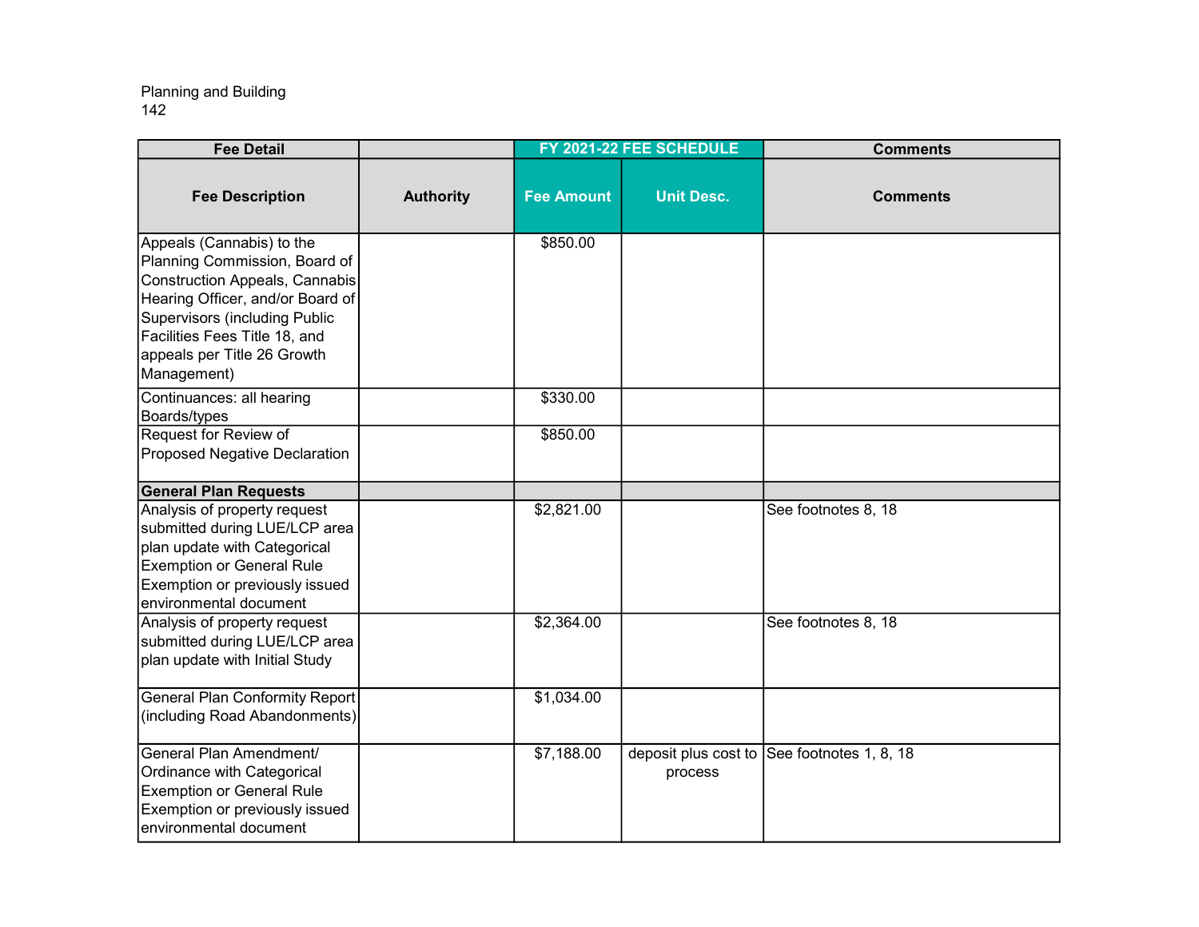Planning and Building
142

| Fee Detail | | FY 2021-22 FEE SCHEDULE | | Comments |
|---|---|---|---|---|
| **Fee Description** | **Authority** | **Fee Amount** | **Unit Desc.** | **Comments** |
| Appeals (Cannabis) to the Planning Commission, Board of Construction Appeals, Cannabis Hearing Officer, and/or Board of Supervisors (including Public Facilities Fees Title 18, and appeals per Title 26 Growth Management) | | $850.00 | | |
| Continuances: all hearing Boards/types | | $330.00 | | |
| Request for Review of Proposed Negative Declaration | | $850.00 | | |
| **General Plan Requests** | | | | |
| Analysis of property request submitted during LUE/LCP area plan update with Categorical Exemption or General Rule Exemption or previously issued environmental document | | $2,821.00 | | See footnotes 8, 18 |
| Analysis of property request submitted during LUE/LCP area plan update with Initial Study | | $2,364.00 | | See footnotes 8, 18 |
| General Plan Conformity Report (including Road Abandonments) | | $1,034.00 | | |
| General Plan Amendment/ Ordinance with Categorical Exemption or General Rule Exemption or previously issued environmental document | | $7,188.00 | deposit plus cost to process | See footnotes 1, 8, 18 |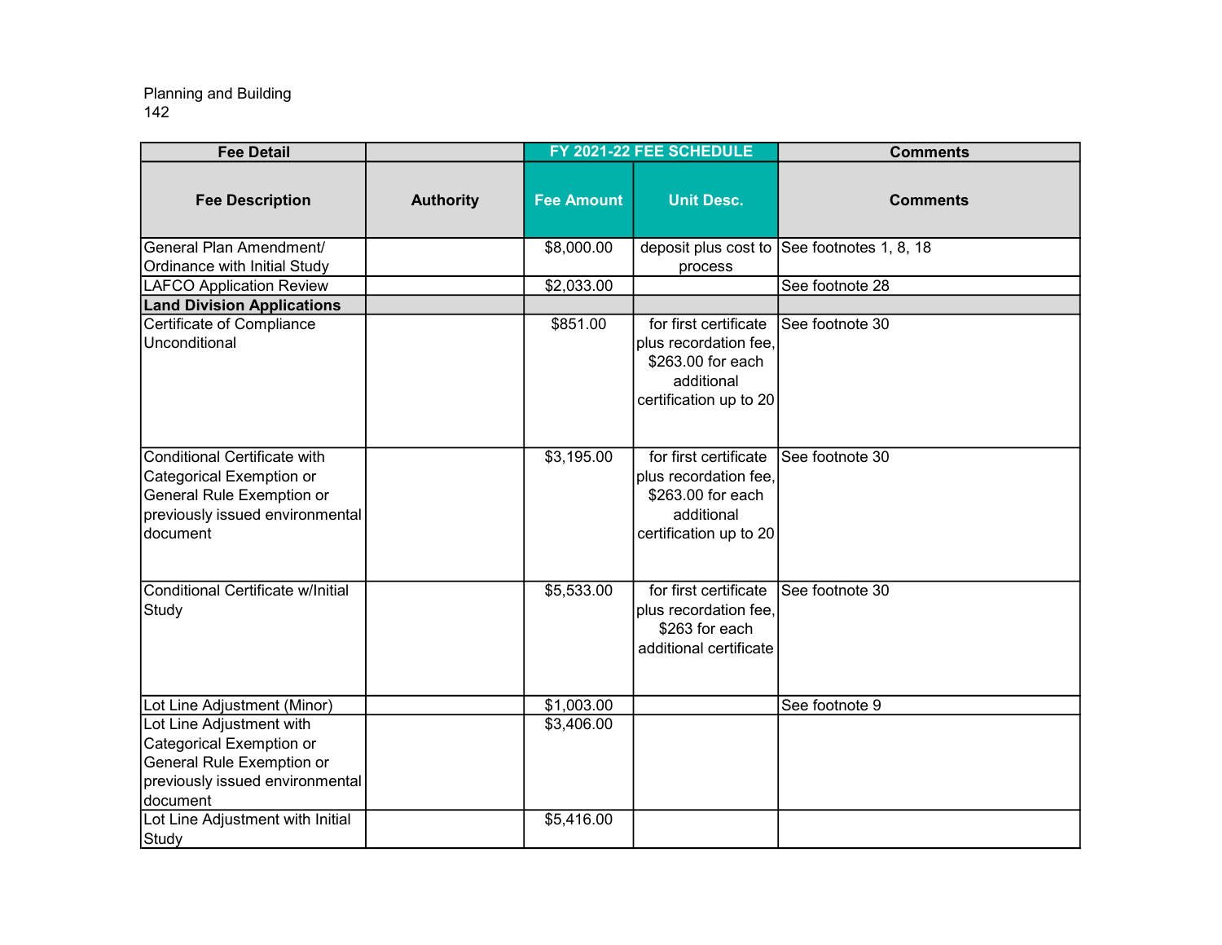Planning and Building
142

| Fee Detail | | FY 2021-22 FEE SCHEDULE | | Comments |
|---|---|---|---|---|
| **Fee Description** | **Authority** | **Fee Amount** | **Unit Desc.** | **Comments** |
| General Plan Amendment/ Ordinance with Initial Study | | $8,000.00 | deposit plus cost to process | See footnotes 1, 8, 18 |
| LAFCO Application Review | | $2,033.00 | | See footnote 28 |
| **Land Division Applications** | | | | |
| Certificate of Compliance Unconditional | | $851.00 | for first certificate plus recordation fee, $263.00 for each additional certification up to 20 | See footnote 30 |
| Conditional Certificate with Categorical Exemption or General Rule Exemption or previously issued environmental document | | $3,195.00 | for first certificate plus recordation fee, $263.00 for each additional certification up to 20 | See footnote 30 |
| Conditional Certificate w/Initial Study | | $5,533.00 | for first certificate plus recordation fee, $263 for each additional certificate | See footnote 30 |
| Lot Line Adjustment (Minor) | | $1,003.00 | | See footnote 9 |
| Lot Line Adjustment with Categorical Exemption or General Rule Exemption or previously issued environmental document | | $3,406.00 | | |
| Lot Line Adjustment with Initial Study | | $5,416.00 | | |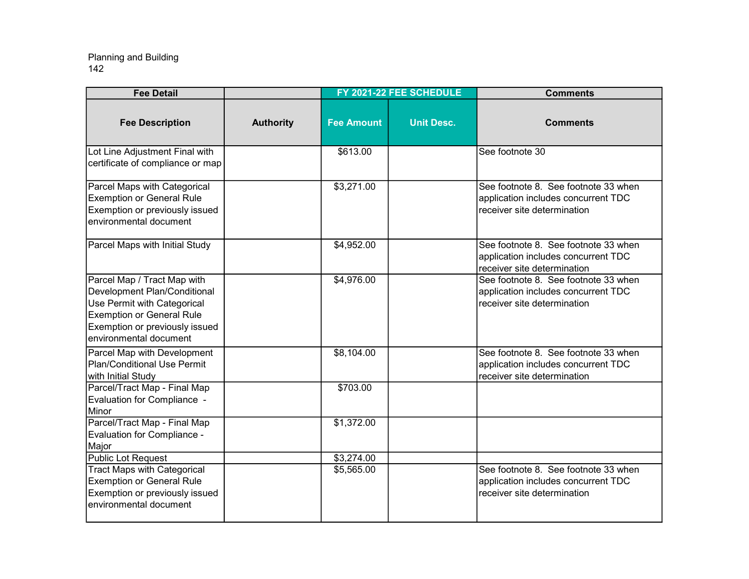Planning and Building

| Fee Detail | | FY 2021-22 FEE SCHEDULE | | Comments |
|---|---|---|---|---|
| **Fee Description** | **Authority** | **Fee Amount** | **Unit Desc.** | **Comments** |
| Lot Line Adjustment Final with certificate of compliance or map | | $613.00 | | See footnote 30 |
| Parcel Maps with Categorical Exemption or General Rule Exemption or previously issued environmental document | | $3,271.00 | | See footnote 8. See footnote 33 when application includes concurrent TDC receiver site determination |
| Parcel Maps with Initial Study | | $4,952.00 | | See footnote 8. See footnote 33 when application includes concurrent TDC receiver site determination |
| Parcel Map / Tract Map with Development Plan/Conditional Use Permit with Categorical Exemption or General Rule Exemption or previously issued environmental document | | $4,976.00 | | See footnote 8. See footnote 33 when application includes concurrent TDC receiver site determination |
| Parcel Map with Development Plan/Conditional Use Permit with Initial Study | | $8,104.00 | | See footnote 8. See footnote 33 when application includes concurrent TDC receiver site determination |
| Parcel/Tract Map - Final Map Evaluation for Compliance - Minor | | $703.00 | | |
| Parcel/Tract Map - Final Map Evaluation for Compliance - Major | | $1,372.00 | | |
| Public Lot Request | | $3,274.00 | | |
| Tract Maps with Categorical Exemption or General Rule Exemption or previously issued environmental document | | $5,565.00 | | See footnote 8. See footnote 33 when application includes concurrent TDC receiver site determination |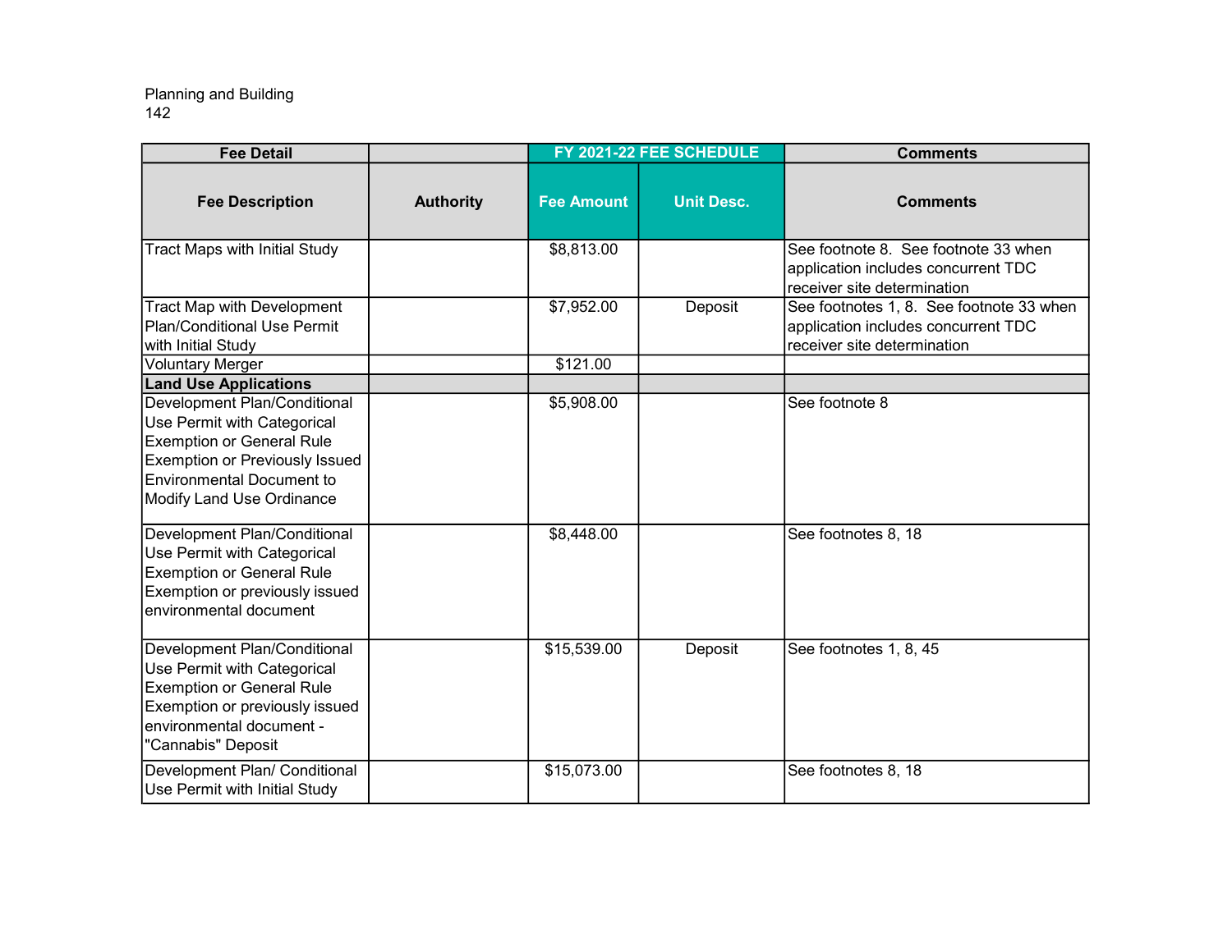Planning and Building

| Fee Detail | | FY 2021-22 FEE SCHEDULE | | Comments |
|---|---|---|---|---|
| Fee Description | Authority | Fee Amount | Unit Desc. | Comments |
| Tract Maps with Initial Study | | $8,813.00 | | See footnote 8. See footnote 33 when application includes concurrent TDC receiver site determination |
| Tract Map with Development Plan/Conditional Use Permit with Initial Study | | $7,952.00 | Deposit | See footnotes 1, 8. See footnote 33 when application includes concurrent TDC receiver site determination |
| Voluntary Merger | | $121.00 | | |
| **Land Use Applications** | | | | |
| Development Plan/Conditional Use Permit with Categorical Exemption or General Rule Exemption or Previously Issued Environmental Document to Modify Land Use Ordinance | | $5,908.00 | | See footnote 8 |
| Development Plan/Conditional Use Permit with Categorical Exemption or General Rule Exemption or previously issued environmental document | | $8,448.00 | | See footnotes 8, 18 |
| Development Plan/Conditional Use Permit with Categorical Exemption or General Rule Exemption or previously issued environmental document - "Cannabis" Deposit | | $15,539.00 | Deposit | See footnotes 1, 8, 45 |
| Development Plan/ Conditional Use Permit with Initial Study | | $15,073.00 | | See footnotes 8, 18 |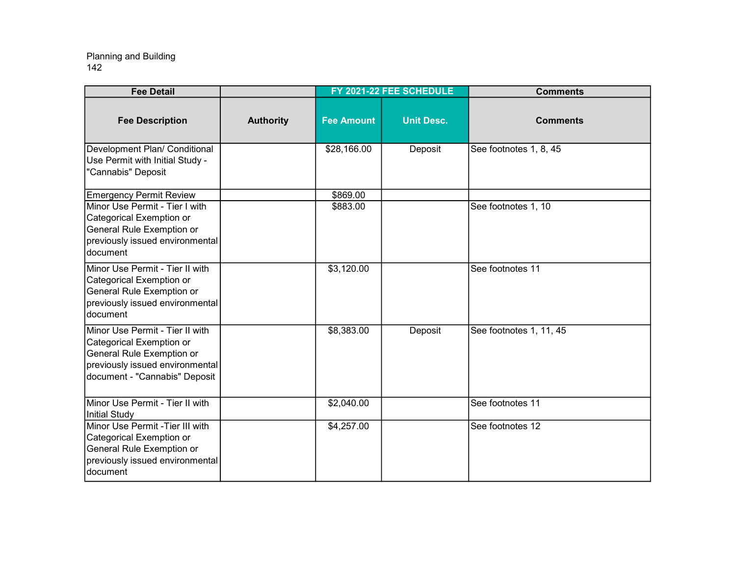Planning and Building
142

| Fee Detail | | FY 2021-22 FEE SCHEDULE | | Comments |
|---|---|---|---|---|
| **Fee Description** | **Authority** | **Fee Amount** | **Unit Desc.** | **Comments** |
| Development Plan/ Conditional Use Permit with Initial Study - "Cannabis" Deposit | | $28,166.00 | Deposit | See footnotes 1, 8, 45 |
| Emergency Permit Review | | $869.00 | | |
| Minor Use Permit - Tier I with Categorical Exemption or General Rule Exemption or previously issued environmental document | | $883.00 | | See footnotes 1, 10 |
| Minor Use Permit - Tier II with Categorical Exemption or General Rule Exemption or previously issued environmental document | | $3,120.00 | | See footnotes 11 |
| Minor Use Permit - Tier II with Categorical Exemption or General Rule Exemption or previously issued environmental document - "Cannabis" Deposit | | $8,383.00 | Deposit | See footnotes 1, 11, 45 |
| Minor Use Permit - Tier II with Initial Study | | $2,040.00 | | See footnotes 11 |
| Minor Use Permit -Tier III with Categorical Exemption or General Rule Exemption or previously issued environmental document | | $4,257.00 | | See footnotes 12 |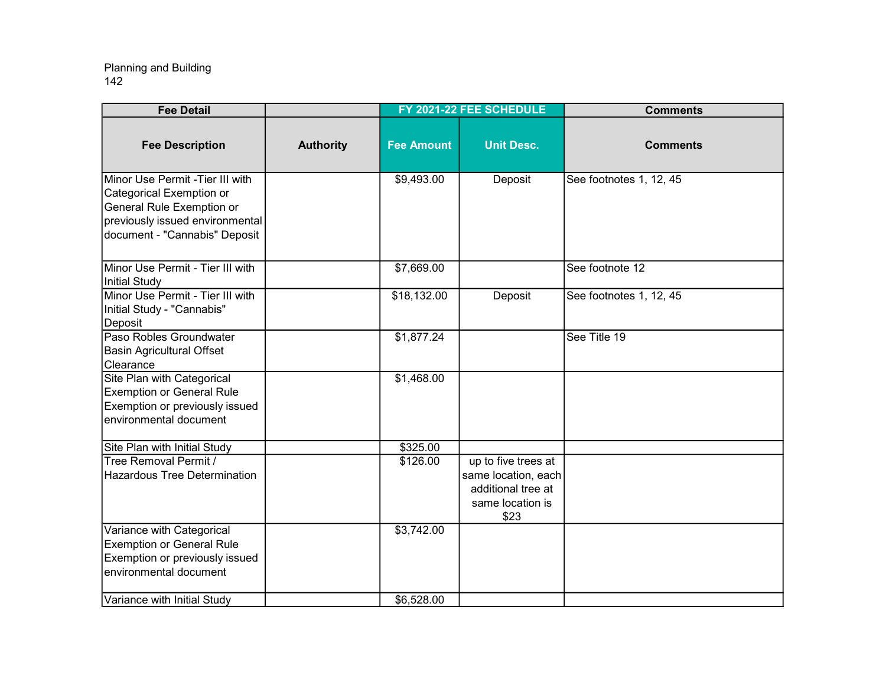Planning and Building
142

| Fee Detail | | FY 2021-22 FEE SCHEDULE | | Comments |
|---|---|---|---|---|
| **Fee Description** | **Authority** | **Fee Amount** | **Unit Desc.** | **Comments** |
| Minor Use Permit -Tier III with Categorical Exemption or General Rule Exemption or previously issued environmental document - "Cannabis" Deposit | | $9,493.00 | Deposit | See footnotes 1, 12, 45 |
| Minor Use Permit - Tier III with Initial Study | | $7,669.00 | | See footnote 12 |
| Minor Use Permit - Tier III with Initial Study - "Cannabis" Deposit | | $18,132.00 | Deposit | See footnotes 1, 12, 45 |
| Paso Robles Groundwater Basin Agricultural Offset Clearance | | $1,877.24 | | See Title 19 |
| Site Plan with Categorical Exemption or General Rule Exemption or previously issued environmental document | | $1,468.00 | | |
| Site Plan with Initial Study | | $325.00 | | |
| Tree Removal Permit / Hazardous Tree Determination | | $126.00 | up to five trees at same location, each additional tree at same location is $23 | |
| Variance with Categorical Exemption or General Rule Exemption or previously issued environmental document | | $3,742.00 | | |
| Variance with Initial Study | | $6,528.00 | | |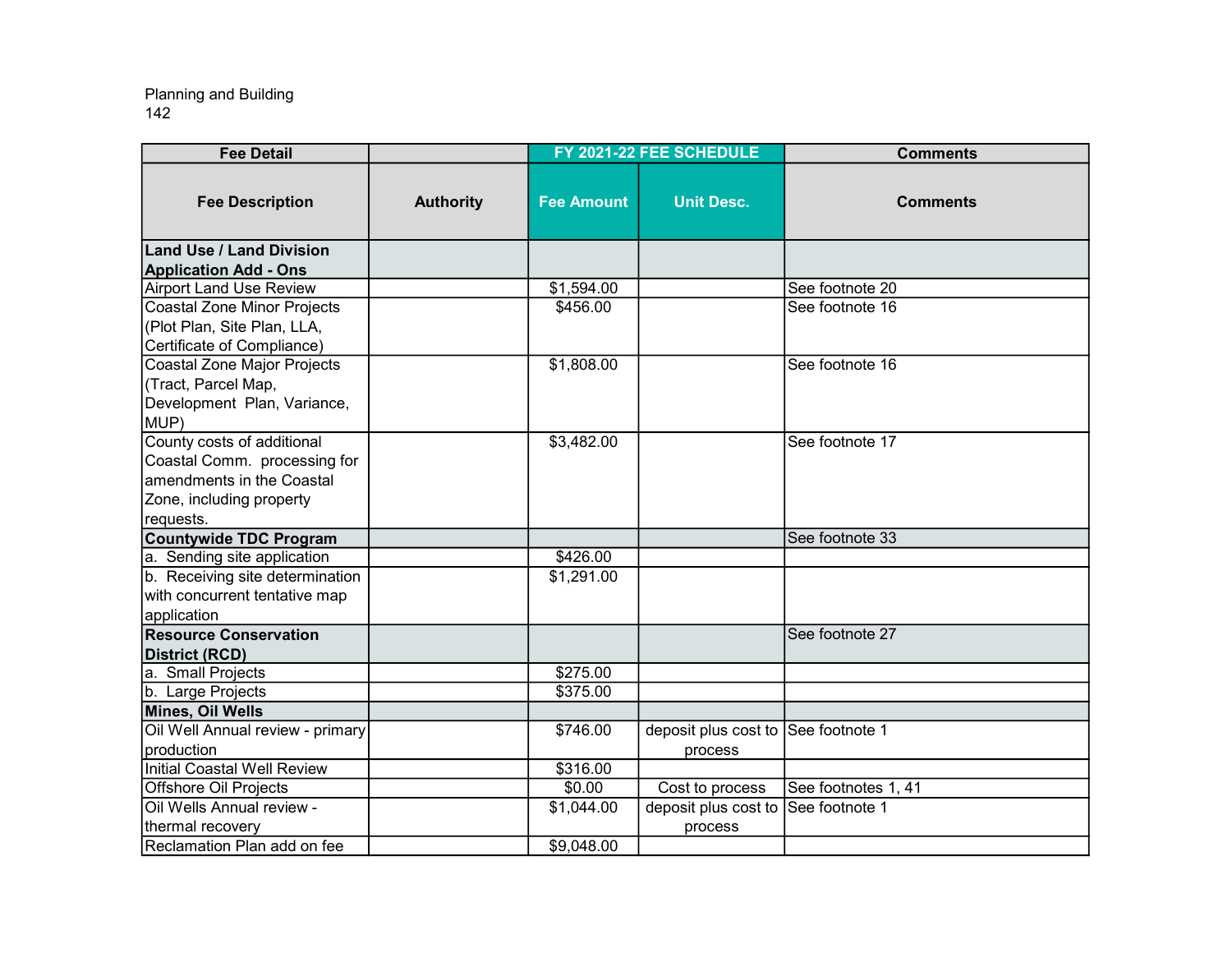Planning and Building
142

| Fee Detail | | FY 2021-22 FEE SCHEDULE | | Comments |
|---|---|---|---|---|
| Fee Description | Authority | Fee Amount | Unit Desc. | Comments |
| **Land Use / Land Division Application Add - Ons** | | | | |
| Airport Land Use Review | | $1,594.00 | | See footnote 20 |
| Coastal Zone Minor Projects (Plot Plan, Site Plan, LLA, Certificate of Compliance) | | $456.00 | | See footnote 16 |
| Coastal Zone Major Projects (Tract, Parcel Map, Development Plan, Variance, MUP) | | $1,808.00 | | See footnote 16 |
| County costs of additional Coastal Comm. processing for amendments in the Coastal Zone, including property requests. | | $3,482.00 | | See footnote 17 |
| **Countywide TDC Program** | | | | See footnote 33 |
| a. Sending site application | | $426.00 | | |
| b. Receiving site determination with concurrent tentative map application | | $1,291.00 | | |
| **Resource Conservation District (RCD)** | | | | See footnote 27 |
| a. Small Projects | | $275.00 | | |
| b. Large Projects | | $375.00 | | |
| **Mines, Oil Wells** | | | | |
| Oil Well Annual review - primary production | | $746.00 | deposit plus cost to process | See footnote 1 |
| Initial Coastal Well Review | | $316.00 | | |
| Offshore Oil Projects | | $0.00 | Cost to process | See footnotes 1, 41 |
| Oil Wells Annual review - thermal recovery | | $1,044.00 | deposit plus cost to process | See footnote 1 |
| Reclamation Plan add on fee | | $9,048.00 | | |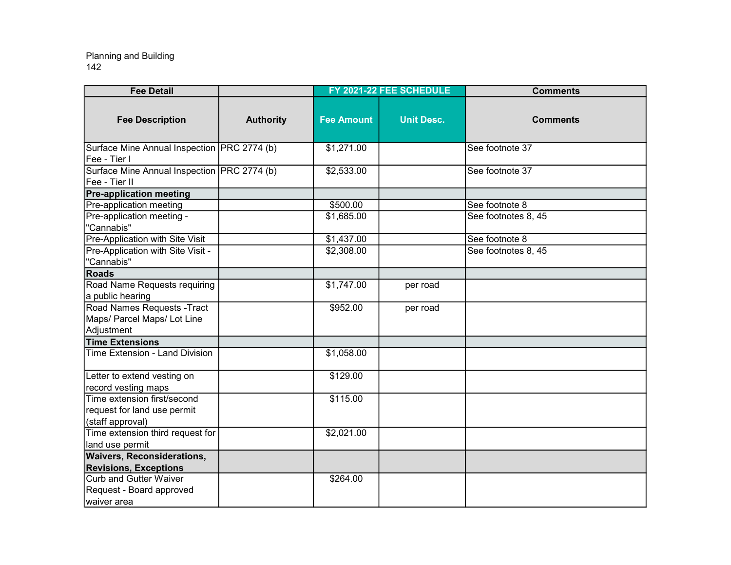Planning and Building
142

| Fee Detail | | FY 2021-22 FEE SCHEDULE | | Comments |
|---|---|---|---|---|
| **Fee Description** | **Authority** | **Fee Amount** | **Unit Desc.** | **Comments** |
| Surface Mine Annual Inspection Fee - Tier I | PRC 2774 (b) | $1,271.00 | | See footnote 37 |
| Surface Mine Annual Inspection Fee - Tier II | PRC 2774 (b) | $2,533.00 | | See footnote 37 |
| **Pre-application meeting** | | | | |
| Pre-application meeting | | $500.00 | | See footnote 8 |
| Pre-application meeting - "Cannabis" | | $1,685.00 | | See footnotes 8, 45 |
| Pre-Application with Site Visit | | $1,437.00 | | See footnote 8 |
| Pre-Application with Site Visit - "Cannabis" | | $2,308.00 | | See footnotes 8, 45 |
| **Roads** | | | | |
| Road Name Requests requiring a public hearing | | $1,747.00 | per road | |
| Road Names Requests -Tract Maps/ Parcel Maps/ Lot Line Adjustment | | $952.00 | per road | |
| **Time Extensions** | | | | |
| Time Extension - Land Division | | $1,058.00 | | |
| Letter to extend vesting on record vesting maps | | $129.00 | | |
| Time extension first/second request for land use permit (staff approval) | | $115.00 | | |
| Time extension third request for land use permit | | $2,021.00 | | |
| **Waivers, Reconsiderations, Revisions, Exceptions** | | | | |
| Curb and Gutter Waiver Request - Board approved waiver area | | $264.00 | | |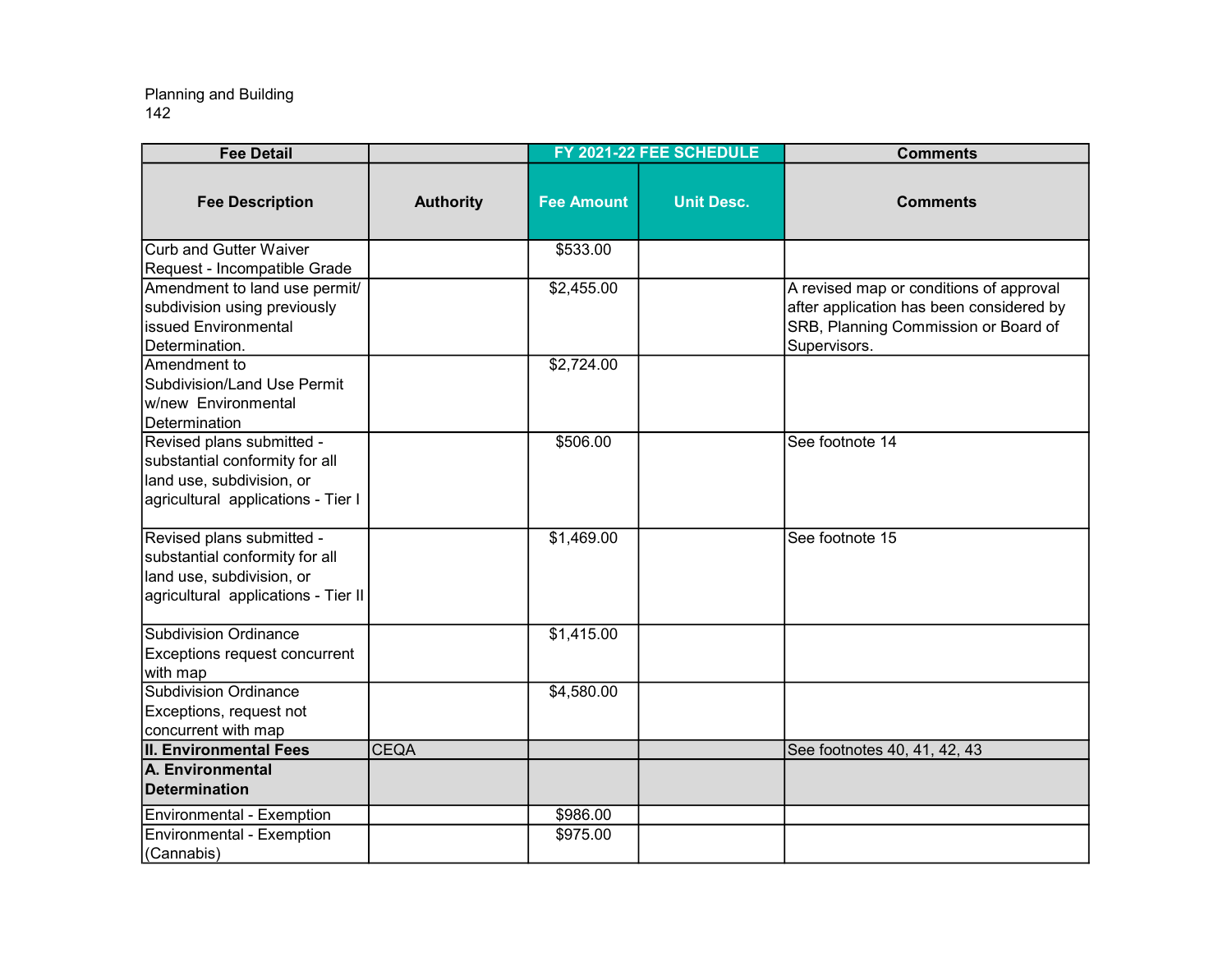Planning and Building
142

| Fee Detail | | FY 2021-22 FEE SCHEDULE | | Comments |
|---|---|---|---|---|
| **Fee Description** | **Authority** | **Fee Amount** | **Unit Desc.** | **Comments** |
| Curb and Gutter Waiver Request - Incompatible Grade | | $533.00 | | |
| Amendment to land use permit/ subdivision using previously issued Environmental Determination. | | $2,455.00 | | A revised map or conditions of approval after application has been considered by SRB, Planning Commission or Board of Supervisors. |
| Amendment to Subdivision/Land Use Permit w/new Environmental Determination | | $2,724.00 | | |
| Revised plans submitted - substantial conformity for all land use, subdivision, or agricultural applications - Tier I | | $506.00 | | See footnote 14 |
| Revised plans submitted - substantial conformity for all land use, subdivision, or agricultural applications - Tier II | | $1,469.00 | | See footnote 15 |
| Subdivision Ordinance Exceptions request concurrent with map | | $1,415.00 | | |
| Subdivision Ordinance Exceptions, request not concurrent with map | | $4,580.00 | | |
| **II. Environmental Fees** | CEQA | | | See footnotes 40, 41, 42, 43 |
| **A. Environmental Determination** | | | | |
| Environmental - Exemption | | $986.00 | | |
| Environmental - Exemption (Cannabis) | | $975.00 | | |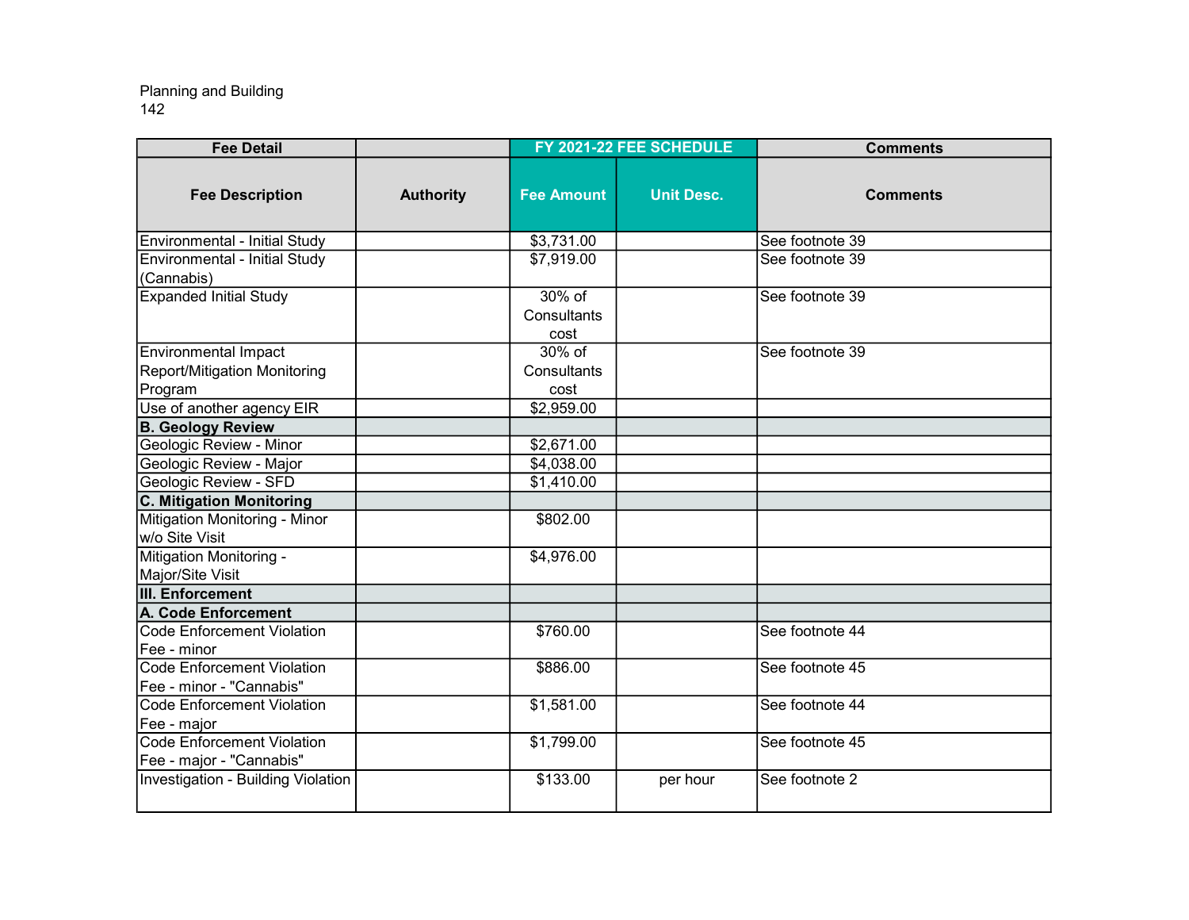Planning and Building

| Fee Detail | | FY 2021-22 FEE SCHEDULE | | Comments |
|---|---|---|---|---|
| **Fee Description** | **Authority** | **Fee Amount** | **Unit Desc.** | **Comments** |
| Environmental - Initial Study | | $3,731.00 | | See footnote 39 |
| Environmental - Initial Study (Cannabis) | | $7,919.00 | | See footnote 39 |
| Expanded Initial Study | | 30% of Consultants cost | | See footnote 39 |
| Environmental Impact Report/Mitigation Monitoring Program | | 30% of Consultants cost | | See footnote 39 |
| Use of another agency EIR | | $2,959.00 | | |
| **B. Geology Review** | | | | |
| Geologic Review - Minor | | $2,671.00 | | |
| Geologic Review - Major | | $4,038.00 | | |
| Geologic Review - SFD | | $1,410.00 | | |
| **C. Mitigation Monitoring** | | | | |
| Mitigation Monitoring - Minor w/o Site Visit | | $802.00 | | |
| Mitigation Monitoring - Major/Site Visit | | $4,976.00 | | |
| **III. Enforcement** | | | | |
| **A. Code Enforcement** | | | | |
| Code Enforcement Violation Fee - minor | | $760.00 | | See footnote 44 |
| Code Enforcement Violation Fee - minor - "Cannabis" | | $886.00 | | See footnote 45 |
| Code Enforcement Violation Fee - major | | $1,581.00 | | See footnote 44 |
| Code Enforcement Violation Fee - major - "Cannabis" | | $1,799.00 | | See footnote 45 |
| Investigation - Building Violation | | $133.00 | per hour | See footnote 2 |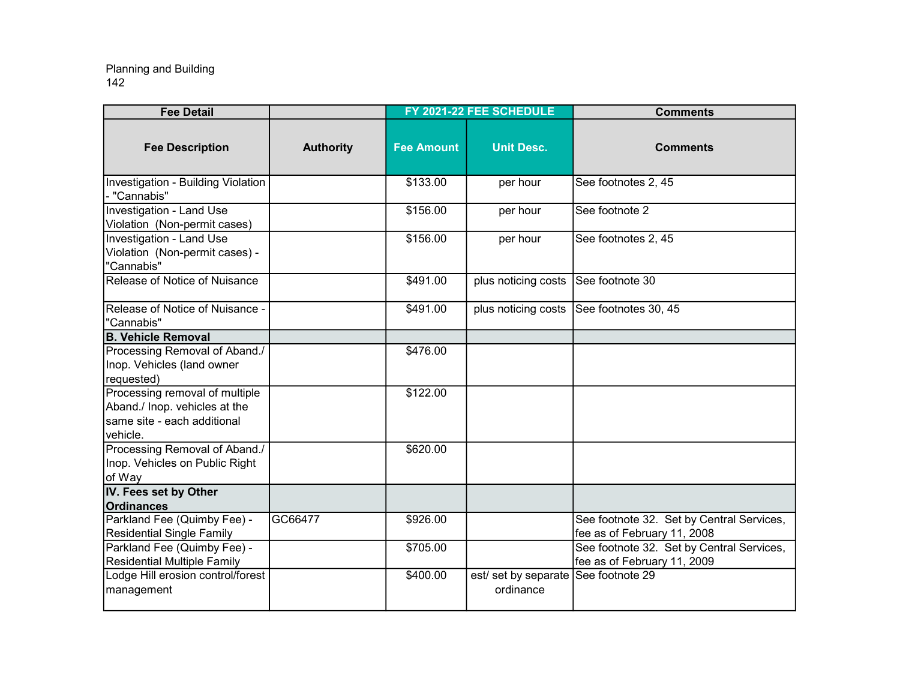Planning and Building
142

| Fee Detail | | FY 2021-22 FEE SCHEDULE | | Comments |
|---|---|---|---|---|
| Fee Description | Authority | Fee Amount | Unit Desc. | Comments |
| Investigation - Building Violation - "Cannabis" | | $133.00 | per hour | See footnotes 2, 45 |
| Investigation - Land Use Violation (Non-permit cases) | | $156.00 | per hour | See footnote 2 |
| Investigation - Land Use Violation (Non-permit cases) - "Cannabis" | | $156.00 | per hour | See footnotes 2, 45 |
| Release of Notice of Nuisance | | $491.00 | plus noticing costs | See footnote 30 |
| Release of Notice of Nuisance - "Cannabis" | | $491.00 | plus noticing costs | See footnotes 30, 45 |
| **B. Vehicle Removal** | | | | |
| Processing Removal of Aband./ Inop. Vehicles (land owner requested) | | $476.00 | | |
| Processing removal of multiple Aband./ Inop. vehicles at the same site - each additional vehicle. | | $122.00 | | |
| Processing Removal of Aband./ Inop. Vehicles on Public Right of Way | | $620.00 | | |
| **IV. Fees set by Other Ordinances** | | | | |
| Parkland Fee (Quimby Fee) - Residential Single Family | GC66477 | $926.00 | | See footnote 32. Set by Central Services, fee as of February 11, 2008 |
| Parkland Fee (Quimby Fee) - Residential Multiple Family | | $705.00 | | See footnote 32. Set by Central Services, fee as of February 11, 2009 |
| Lodge Hill erosion control/forest management | | $400.00 | est/ set by separate ordinance | See footnote 29 |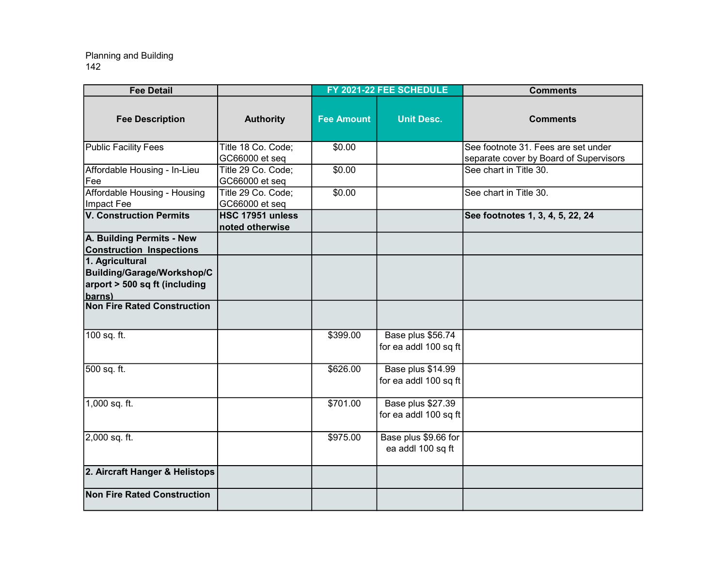Planning and Building
142

| Fee Detail | | FY 2021-22 FEE SCHEDULE | | Comments |
|---|---|---|---|---|
| **Fee Description** | **Authority** | **Fee Amount** | **Unit Desc.** | **Comments** |
| Public Facility Fees | Title 18 Co. Code; GC66000 et seq | $0.00 | | See footnote 31. Fees are set under separate cover by Board of Supervisors |
| Affordable Housing - In-Lieu Fee | Title 29 Co. Code; GC66000 et seq | $0.00 | | See chart in Title 30. |
| Affordable Housing - Housing Impact Fee | Title 29 Co. Code; GC66000 et seq | $0.00 | | See chart in Title 30. |
| **V. Construction Permits** | **HSC 17951 unless noted otherwise** | | | **See footnotes 1, 3, 4, 5, 22, 24** |
| **A. Building Permits - New Construction Inspections** | | | | |
| **1. Agricultural Building/Garage/Workshop/Carport > 500 sq ft (including barns)** | | | | |
| **Non Fire Rated Construction** | | | | |
| 100 sq. ft. | | $399.00 | Base plus $56.74 for ea addl 100 sq ft | |
| 500 sq. ft. | | $626.00 | Base plus $14.99 for ea addl 100 sq ft | |
| 1,000 sq. ft. | | $701.00 | Base plus $27.39 for ea addl 100 sq ft | |
| 2,000 sq. ft. | | $975.00 | Base plus $9.66 for ea addl 100 sq ft | |
| **2. Aircraft Hanger & Helistops** | | | | |
| **Non Fire Rated Construction** | | | | |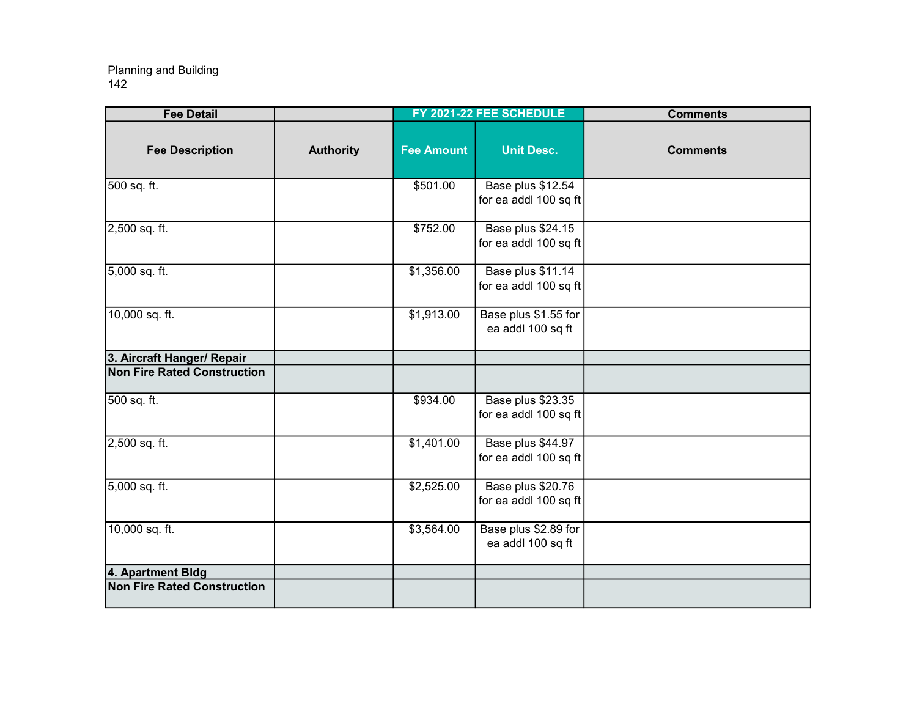Planning and Building
142

| Fee Detail | | FY 2021-22 FEE SCHEDULE | | Comments |
|---|---|---|---|---|
| Fee Description | Authority | Fee Amount | Unit Desc. | Comments |
| 500 sq. ft. | | $501.00 | Base plus $12.54 for ea addl 100 sq ft | |
| 2,500 sq. ft. | | $752.00 | Base plus $24.15 for ea addl 100 sq ft | |
| 5,000 sq. ft. | | $1,356.00 | Base plus $11.14 for ea addl 100 sq ft | |
| 10,000 sq. ft. | | $1,913.00 | Base plus $1.55 for ea addl 100 sq ft | |
| **3. Aircraft Hanger/ Repair** | | | | |
| **Non Fire Rated Construction** | | | | |
| 500 sq. ft. | | $934.00 | Base plus $23.35 for ea addl 100 sq ft | |
| 2,500 sq. ft. | | $1,401.00 | Base plus $44.97 for ea addl 100 sq ft | |
| 5,000 sq. ft. | | $2,525.00 | Base plus $20.76 for ea addl 100 sq ft | |
| 10,000 sq. ft. | | $3,564.00 | Base plus $2.89 for ea addl 100 sq ft | |
| **4. Apartment Bldg** | | | | |
| **Non Fire Rated Construction** | | | | |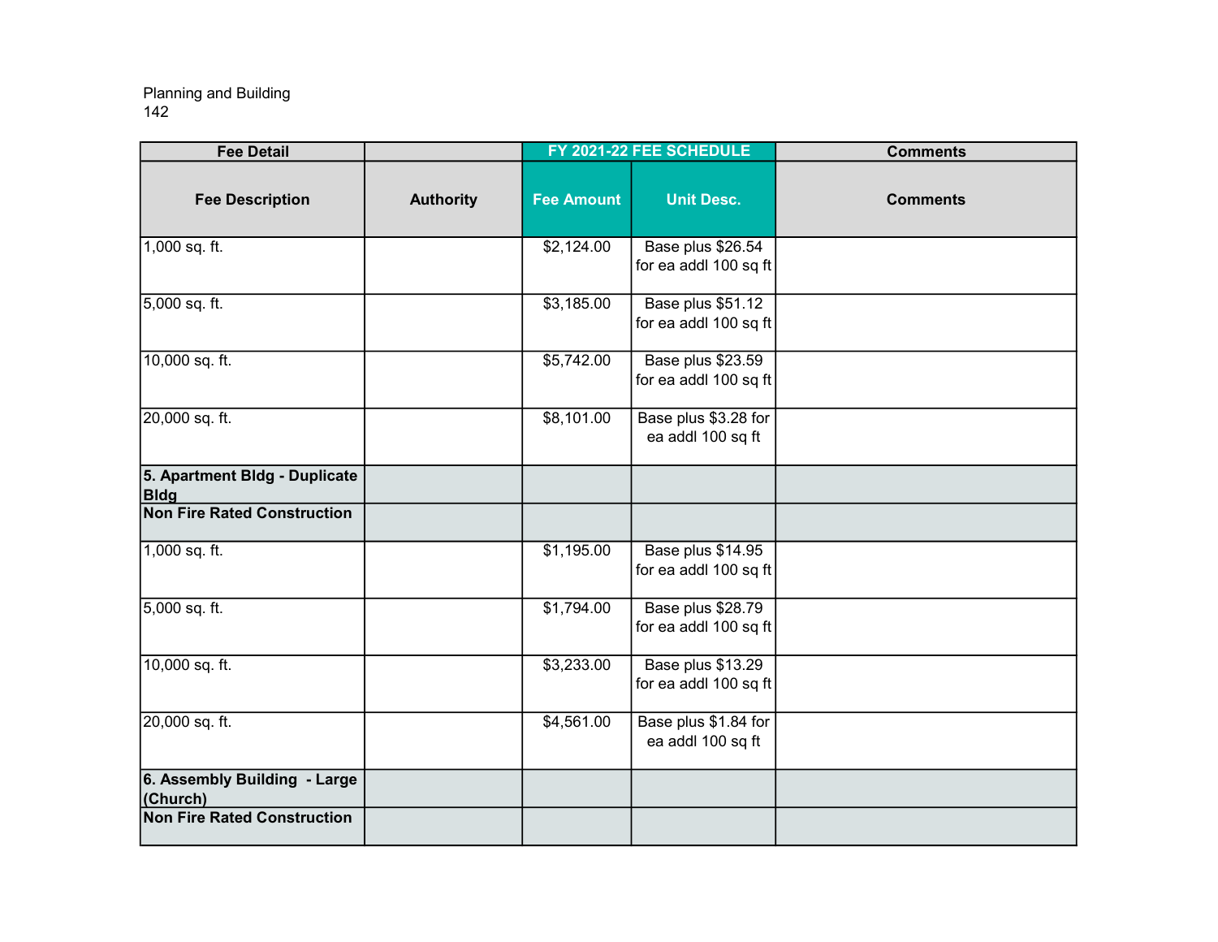Planning and Building

| Fee Detail | | FY 2021-22 FEE SCHEDULE | | Comments |
|---|---|---|---|---|
| **Fee Description** | **Authority** | **Fee Amount** | **Unit Desc.** | **Comments** |
| 1,000 sq. ft. | | $2,124.00 | Base plus $26.54 for ea addl 100 sq ft | |
| 5,000 sq. ft. | | $3,185.00 | Base plus $51.12 for ea addl 100 sq ft | |
| 10,000 sq. ft. | | $5,742.00 | Base plus $23.59 for ea addl 100 sq ft | |
| 20,000 sq. ft. | | $8,101.00 | Base plus $3.28 for ea addl 100 sq ft | |
| **5. Apartment Bldg - Duplicate Bldg** | | | | |
| **Non Fire Rated Construction** | | | | |
| 1,000 sq. ft. | | $1,195.00 | Base plus $14.95 for ea addl 100 sq ft | |
| 5,000 sq. ft. | | $1,794.00 | Base plus $28.79 for ea addl 100 sq ft | |
| 10,000 sq. ft. | | $3,233.00 | Base plus $13.29 for ea addl 100 sq ft | |
| 20,000 sq. ft. | | $4,561.00 | Base plus $1.84 for ea addl 100 sq ft | |
| **6. Assembly Building - Large (Church)** | | | | |
| **Non Fire Rated Construction** | | | | |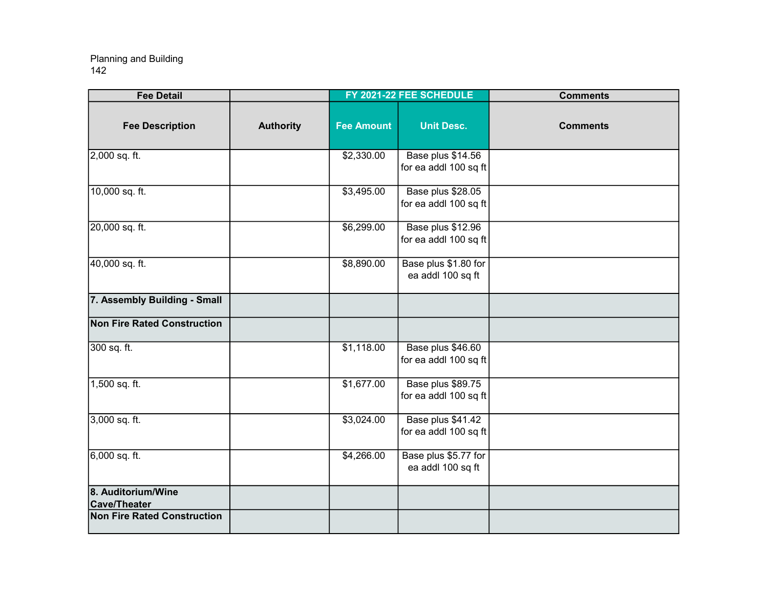| Fee Detail | | FY 2021-22 FEE SCHEDULE | | Comments |
|---|---|---|---|---|
| **Fee Description** | **Authority** | **Fee Amount** | **Unit Desc.** | **Comments** |
| 2,000 sq. ft. | | $2,330.00 | Base plus $14.56 for ea addl 100 sq ft | |
| 10,000 sq. ft. | | $3,495.00 | Base plus $28.05 for ea addl 100 sq ft | |
| 20,000 sq. ft. | | $6,299.00 | Base plus $12.96 for ea addl 100 sq ft | |
| 40,000 sq. ft. | | $8,890.00 | Base plus $1.80 for ea addl 100 sq ft | |
| **7. Assembly Building - Small** | | | | |
| **Non Fire Rated Construction** | | | | |
| 300 sq. ft. | | $1,118.00 | Base plus $46.60 for ea addl 100 sq ft | |
| 1,500 sq. ft. | | $1,677.00 | Base plus $89.75 for ea addl 100 sq ft | |
| 3,000 sq. ft. | | $3,024.00 | Base plus $41.42 for ea addl 100 sq ft | |
| 6,000 sq. ft. | | $4,266.00 | Base plus $5.77 for ea addl 100 sq ft | |
| **8. Auditorium/Wine Cave/Theater** | | | | |
| **Non Fire Rated Construction** | | | | |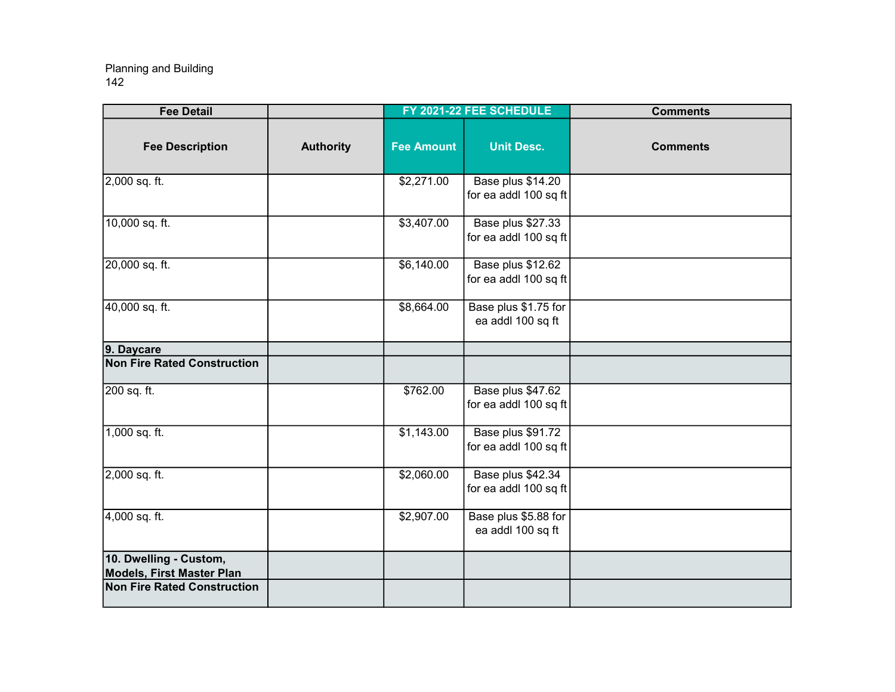| Fee Detail | | FY 2021-22 FEE SCHEDULE | | Comments |
|---|---|---|---|---|
| **Fee Description** | **Authority** | **Fee Amount** | **Unit Desc.** | **Comments** |
| 2,000 sq. ft. | | $2,271.00 | Base plus $14.20 for ea addl 100 sq ft | |
| 10,000 sq. ft. | | $3,407.00 | Base plus $27.33 for ea addl 100 sq ft | |
| 20,000 sq. ft. | | $6,140.00 | Base plus $12.62 for ea addl 100 sq ft | |
| 40,000 sq. ft. | | $8,664.00 | Base plus $1.75 for ea addl 100 sq ft | |
| **9. Daycare** | | | | |
| **Non Fire Rated Construction** | | | | |
| 200 sq. ft. | | $762.00 | Base plus $47.62 for ea addl 100 sq ft | |
| 1,000 sq. ft. | | $1,143.00 | Base plus $91.72 for ea addl 100 sq ft | |
| 2,000 sq. ft. | | $2,060.00 | Base plus $42.34 for ea addl 100 sq ft | |
| 4,000 sq. ft. | | $2,907.00 | Base plus $5.88 for ea addl 100 sq ft | |
| **10. Dwelling - Custom, Models, First Master Plan** | | | | |
| **Non Fire Rated Construction** | | | | |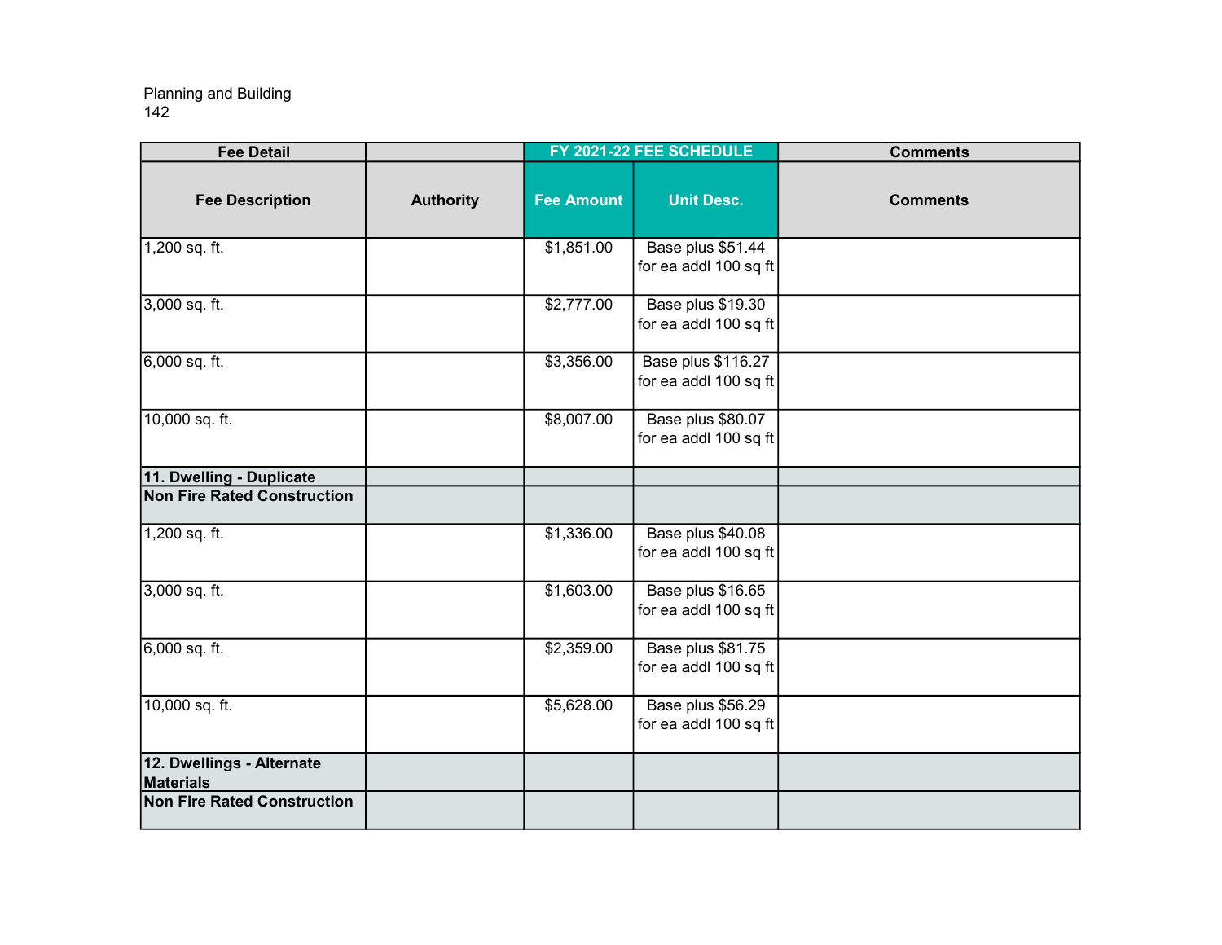Planning and Building

| Fee Detail | | FY 2021-22 FEE SCHEDULE | | Comments |
|---|---|---|---|---|
| **Fee Description** | **Authority** | **Fee Amount** | **Unit Desc.** | **Comments** |
| 1,200 sq. ft. | | $1,851.00 | Base plus $51.44 for ea addl 100 sq ft | |
| 3,000 sq. ft. | | $2,777.00 | Base plus $19.30 for ea addl 100 sq ft | |
| 6,000 sq. ft. | | $3,356.00 | Base plus $116.27 for ea addl 100 sq ft | |
| 10,000 sq. ft. | | $8,007.00 | Base plus $80.07 for ea addl 100 sq ft | |
| **11. Dwelling - Duplicate** | | | | |
| **Non Fire Rated Construction** | | | | |
| 1,200 sq. ft. | | $1,336.00 | Base plus $40.08 for ea addl 100 sq ft | |
| 3,000 sq. ft. | | $1,603.00 | Base plus $16.65 for ea addl 100 sq ft | |
| 6,000 sq. ft. | | $2,359.00 | Base plus $81.75 for ea addl 100 sq ft | |
| 10,000 sq. ft. | | $5,628.00 | Base plus $56.29 for ea addl 100 sq ft | |
| **12. Dwellings - Alternate Materials** | | | | |
| **Non Fire Rated Construction** | | | | |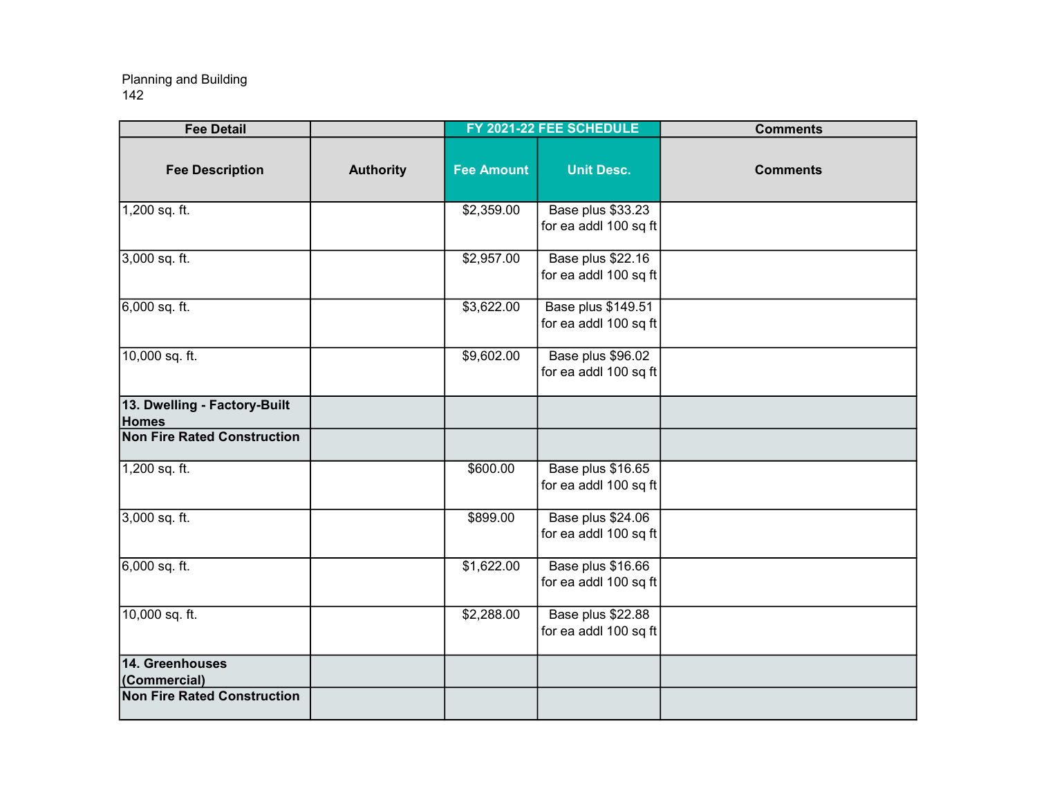Planning and Building

| Fee Detail | | FY 2021-22 FEE SCHEDULE | | Comments |
|---|---|---|---|---|
| **Fee Description** | **Authority** | **Fee Amount** | **Unit Desc.** | **Comments** |
| 1,200 sq. ft. | | $2,359.00 | Base plus $33.23 for ea addl 100 sq ft | |
| 3,000 sq. ft. | | $2,957.00 | Base plus $22.16 for ea addl 100 sq ft | |
| 6,000 sq. ft. | | $3,622.00 | Base plus $149.51 for ea addl 100 sq ft | |
| 10,000 sq. ft. | | $9,602.00 | Base plus $96.02 for ea addl 100 sq ft | |
| **13. Dwelling - Factory-Built Homes** | | | | |
| **Non Fire Rated Construction** | | | | |
| 1,200 sq. ft. | | $600.00 | Base plus $16.65 for ea addl 100 sq ft | |
| 3,000 sq. ft. | | $899.00 | Base plus $24.06 for ea addl 100 sq ft | |
| 6,000 sq. ft. | | $1,622.00 | Base plus $16.66 for ea addl 100 sq ft | |
| 10,000 sq. ft. | | $2,288.00 | Base plus $22.88 for ea addl 100 sq ft | |
| **14. Greenhouses (Commercial)** | | | | |
| **Non Fire Rated Construction** | | | | |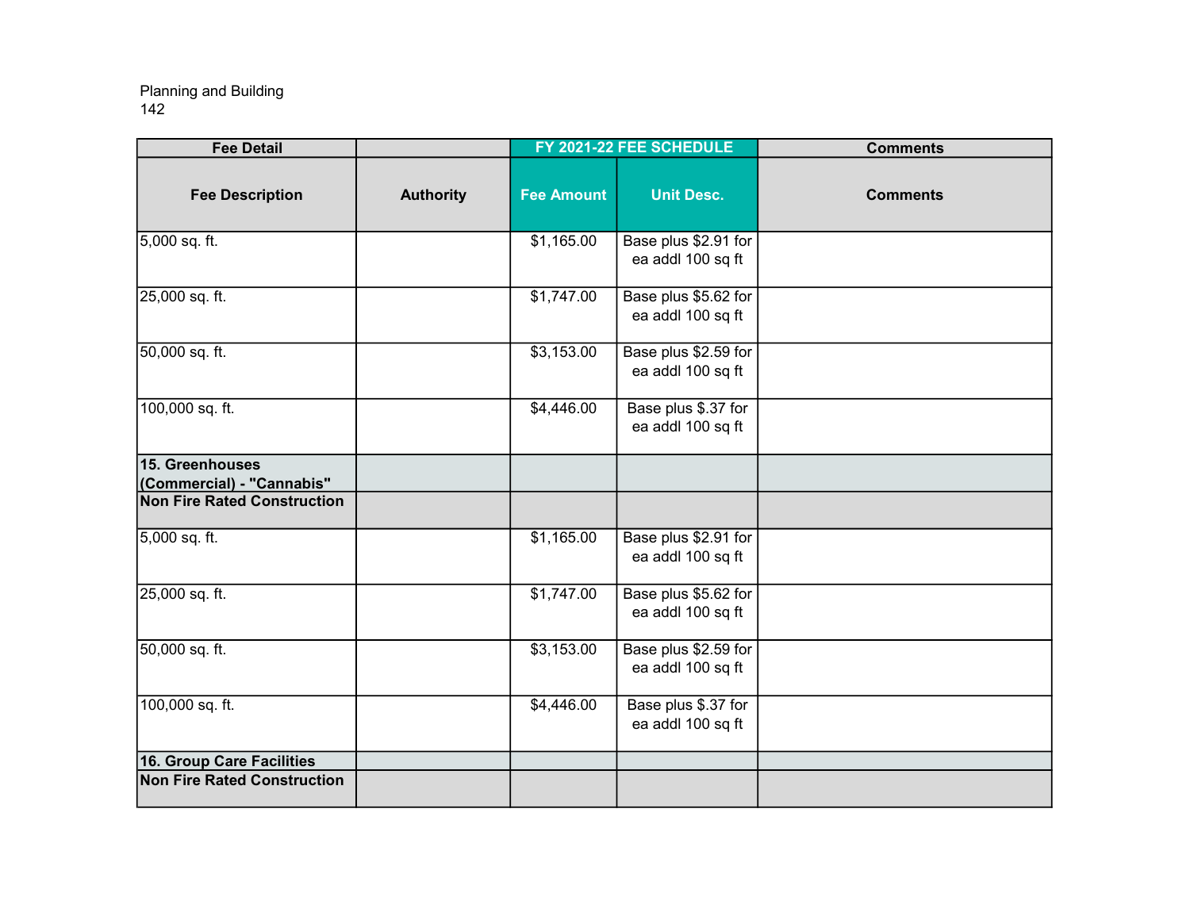Planning and Building

| Fee Detail | | FY 2021-22 FEE SCHEDULE | | Comments |
|---|---|---|---|---|
| **Fee Description** | **Authority** | **Fee Amount** | **Unit Desc.** | **Comments** |
| 5,000 sq. ft. | | $1,165.00 | Base plus $2.91 for ea addl 100 sq ft | |
| 25,000 sq. ft. | | $1,747.00 | Base plus $5.62 for ea addl 100 sq ft | |
| 50,000 sq. ft. | | $3,153.00 | Base plus $2.59 for ea addl 100 sq ft | |
| 100,000 sq. ft. | | $4,446.00 | Base plus $.37 for ea addl 100 sq ft | |
| **15. Greenhouses (Commercial) - "Cannabis"** | | | | |
| **Non Fire Rated Construction** | | | | |
| 5,000 sq. ft. | | $1,165.00 | Base plus $2.91 for ea addl 100 sq ft | |
| 25,000 sq. ft. | | $1,747.00 | Base plus $5.62 for ea addl 100 sq ft | |
| 50,000 sq. ft. | | $3,153.00 | Base plus $2.59 for ea addl 100 sq ft | |
| 100,000 sq. ft. | | $4,446.00 | Base plus $.37 for ea addl 100 sq ft | |
| **16. Group Care Facilities** | | | | |
| **Non Fire Rated Construction** | | | | |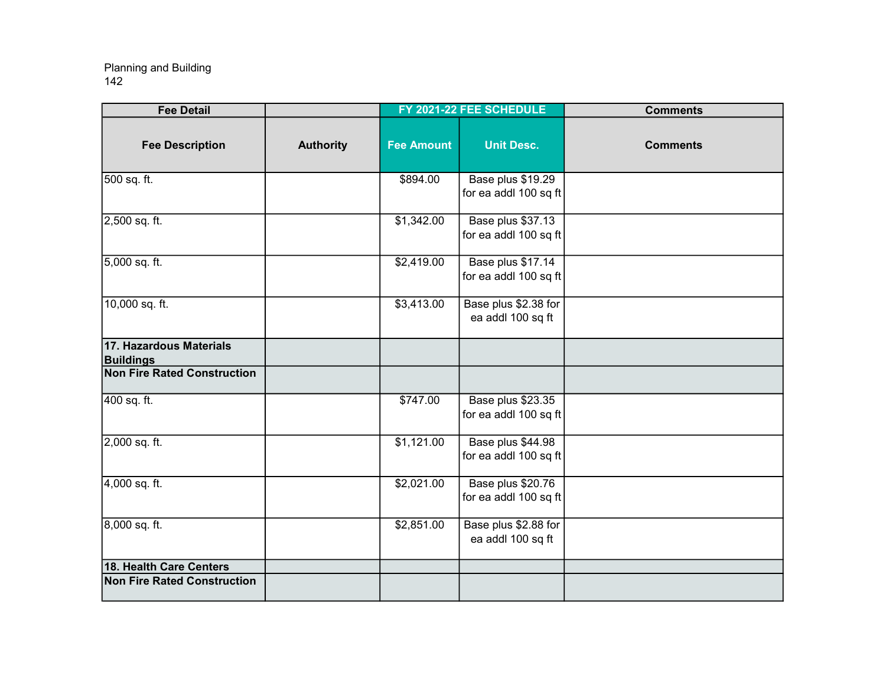| Fee Detail | | FY 2021-22 FEE SCHEDULE | | Comments |
|---|---|---|---|---|
| **Fee Description** | **Authority** | **Fee Amount** | **Unit Desc.** | **Comments** |
| 500 sq. ft. | | $894.00 | Base plus $19.29 for ea addl 100 sq ft | |
| 2,500 sq. ft. | | $1,342.00 | Base plus $37.13 for ea addl 100 sq ft | |
| 5,000 sq. ft. | | $2,419.00 | Base plus $17.14 for ea addl 100 sq ft | |
| 10,000 sq. ft. | | $3,413.00 | Base plus $2.38 for ea addl 100 sq ft | |
| **17. Hazardous Materials Buildings** | | | | |
| **Non Fire Rated Construction** | | | | |
| 400 sq. ft. | | $747.00 | Base plus $23.35 for ea addl 100 sq ft | |
| 2,000 sq. ft. | | $1,121.00 | Base plus $44.98 for ea addl 100 sq ft | |
| 4,000 sq. ft. | | $2,021.00 | Base plus $20.76 for ea addl 100 sq ft | |
| 8,000 sq. ft. | | $2,851.00 | Base plus $2.88 for ea addl 100 sq ft | |
| **18. Health Care Centers** | | | | |
| **Non Fire Rated Construction** | | | | |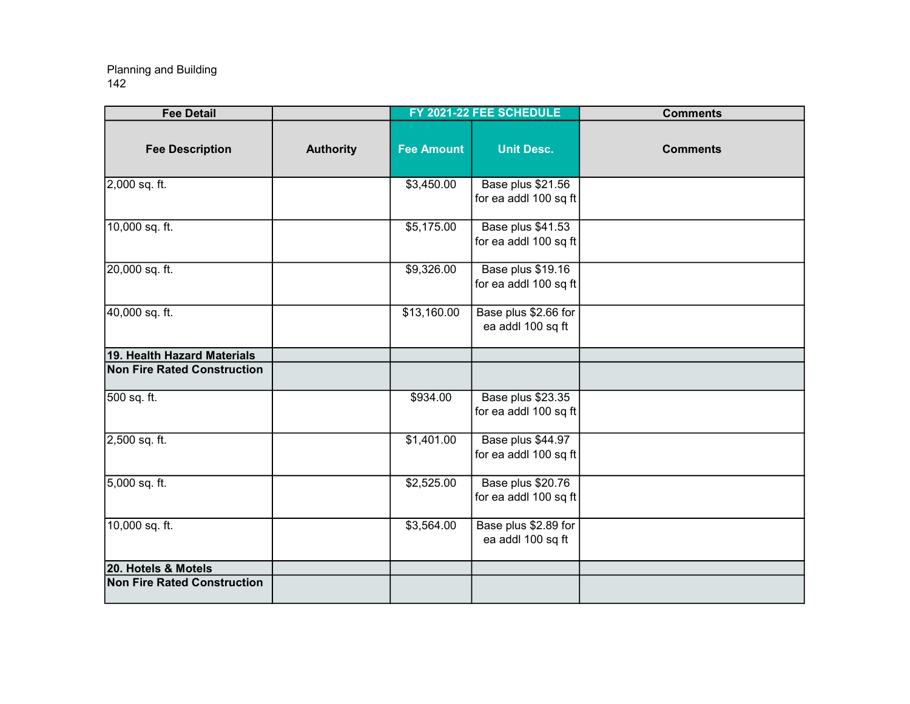Planning and Building
142

| Fee Detail | | FY 2021-22 FEE SCHEDULE | | Comments |
|---|---|---|---|---|
| Fee Description | Authority | Fee Amount | Unit Desc. | Comments |
| 2,000 sq. ft. | | $3,450.00 | Base plus $21.56 for ea addl 100 sq ft | |
| 10,000 sq. ft. | | $5,175.00 | Base plus $41.53 for ea addl 100 sq ft | |
| 20,000 sq. ft. | | $9,326.00 | Base plus $19.16 for ea addl 100 sq ft | |
| 40,000 sq. ft. | | $13,160.00 | Base plus $2.66 for ea addl 100 sq ft | |
| **19. Health Hazard Materials** | | | | |
| **Non Fire Rated Construction** | | | | |
| 500 sq. ft. | | $934.00 | Base plus $23.35 for ea addl 100 sq ft | |
| 2,500 sq. ft. | | $1,401.00 | Base plus $44.97 for ea addl 100 sq ft | |
| 5,000 sq. ft. | | $2,525.00 | Base plus $20.76 for ea addl 100 sq ft | |
| 10,000 sq. ft. | | $3,564.00 | Base plus $2.89 for ea addl 100 sq ft | |
| **20. Hotels & Motels** | | | | |
| **Non Fire Rated Construction** | | | | |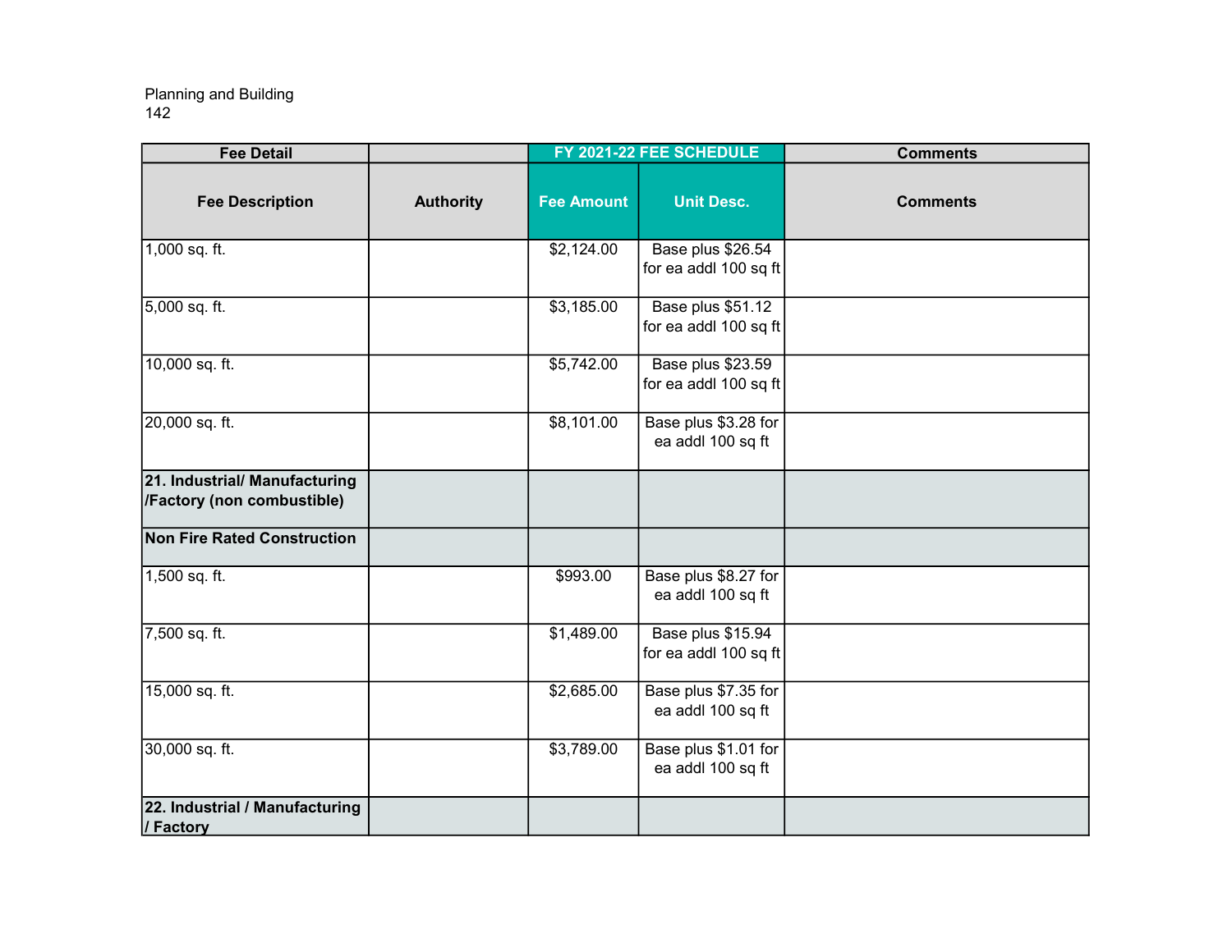Planning and Building

| Fee Detail | | FY 2021-22 FEE SCHEDULE | | Comments |
|---|---|---|---|---|
| **Fee Description** | **Authority** | **Fee Amount** | **Unit Desc.** | **Comments** |
| 1,000 sq. ft. | | $2,124.00 | Base plus $26.54 for ea addl 100 sq ft | |
| 5,000 sq. ft. | | $3,185.00 | Base plus $51.12 for ea addl 100 sq ft | |
| 10,000 sq. ft. | | $5,742.00 | Base plus $23.59 for ea addl 100 sq ft | |
| 20,000 sq. ft. | | $8,101.00 | Base plus $3.28 for ea addl 100 sq ft | |
| **21. Industrial/ Manufacturing /Factory (non combustible)** | | | | |
| **Non Fire Rated Construction** | | | | |
| 1,500 sq. ft. | | $993.00 | Base plus $8.27 for ea addl 100 sq ft | |
| 7,500 sq. ft. | | $1,489.00 | Base plus $15.94 for ea addl 100 sq ft | |
| 15,000 sq. ft. | | $2,685.00 | Base plus $7.35 for ea addl 100 sq ft | |
| 30,000 sq. ft. | | $3,789.00 | Base plus $1.01 for ea addl 100 sq ft | |
| **22. Industrial / Manufacturing / Factory** | | | | |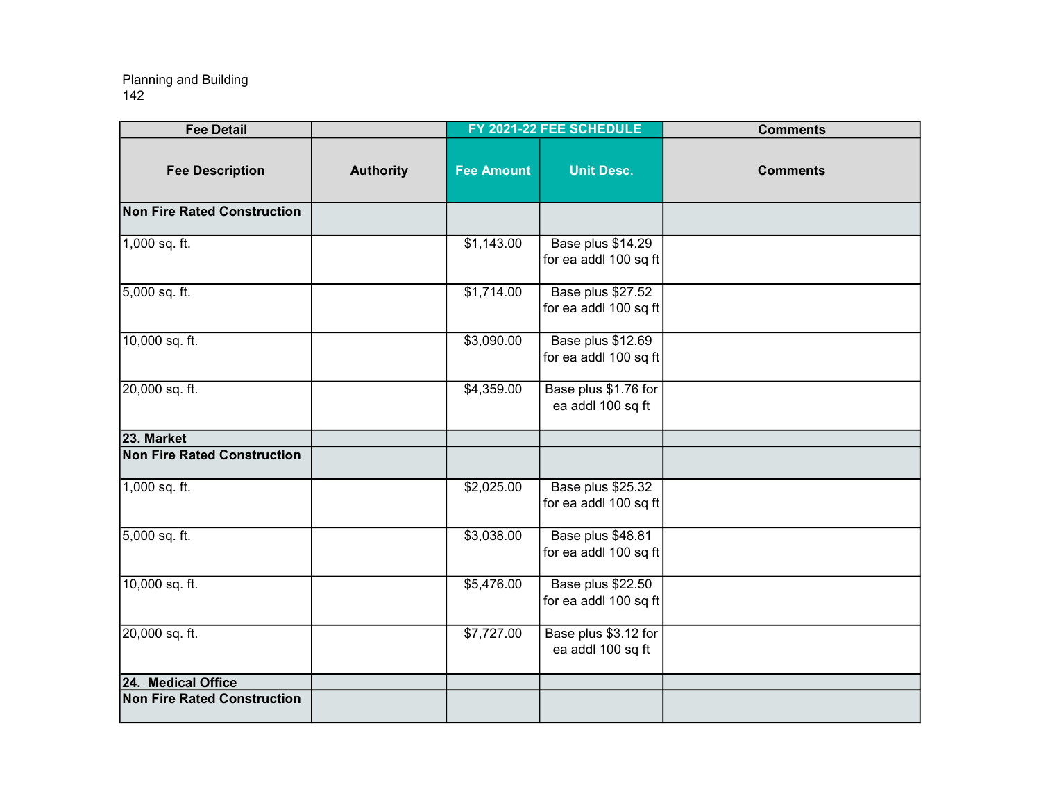Planning and Building
142

| Fee Detail | | FY 2021-22 FEE SCHEDULE | | Comments |
|---|---|---|---|---|
| Fee Description | Authority | Fee Amount | Unit Desc. | Comments |
| **Non Fire Rated Construction** | | | | |
| 1,000 sq. ft. | | $1,143.00 | Base plus $14.29 for ea addl 100 sq ft | |
| 5,000 sq. ft. | | $1,714.00 | Base plus $27.52 for ea addl 100 sq ft | |
| 10,000 sq. ft. | | $3,090.00 | Base plus $12.69 for ea addl 100 sq ft | |
| 20,000 sq. ft. | | $4,359.00 | Base plus $1.76 for ea addl 100 sq ft | |
| **23. Market** | | | | |
| **Non Fire Rated Construction** | | | | |
| 1,000 sq. ft. | | $2,025.00 | Base plus $25.32 for ea addl 100 sq ft | |
| 5,000 sq. ft. | | $3,038.00 | Base plus $48.81 for ea addl 100 sq ft | |
| 10,000 sq. ft. | | $5,476.00 | Base plus $22.50 for ea addl 100 sq ft | |
| 20,000 sq. ft. | | $7,727.00 | Base plus $3.12 for ea addl 100 sq ft | |
| **24. Medical Office** | | | | |
| **Non Fire Rated Construction** | | | | |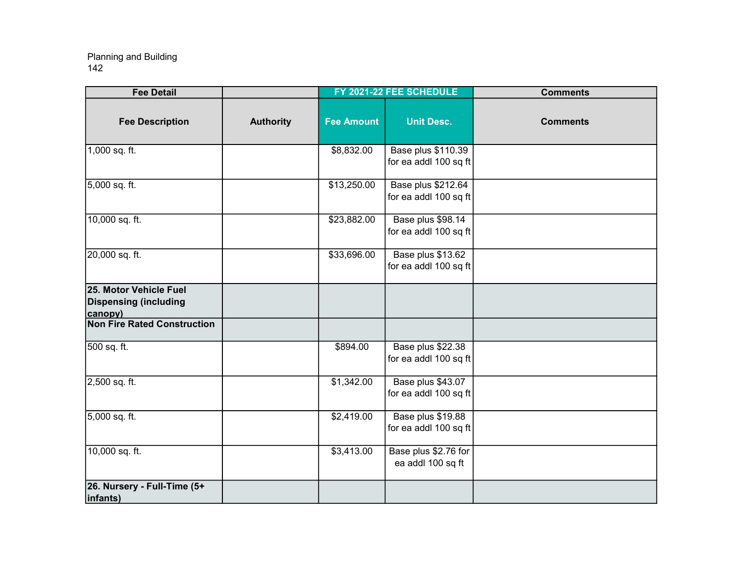Planning and Building

| Fee Detail | | FY 2021-22 FEE SCHEDULE | | Comments |
|---|---|---|---|---|
| **Fee Description** | **Authority** | **Fee Amount** | **Unit Desc.** | **Comments** |
| 1,000 sq. ft. | | $8,832.00 | Base plus $110.39 for ea addl 100 sq ft | |
| 5,000 sq. ft. | | $13,250.00 | Base plus $212.64 for ea addl 100 sq ft | |
| 10,000 sq. ft. | | $23,882.00 | Base plus $98.14 for ea addl 100 sq ft | |
| 20,000 sq. ft. | | $33,696.00 | Base plus $13.62 for ea addl 100 sq ft | |
| **25. Motor Vehicle Fuel Dispensing (including canopy)** | | | | |
| **Non Fire Rated Construction** | | | | |
| 500 sq. ft. | | $894.00 | Base plus $22.38 for ea addl 100 sq ft | |
| 2,500 sq. ft. | | $1,342.00 | Base plus $43.07 for ea addl 100 sq ft | |
| 5,000 sq. ft. | | $2,419.00 | Base plus $19.88 for ea addl 100 sq ft | |
| 10,000 sq. ft. | | $3,413.00 | Base plus $2.76 for ea addl 100 sq ft | |
| **26. Nursery - Full-Time (5+ infants)** | | | | |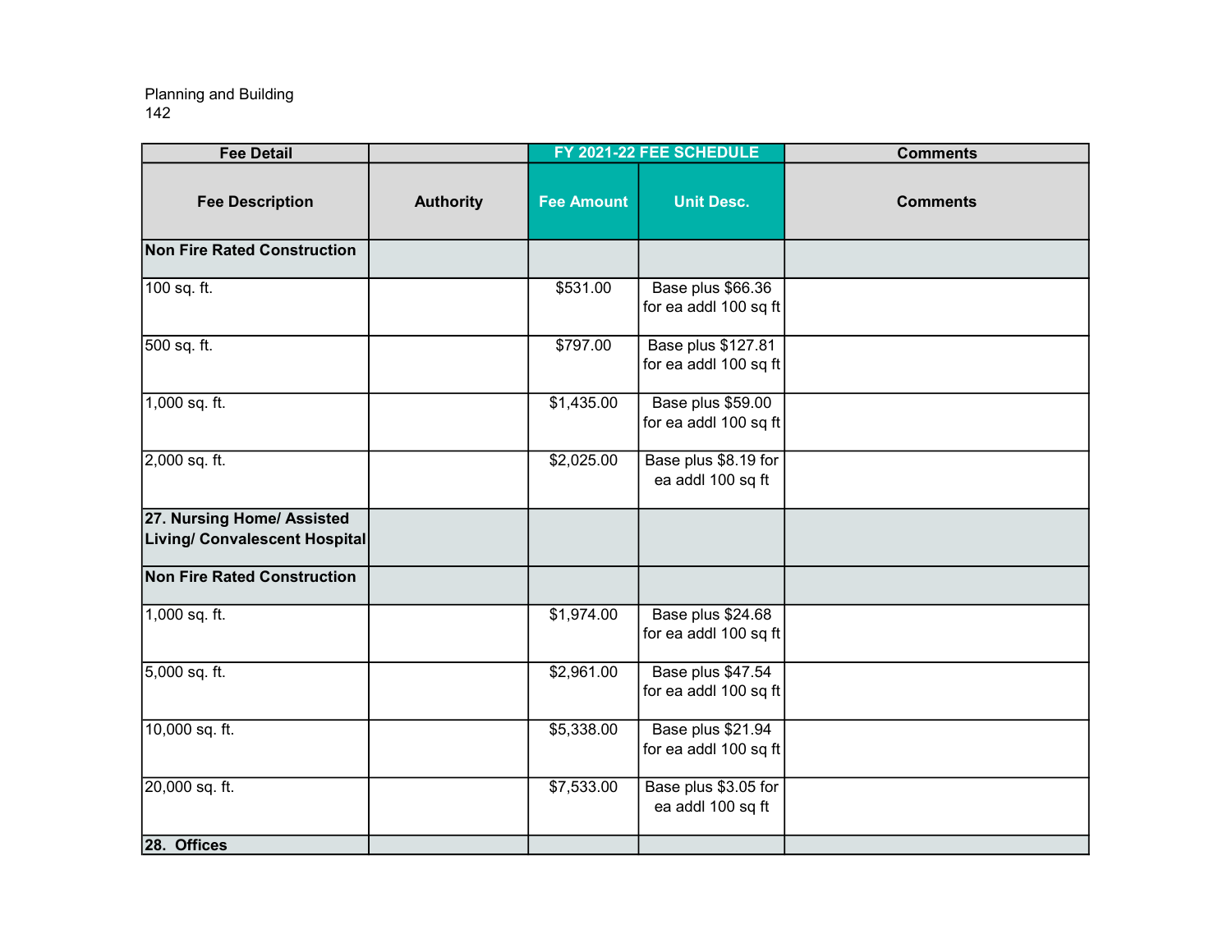Planning and Building

| Fee Detail | | FY 2021-22 FEE SCHEDULE | | Comments |
|---|---|---|---|---|
| **Fee Description** | **Authority** | **Fee Amount** | **Unit Desc.** | **Comments** |
| **Non Fire Rated Construction** | | | | |
| 100 sq. ft. | | $531.00 | Base plus $66.36 for ea addl 100 sq ft | |
| 500 sq. ft. | | $797.00 | Base plus $127.81 for ea addl 100 sq ft | |
| 1,000 sq. ft. | | $1,435.00 | Base plus $59.00 for ea addl 100 sq ft | |
| 2,000 sq. ft. | | $2,025.00 | Base plus $8.19 for ea addl 100 sq ft | |
| **27. Nursing Home/ Assisted Living/ Convalescent Hospital** | | | | |
| **Non Fire Rated Construction** | | | | |
| 1,000 sq. ft. | | $1,974.00 | Base plus $24.68 for ea addl 100 sq ft | |
| 5,000 sq. ft. | | $2,961.00 | Base plus $47.54 for ea addl 100 sq ft | |
| 10,000 sq. ft. | | $5,338.00 | Base plus $21.94 for ea addl 100 sq ft | |
| 20,000 sq. ft. | | $7,533.00 | Base plus $3.05 for ea addl 100 sq ft | |
| **28. Offices** | | | | |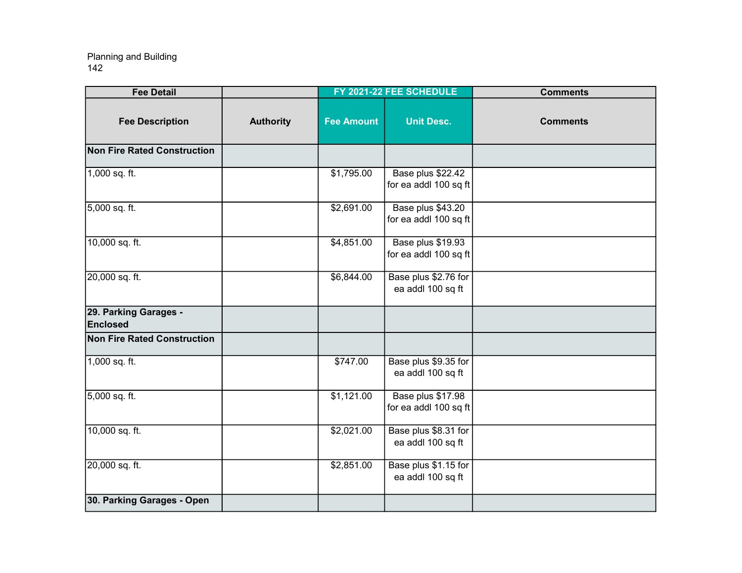Planning and Building
142

| Fee Detail | | FY 2021-22 FEE SCHEDULE | | Comments |
|---|---|---|---|---|
| **Fee Description** | **Authority** | **Fee Amount** | **Unit Desc.** | **Comments** |
| **Non Fire Rated Construction** | | | | |
| 1,000 sq. ft. | | $1,795.00 | Base plus $22.42 for ea addl 100 sq ft | |
| 5,000 sq. ft. | | $2,691.00 | Base plus $43.20 for ea addl 100 sq ft | |
| 10,000 sq. ft. | | $4,851.00 | Base plus $19.93 for ea addl 100 sq ft | |
| 20,000 sq. ft. | | $6,844.00 | Base plus $2.76 for ea addl 100 sq ft | |
| **29. Parking Garages - Enclosed** | | | | |
| **Non Fire Rated Construction** | | | | |
| 1,000 sq. ft. | | $747.00 | Base plus $9.35 for ea addl 100 sq ft | |
| 5,000 sq. ft. | | $1,121.00 | Base plus $17.98 for ea addl 100 sq ft | |
| 10,000 sq. ft. | | $2,021.00 | Base plus $8.31 for ea addl 100 sq ft | |
| 20,000 sq. ft. | | $2,851.00 | Base plus $1.15 for ea addl 100 sq ft | |
| **30. Parking Garages - Open** | | | | |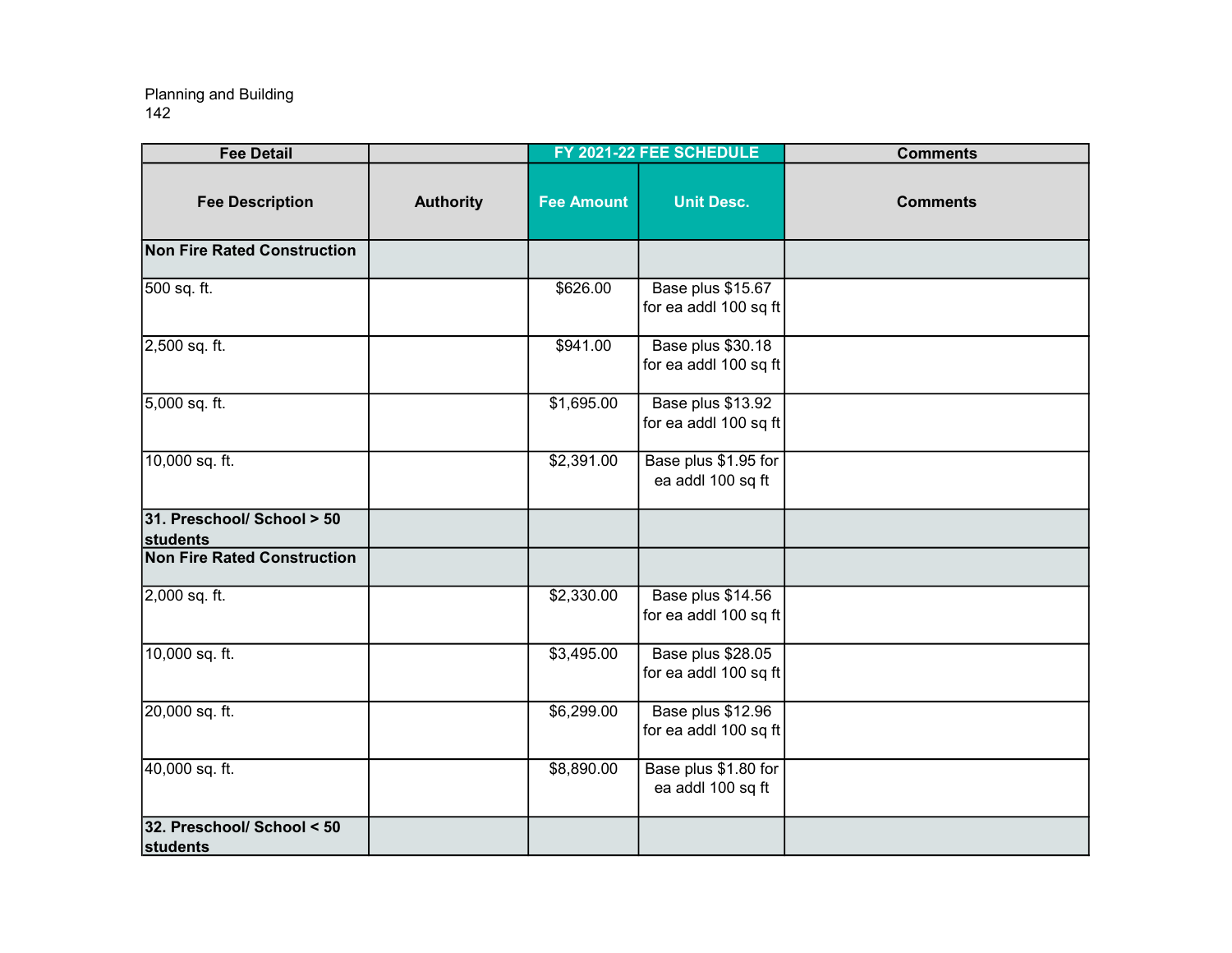Planning and Building

| Fee Detail | | FY 2021-22 FEE SCHEDULE | | Comments |
|---|---|---|---|---|
| **Fee Description** | **Authority** | **Fee Amount** | **Unit Desc.** | **Comments** |
| **Non Fire Rated Construction** | | | | |
| 500 sq. ft. | | $626.00 | Base plus $15.67 for ea addl 100 sq ft | |
| 2,500 sq. ft. | | $941.00 | Base plus $30.18 for ea addl 100 sq ft | |
| 5,000 sq. ft. | | $1,695.00 | Base plus $13.92 for ea addl 100 sq ft | |
| 10,000 sq. ft. | | $2,391.00 | Base plus $1.95 for ea addl 100 sq ft | |
| **31. Preschool/ School > 50 students** | | | | |
| **Non Fire Rated Construction** | | | | |
| 2,000 sq. ft. | | $2,330.00 | Base plus $14.56 for ea addl 100 sq ft | |
| 10,000 sq. ft. | | $3,495.00 | Base plus $28.05 for ea addl 100 sq ft | |
| 20,000 sq. ft. | | $6,299.00 | Base plus $12.96 for ea addl 100 sq ft | |
| 40,000 sq. ft. | | $8,890.00 | Base plus $1.80 for ea addl 100 sq ft | |
| **32. Preschool/ School < 50 students** | | | | |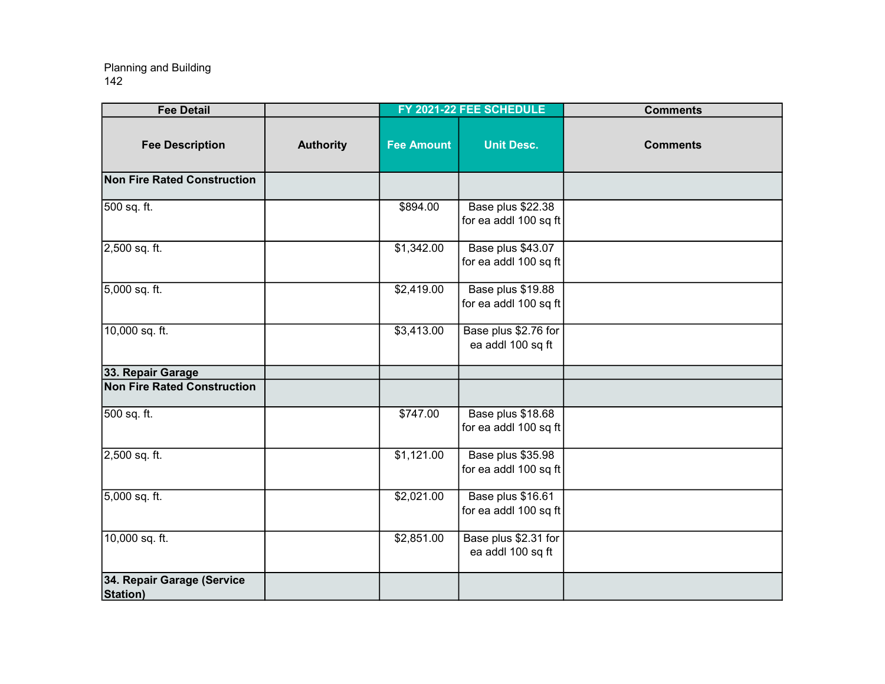| Fee Detail | | FY 2021-22 FEE SCHEDULE | | Comments |
|---|---|---|---|---|
| **Fee Description** | **Authority** | **Fee Amount** | **Unit Desc.** | **Comments** |
| **Non Fire Rated Construction** | | | | |
| 500 sq. ft. | | $894.00 | Base plus $22.38 for ea addl 100 sq ft | |
| 2,500 sq. ft. | | $1,342.00 | Base plus $43.07 for ea addl 100 sq ft | |
| 5,000 sq. ft. | | $2,419.00 | Base plus $19.88 for ea addl 100 sq ft | |
| 10,000 sq. ft. | | $3,413.00 | Base plus $2.76 for ea addl 100 sq ft | |
| **33. Repair Garage** | | | | |
| **Non Fire Rated Construction** | | | | |
| 500 sq. ft. | | $747.00 | Base plus $18.68 for ea addl 100 sq ft | |
| 2,500 sq. ft. | | $1,121.00 | Base plus $35.98 for ea addl 100 sq ft | |
| 5,000 sq. ft. | | $2,021.00 | Base plus $16.61 for ea addl 100 sq ft | |
| 10,000 sq. ft. | | $2,851.00 | Base plus $2.31 for ea addl 100 sq ft | |
| **34. Repair Garage (Service Station)** | | | | |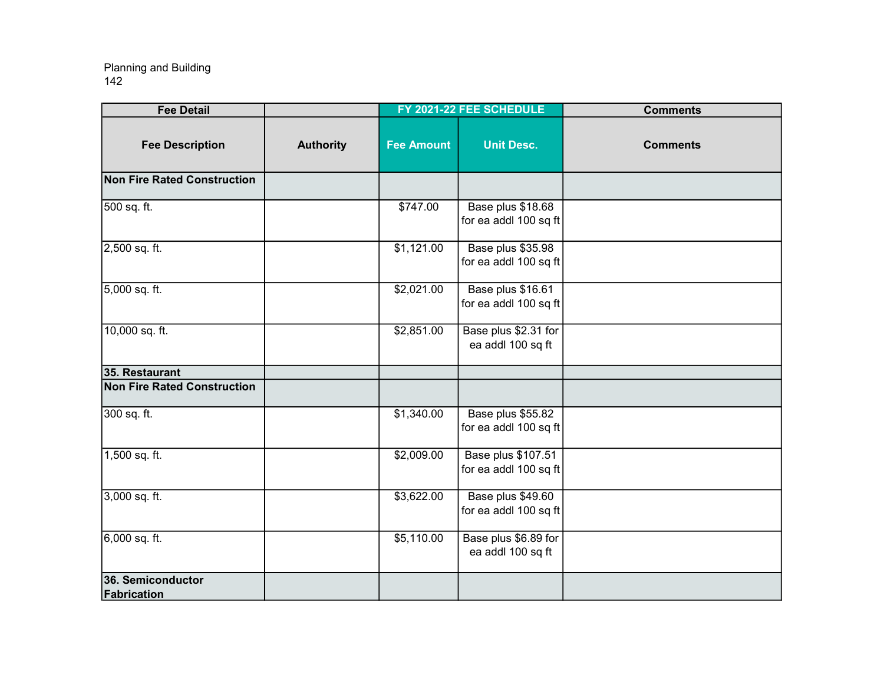Planning and Building
142

| Fee Detail | | FY 2021-22 FEE SCHEDULE | | Comments |
|---|---|---|---|---|
| **Fee Description** | **Authority** | **Fee Amount** | **Unit Desc.** | **Comments** |
| **Non Fire Rated Construction** | | | | |
| 500 sq. ft. | | $747.00 | Base plus $18.68 for ea addl 100 sq ft | |
| 2,500 sq. ft. | | $1,121.00 | Base plus $35.98 for ea addl 100 sq ft | |
| 5,000 sq. ft. | | $2,021.00 | Base plus $16.61 for ea addl 100 sq ft | |
| 10,000 sq. ft. | | $2,851.00 | Base plus $2.31 for ea addl 100 sq ft | |
| **35. Restaurant** | | | | |
| **Non Fire Rated Construction** | | | | |
| 300 sq. ft. | | $1,340.00 | Base plus $55.82 for ea addl 100 sq ft | |
| 1,500 sq. ft. | | $2,009.00 | Base plus $107.51 for ea addl 100 sq ft | |
| 3,000 sq. ft. | | $3,622.00 | Base plus $49.60 for ea addl 100 sq ft | |
| 6,000 sq. ft. | | $5,110.00 | Base plus $6.89 for ea addl 100 sq ft | |
| **36. Semiconductor Fabrication** | | | | |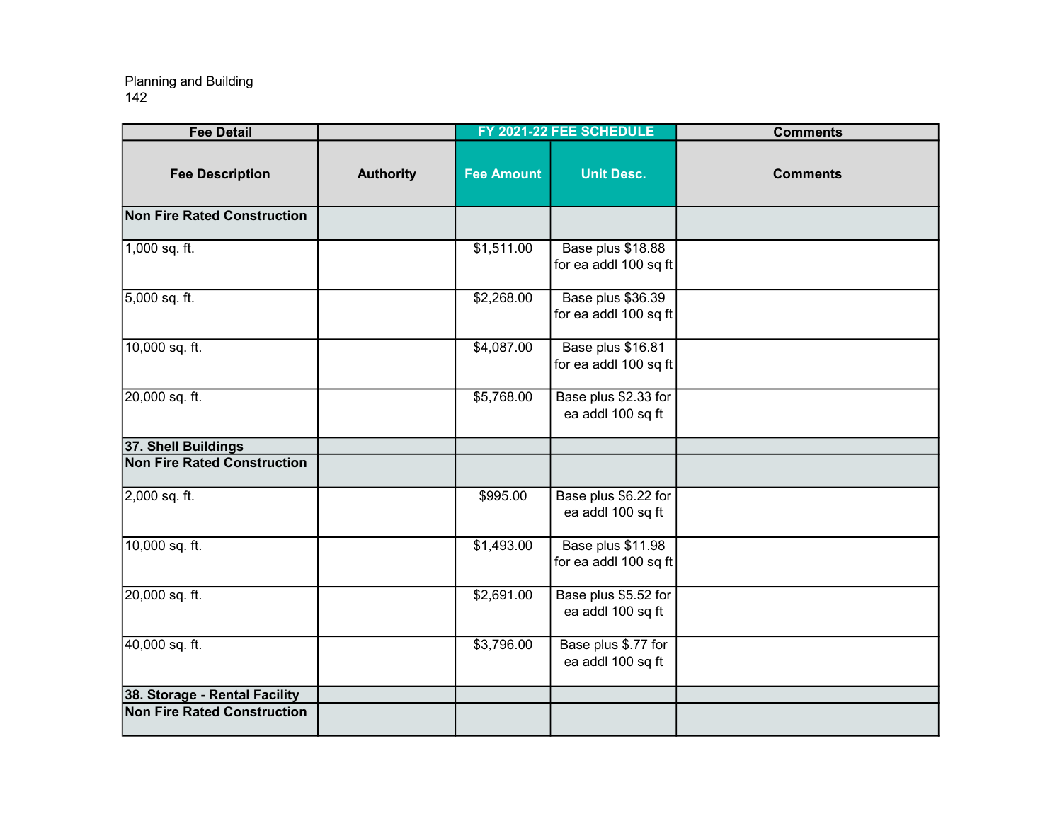Planning and Building
142

| Fee Detail | | FY 2021-22 FEE SCHEDULE | | Comments |
|---|---|---|---|---|
| Fee Description | Authority | Fee Amount | Unit Desc. | Comments |
| **Non Fire Rated Construction** | | | | |
| 1,000 sq. ft. | | $1,511.00 | Base plus $18.88 for ea addl 100 sq ft | |
| 5,000 sq. ft. | | $2,268.00 | Base plus $36.39 for ea addl 100 sq ft | |
| 10,000 sq. ft. | | $4,087.00 | Base plus $16.81 for ea addl 100 sq ft | |
| 20,000 sq. ft. | | $5,768.00 | Base plus $2.33 for ea addl 100 sq ft | |
| **37. Shell Buildings** | | | | |
| **Non Fire Rated Construction** | | | | |
| 2,000 sq. ft. | | $995.00 | Base plus $6.22 for ea addl 100 sq ft | |
| 10,000 sq. ft. | | $1,493.00 | Base plus $11.98 for ea addl 100 sq ft | |
| 20,000 sq. ft. | | $2,691.00 | Base plus $5.52 for ea addl 100 sq ft | |
| 40,000 sq. ft. | | $3,796.00 | Base plus $.77 for ea addl 100 sq ft | |
| **38. Storage - Rental Facility** | | | | |
| **Non Fire Rated Construction** | | | | |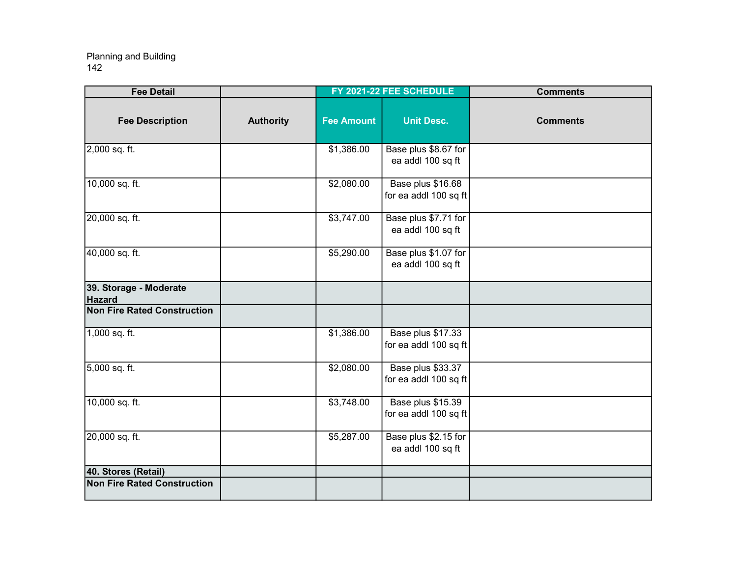Planning and Building

| Fee Detail | | FY 2021-22 FEE SCHEDULE | | Comments |
|---|---|---|---|---|
| Fee Description | Authority | Fee Amount | Unit Desc. | Comments |
| 2,000 sq. ft. | | $1,386.00 | Base plus $8.67 for ea addl 100 sq ft | |
| 10,000 sq. ft. | | $2,080.00 | Base plus $16.68 for ea addl 100 sq ft | |
| 20,000 sq. ft. | | $3,747.00 | Base plus $7.71 for ea addl 100 sq ft | |
| 40,000 sq. ft. | | $5,290.00 | Base plus $1.07 for ea addl 100 sq ft | |
| **39. Storage - Moderate Hazard** | | | | |
| **Non Fire Rated Construction** | | | | |
| 1,000 sq. ft. | | $1,386.00 | Base plus $17.33 for ea addl 100 sq ft | |
| 5,000 sq. ft. | | $2,080.00 | Base plus $33.37 for ea addl 100 sq ft | |
| 10,000 sq. ft. | | $3,748.00 | Base plus $15.39 for ea addl 100 sq ft | |
| 20,000 sq. ft. | | $5,287.00 | Base plus $2.15 for ea addl 100 sq ft | |
| **40. Stores (Retail)** | | | | |
| **Non Fire Rated Construction** | | | | |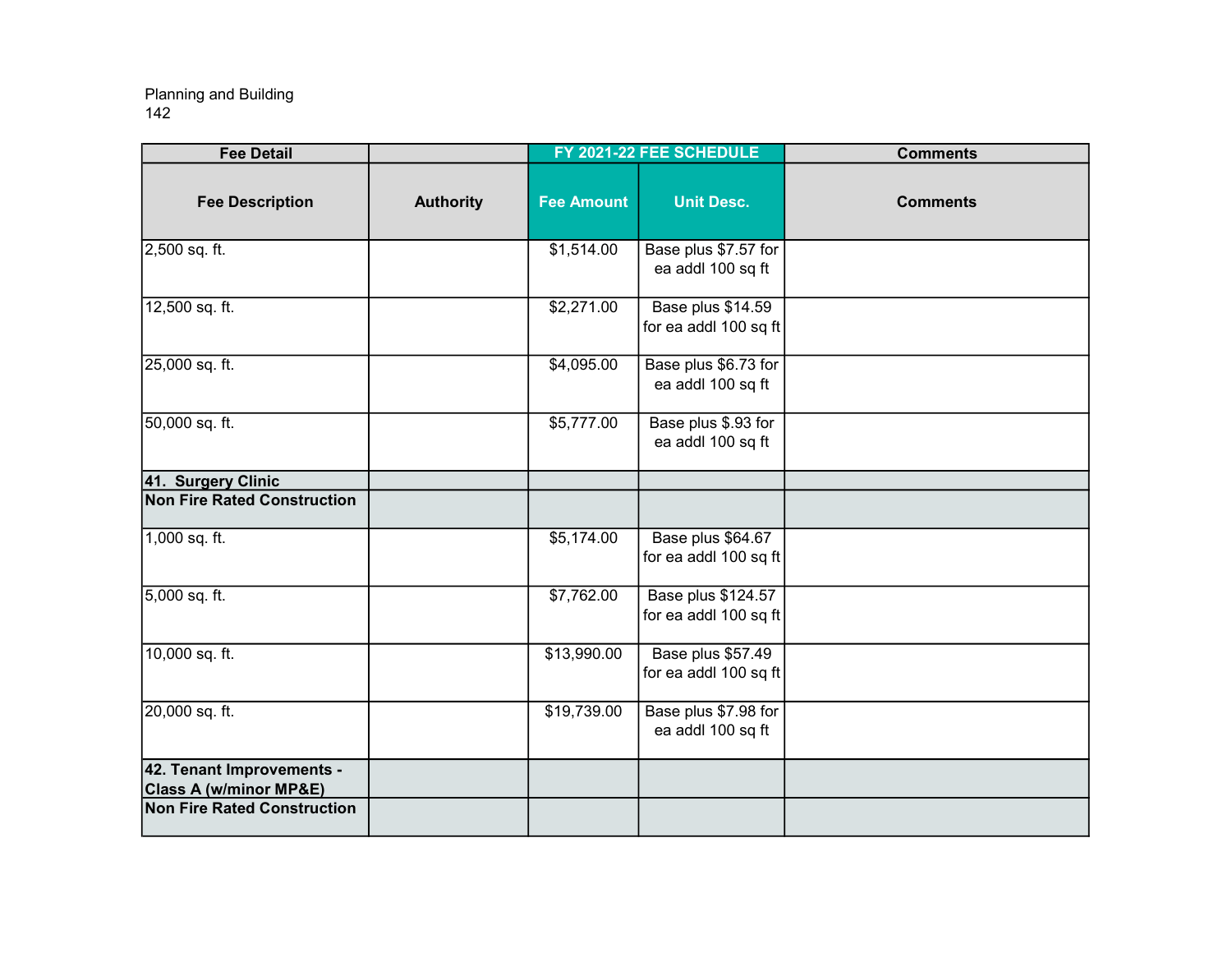Planning and Building

| Fee Detail | | FY 2021-22 FEE SCHEDULE | | Comments |
|---|---|---|---|---|
| **Fee Description** | **Authority** | **Fee Amount** | **Unit Desc.** | **Comments** |
| 2,500 sq. ft. | | $1,514.00 | Base plus $7.57 for ea addl 100 sq ft | |
| 12,500 sq. ft. | | $2,271.00 | Base plus $14.59 for ea addl 100 sq ft | |
| 25,000 sq. ft. | | $4,095.00 | Base plus $6.73 for ea addl 100 sq ft | |
| 50,000 sq. ft. | | $5,777.00 | Base plus $.93 for ea addl 100 sq ft | |
| **41. Surgery Clinic** | | | | |
| **Non Fire Rated Construction** | | | | |
| 1,000 sq. ft. | | $5,174.00 | Base plus $64.67 for ea addl 100 sq ft | |
| 5,000 sq. ft. | | $7,762.00 | Base plus $124.57 for ea addl 100 sq ft | |
| 10,000 sq. ft. | | $13,990.00 | Base plus $57.49 for ea addl 100 sq ft | |
| 20,000 sq. ft. | | $19,739.00 | Base plus $7.98 for ea addl 100 sq ft | |
| **42. Tenant Improvements - Class A (w/minor MP&E)** | | | | |
| **Non Fire Rated Construction** | | | | |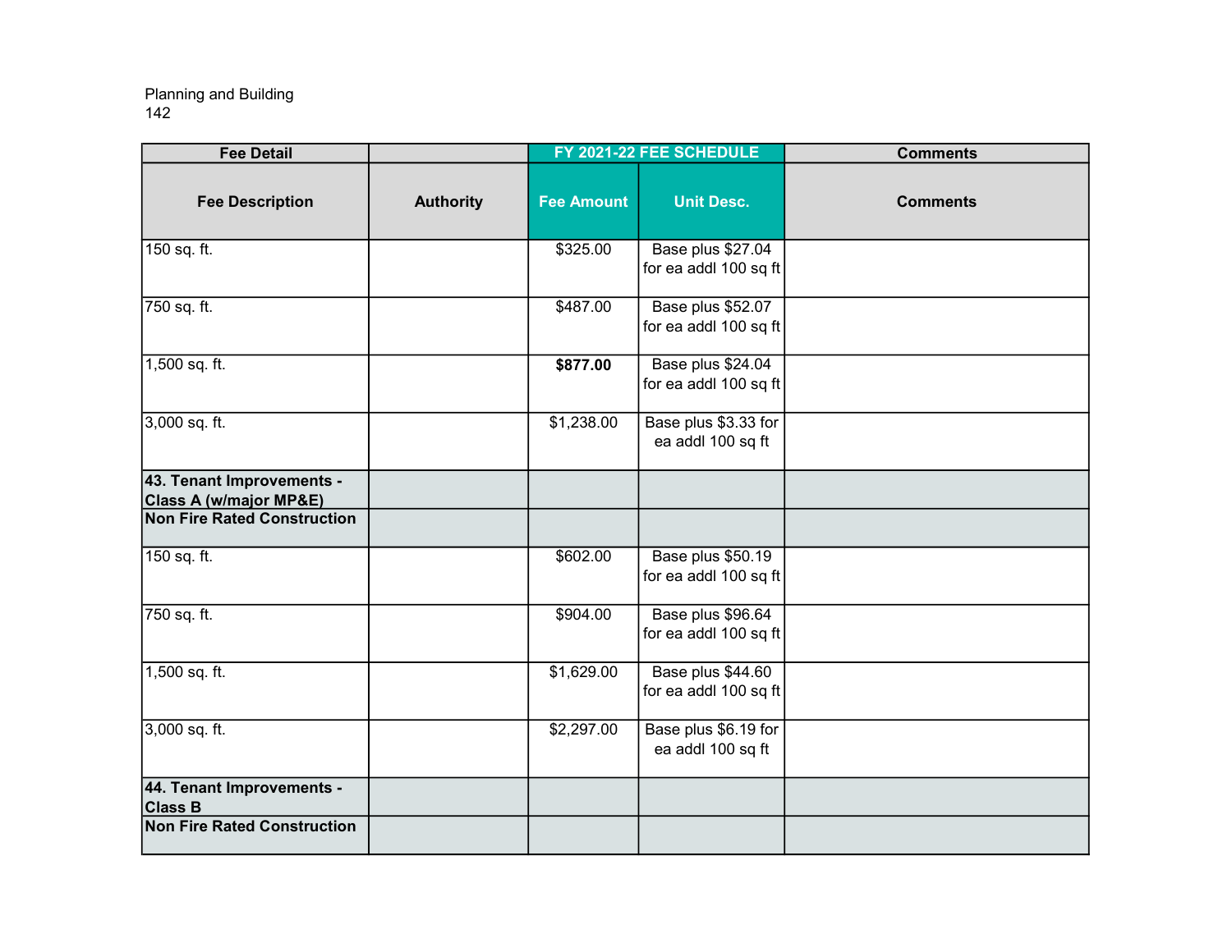Planning and Building

| Fee Detail | | FY 2021-22 FEE SCHEDULE | | Comments |
|---|---|---|---|---|
| **Fee Description** | **Authority** | **Fee Amount** | **Unit Desc.** | **Comments** |
| 150 sq. ft. | | $325.00 | Base plus $27.04 for ea addl 100 sq ft | |
| 750 sq. ft. | | $487.00 | Base plus $52.07 for ea addl 100 sq ft | |
| 1,500 sq. ft. | | **$877.00** | Base plus $24.04 for ea addl 100 sq ft | |
| 3,000 sq. ft. | | $1,238.00 | Base plus $3.33 for ea addl 100 sq ft | |
| **43. Tenant Improvements - Class A (w/major MP&E)** | | | | |
| **Non Fire Rated Construction** | | | | |
| 150 sq. ft. | | $602.00 | Base plus $50.19 for ea addl 100 sq ft | |
| 750 sq. ft. | | $904.00 | Base plus $96.64 for ea addl 100 sq ft | |
| 1,500 sq. ft. | | $1,629.00 | Base plus $44.60 for ea addl 100 sq ft | |
| 3,000 sq. ft. | | $2,297.00 | Base plus $6.19 for ea addl 100 sq ft | |
| **44. Tenant Improvements - Class B** | | | | |
| **Non Fire Rated Construction** | | | | |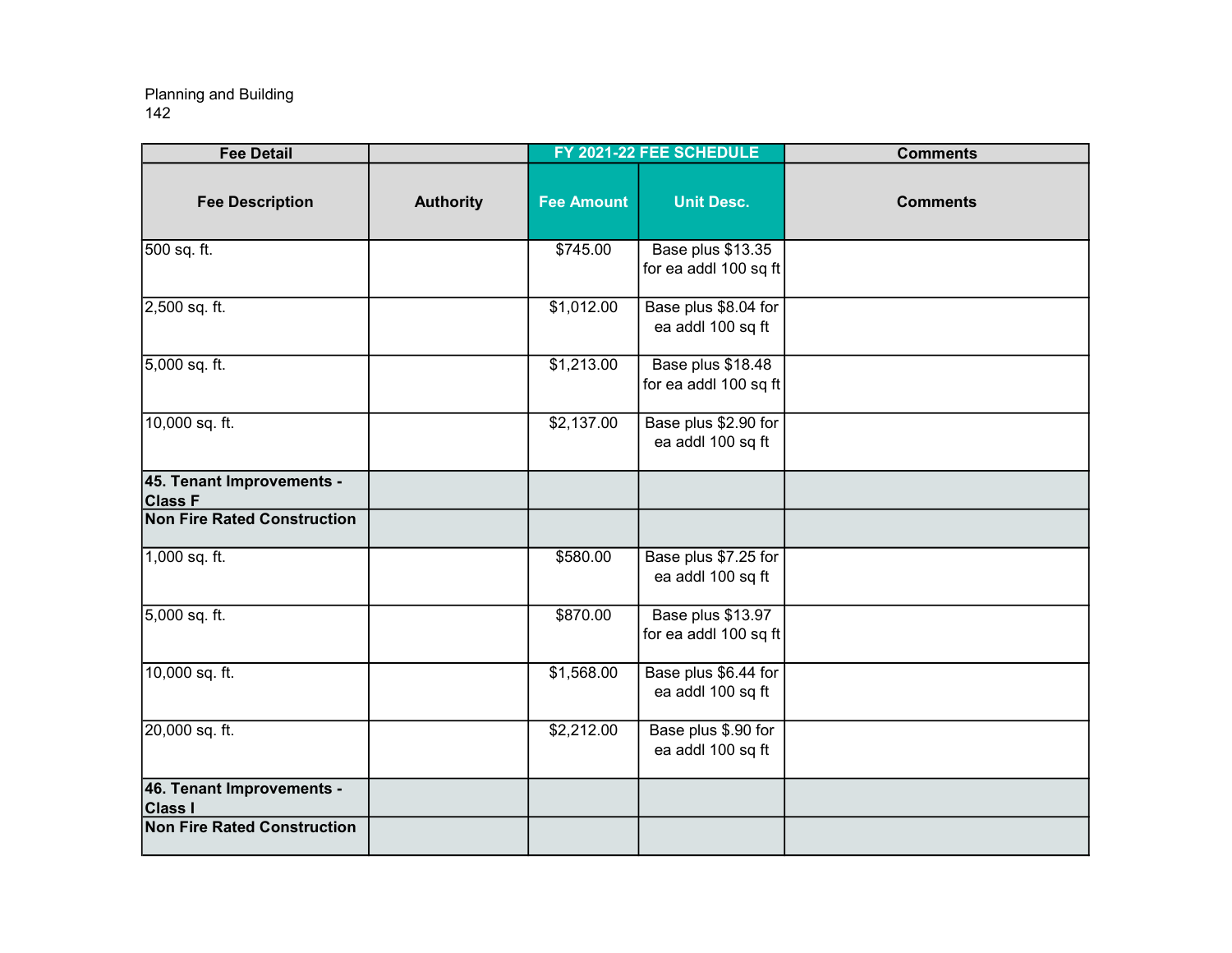Planning and Building
142

| Fee Detail | | FY 2021-22 FEE SCHEDULE | | Comments |
|---|---|---|---|---|
| **Fee Description** | **Authority** | **Fee Amount** | **Unit Desc.** | **Comments** |
| 500 sq. ft. | | $745.00 | Base plus $13.35 for ea addl 100 sq ft | |
| 2,500 sq. ft. | | $1,012.00 | Base plus $8.04 for ea addl 100 sq ft | |
| 5,000 sq. ft. | | $1,213.00 | Base plus $18.48 for ea addl 100 sq ft | |
| 10,000 sq. ft. | | $2,137.00 | Base plus $2.90 for ea addl 100 sq ft | |
| **45. Tenant Improvements - Class F** | | | | |
| **Non Fire Rated Construction** | | | | |
| 1,000 sq. ft. | | $580.00 | Base plus $7.25 for ea addl 100 sq ft | |
| 5,000 sq. ft. | | $870.00 | Base plus $13.97 for ea addl 100 sq ft | |
| 10,000 sq. ft. | | $1,568.00 | Base plus $6.44 for ea addl 100 sq ft | |
| 20,000 sq. ft. | | $2,212.00 | Base plus $.90 for ea addl 100 sq ft | |
| **46. Tenant Improvements - Class I** | | | | |
| **Non Fire Rated Construction** | | | | |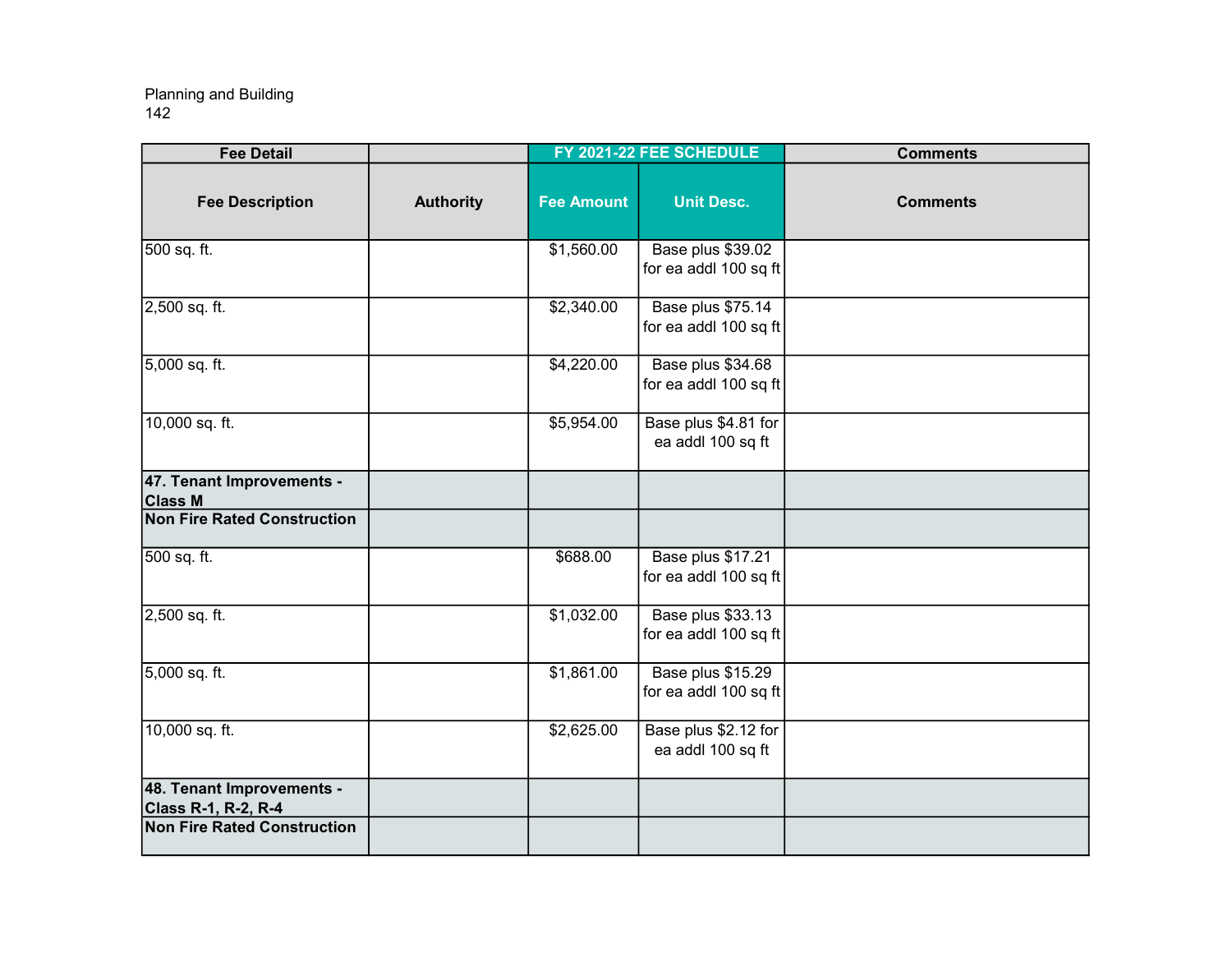Planning and Building

| Fee Detail | | FY 2021-22 FEE SCHEDULE | | Comments |
|---|---|---|---|---|
| Fee Description | Authority | Fee Amount | Unit Desc. | Comments |
| 500 sq. ft. | | $1,560.00 | Base plus $39.02 for ea addl 100 sq ft | |
| 2,500 sq. ft. | | $2,340.00 | Base plus $75.14 for ea addl 100 sq ft | |
| 5,000 sq. ft. | | $4,220.00 | Base plus $34.68 for ea addl 100 sq ft | |
| 10,000 sq. ft. | | $5,954.00 | Base plus $4.81 for ea addl 100 sq ft | |
| **47. Tenant Improvements - Class M** | | | | |
| **Non Fire Rated Construction** | | | | |
| 500 sq. ft. | | $688.00 | Base plus $17.21 for ea addl 100 sq ft | |
| 2,500 sq. ft. | | $1,032.00 | Base plus $33.13 for ea addl 100 sq ft | |
| 5,000 sq. ft. | | $1,861.00 | Base plus $15.29 for ea addl 100 sq ft | |
| 10,000 sq. ft. | | $2,625.00 | Base plus $2.12 for ea addl 100 sq ft | |
| **48. Tenant Improvements - Class R-1, R-2, R-4** | | | | |
| **Non Fire Rated Construction** | | | | |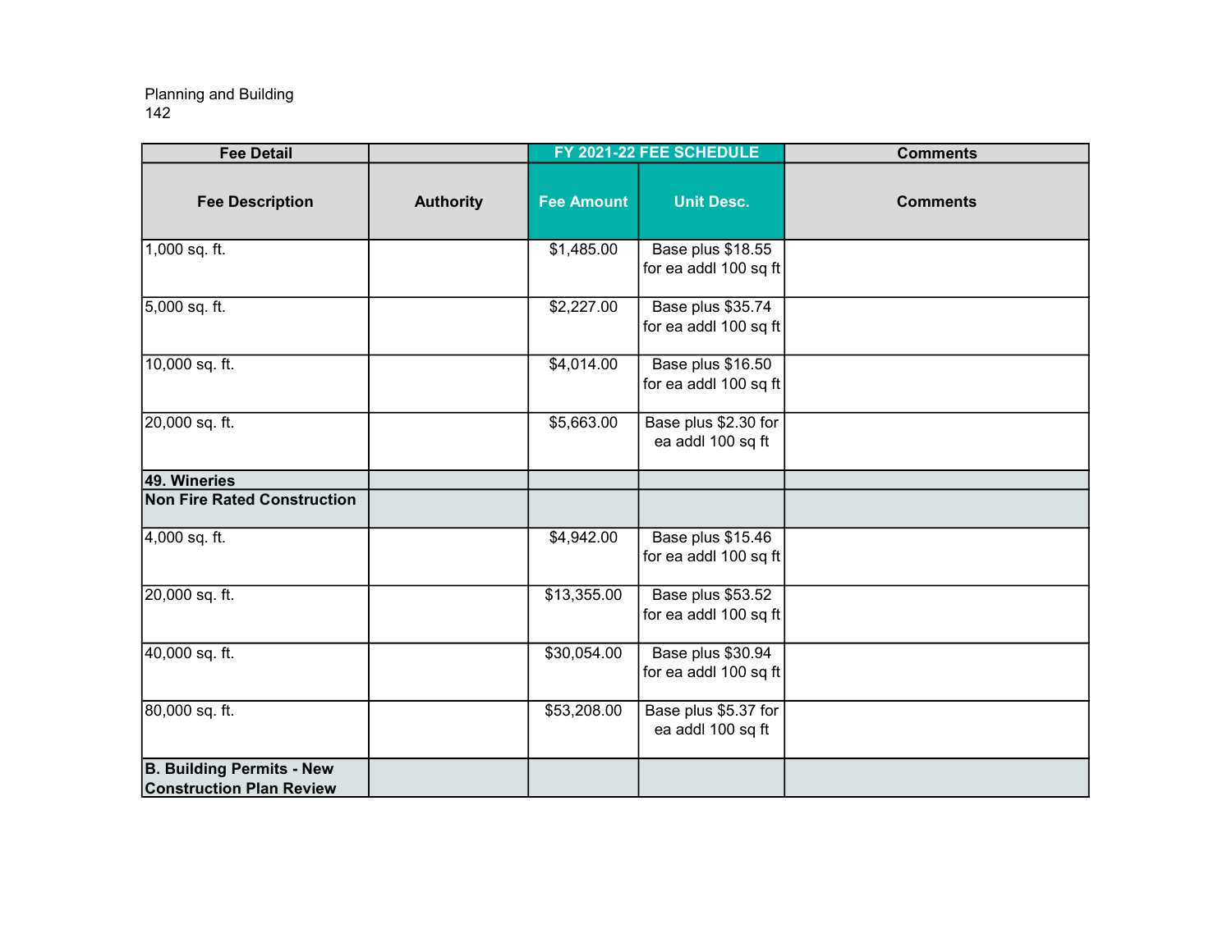Planning and Building

| Fee Detail | | FY 2021-22 FEE SCHEDULE | | Comments |
|---|---|---|---|---|
| **Fee Description** | **Authority** | **Fee Amount** | **Unit Desc.** | **Comments** |
| 1,000 sq. ft. | | $1,485.00 | Base plus $18.55 for ea addl 100 sq ft | |
| 5,000 sq. ft. | | $2,227.00 | Base plus $35.74 for ea addl 100 sq ft | |
| 10,000 sq. ft. | | $4,014.00 | Base plus $16.50 for ea addl 100 sq ft | |
| 20,000 sq. ft. | | $5,663.00 | Base plus $2.30 for ea addl 100 sq ft | |
| **49. Wineries** | | | | |
| **Non Fire Rated Construction** | | | | |
| 4,000 sq. ft. | | $4,942.00 | Base plus $15.46 for ea addl 100 sq ft | |
| 20,000 sq. ft. | | $13,355.00 | Base plus $53.52 for ea addl 100 sq ft | |
| 40,000 sq. ft. | | $30,054.00 | Base plus $30.94 for ea addl 100 sq ft | |
| 80,000 sq. ft. | | $53,208.00 | Base plus $5.37 for ea addl 100 sq ft | |
| **B. Building Permits - New Construction Plan Review** | | | | |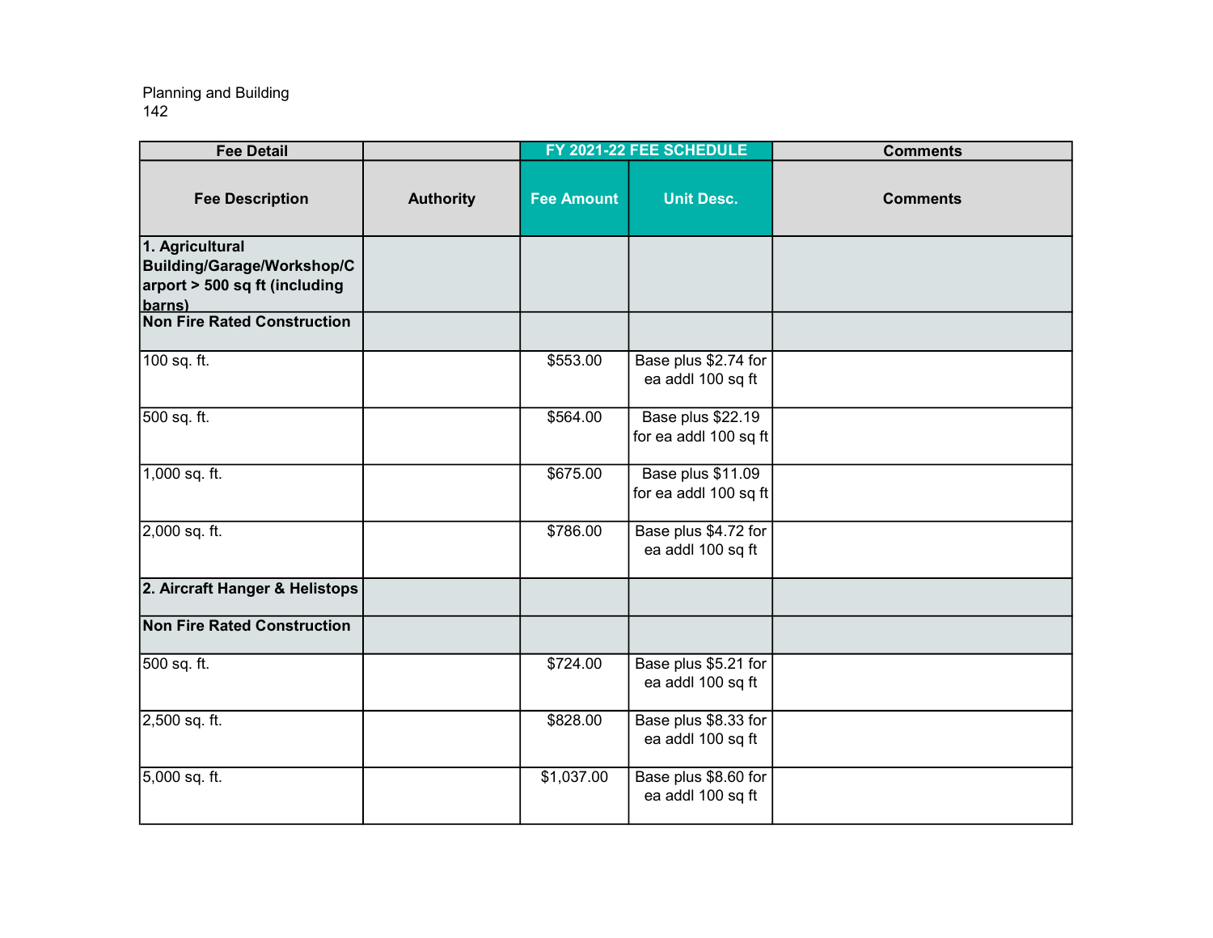Planning and Building
142

| Fee Detail | | FY 2021-22 FEE SCHEDULE | | Comments |
|---|---|---|---|---|
| **Fee Description** | **Authority** | **Fee Amount** | **Unit Desc.** | **Comments** |
| **1. Agricultural Building/Garage/Workshop/Carport > 500 sq ft (including barns)** | | | | |
| **Non Fire Rated Construction** | | | | |
| 100 sq. ft. | | $553.00 | Base plus $2.74 for ea addl 100 sq ft | |
| 500 sq. ft. | | $564.00 | Base plus $22.19 for ea addl 100 sq ft | |
| 1,000 sq. ft. | | $675.00 | Base plus $11.09 for ea addl 100 sq ft | |
| 2,000 sq. ft. | | $786.00 | Base plus $4.72 for ea addl 100 sq ft | |
| **2. Aircraft Hanger & Helistops** | | | | |
| **Non Fire Rated Construction** | | | | |
| 500 sq. ft. | | $724.00 | Base plus $5.21 for ea addl 100 sq ft | |
| 2,500 sq. ft. | | $828.00 | Base plus $8.33 for ea addl 100 sq ft | |
| 5,000 sq. ft. | | $1,037.00 | Base plus $8.60 for ea addl 100 sq ft | |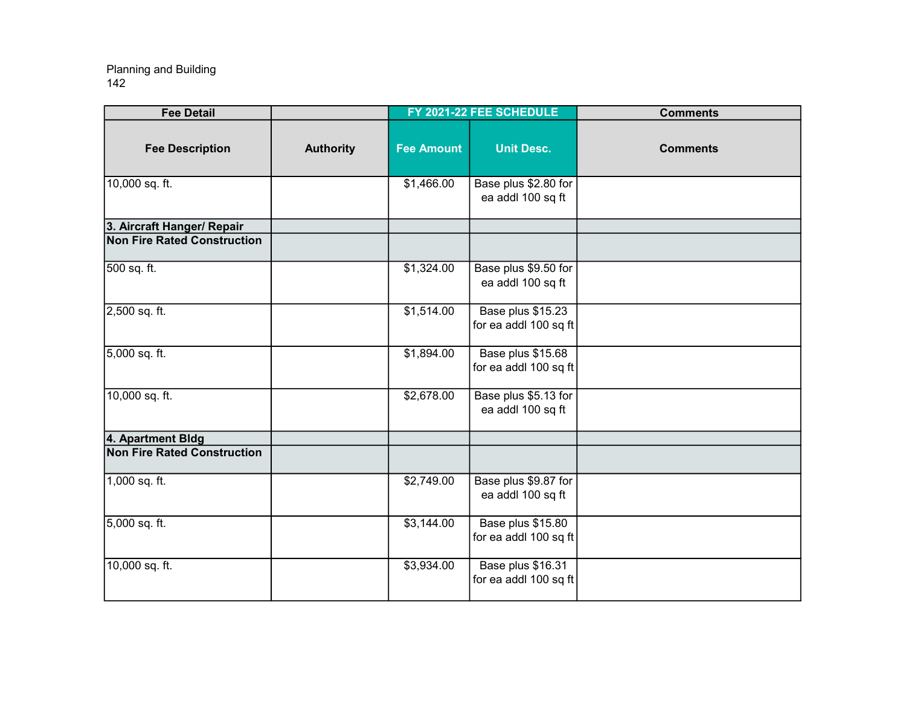Planning and Building

| Fee Detail | | FY 2021-22 FEE SCHEDULE | | Comments |
|---|---|---|---|---|
| **Fee Description** | **Authority** | **Fee Amount** | **Unit Desc.** | **Comments** |
| 10,000 sq. ft. | | $1,466.00 | Base plus $2.80 for ea addl 100 sq ft | |
| **3. Aircraft Hanger/ Repair** | | | | |
| **Non Fire Rated Construction** | | | | |
| 500 sq. ft. | | $1,324.00 | Base plus $9.50 for ea addl 100 sq ft | |
| 2,500 sq. ft. | | $1,514.00 | Base plus $15.23 for ea addl 100 sq ft | |
| 5,000 sq. ft. | | $1,894.00 | Base plus $15.68 for ea addl 100 sq ft | |
| 10,000 sq. ft. | | $2,678.00 | Base plus $5.13 for ea addl 100 sq ft | |
| **4. Apartment Bldg** | | | | |
| **Non Fire Rated Construction** | | | | |
| 1,000 sq. ft. | | $2,749.00 | Base plus $9.87 for ea addl 100 sq ft | |
| 5,000 sq. ft. | | $3,144.00 | Base plus $15.80 for ea addl 100 sq ft | |
| 10,000 sq. ft. | | $3,934.00 | Base plus $16.31 for ea addl 100 sq ft | |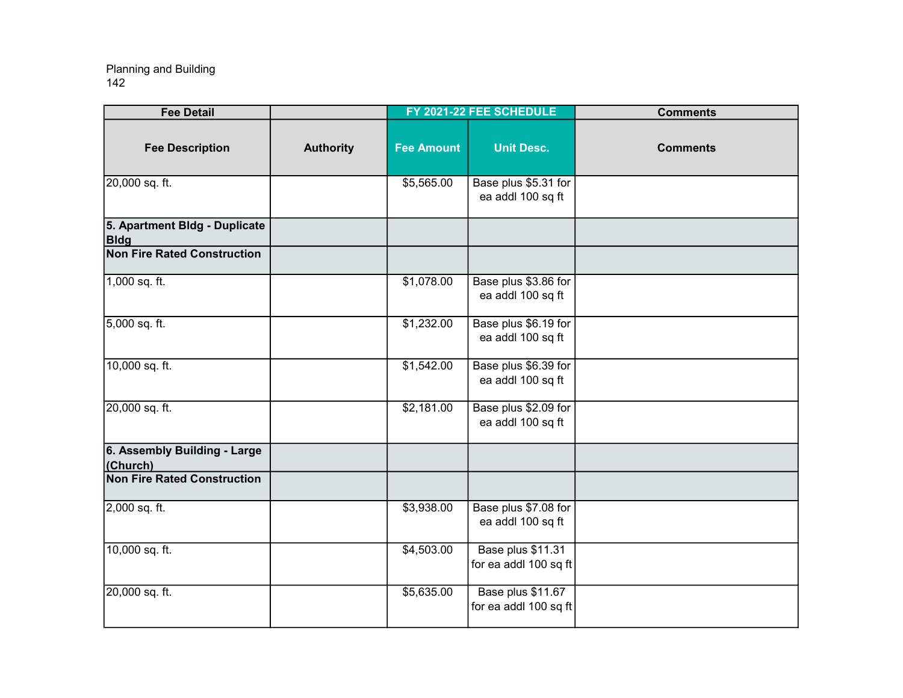Planning and Building

| Fee Detail | | FY 2021-22 FEE SCHEDULE | | Comments |
|---|---|---|---|---|
| **Fee Description** | **Authority** | **Fee Amount** | **Unit Desc.** | **Comments** |
| 20,000 sq. ft. | | $5,565.00 | Base plus $5.31 for ea addl 100 sq ft | |
| **5. Apartment Bldg - Duplicate Bldg** | | | | |
| **Non Fire Rated Construction** | | | | |
| 1,000 sq. ft. | | $1,078.00 | Base plus $3.86 for ea addl 100 sq ft | |
| 5,000 sq. ft. | | $1,232.00 | Base plus $6.19 for ea addl 100 sq ft | |
| 10,000 sq. ft. | | $1,542.00 | Base plus $6.39 for ea addl 100 sq ft | |
| 20,000 sq. ft. | | $2,181.00 | Base plus $2.09 for ea addl 100 sq ft | |
| **6. Assembly Building - Large (Church)** | | | | |
| **Non Fire Rated Construction** | | | | |
| 2,000 sq. ft. | | $3,938.00 | Base plus $7.08 for ea addl 100 sq ft | |
| 10,000 sq. ft. | | $4,503.00 | Base plus $11.31 for ea addl 100 sq ft | |
| 20,000 sq. ft. | | $5,635.00 | Base plus $11.67 for ea addl 100 sq ft | |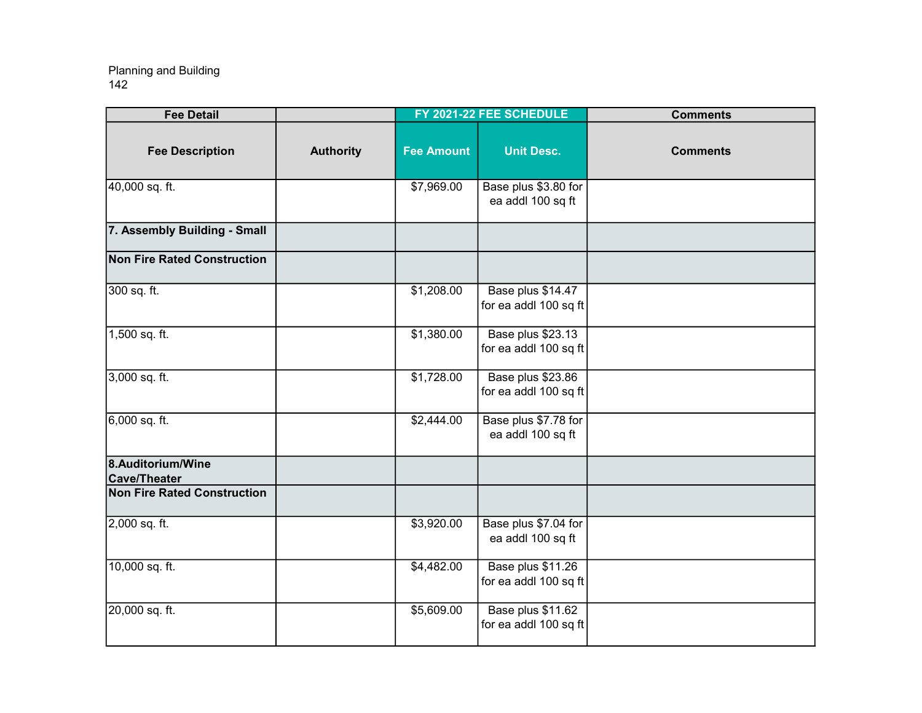Planning and Building
142

| Fee Detail | | FY 2021-22 FEE SCHEDULE | | Comments |
|---|---|---|---|---|
| **Fee Description** | **Authority** | **Fee Amount** | **Unit Desc.** | **Comments** |
| 40,000 sq. ft. | | $7,969.00 | Base plus $3.80 for ea addl 100 sq ft | |
| **7. Assembly Building - Small** | | | | |
| **Non Fire Rated Construction** | | | | |
| 300 sq. ft. | | $1,208.00 | Base plus $14.47 for ea addl 100 sq ft | |
| 1,500 sq. ft. | | $1,380.00 | Base plus $23.13 for ea addl 100 sq ft | |
| 3,000 sq. ft. | | $1,728.00 | Base plus $23.86 for ea addl 100 sq ft | |
| 6,000 sq. ft. | | $2,444.00 | Base plus $7.78 for ea addl 100 sq ft | |
| **8.Auditorium/Wine Cave/Theater** | | | | |
| **Non Fire Rated Construction** | | | | |
| 2,000 sq. ft. | | $3,920.00 | Base plus $7.04 for ea addl 100 sq ft | |
| 10,000 sq. ft. | | $4,482.00 | Base plus $11.26 for ea addl 100 sq ft | |
| 20,000 sq. ft. | | $5,609.00 | Base plus $11.62 for ea addl 100 sq ft | |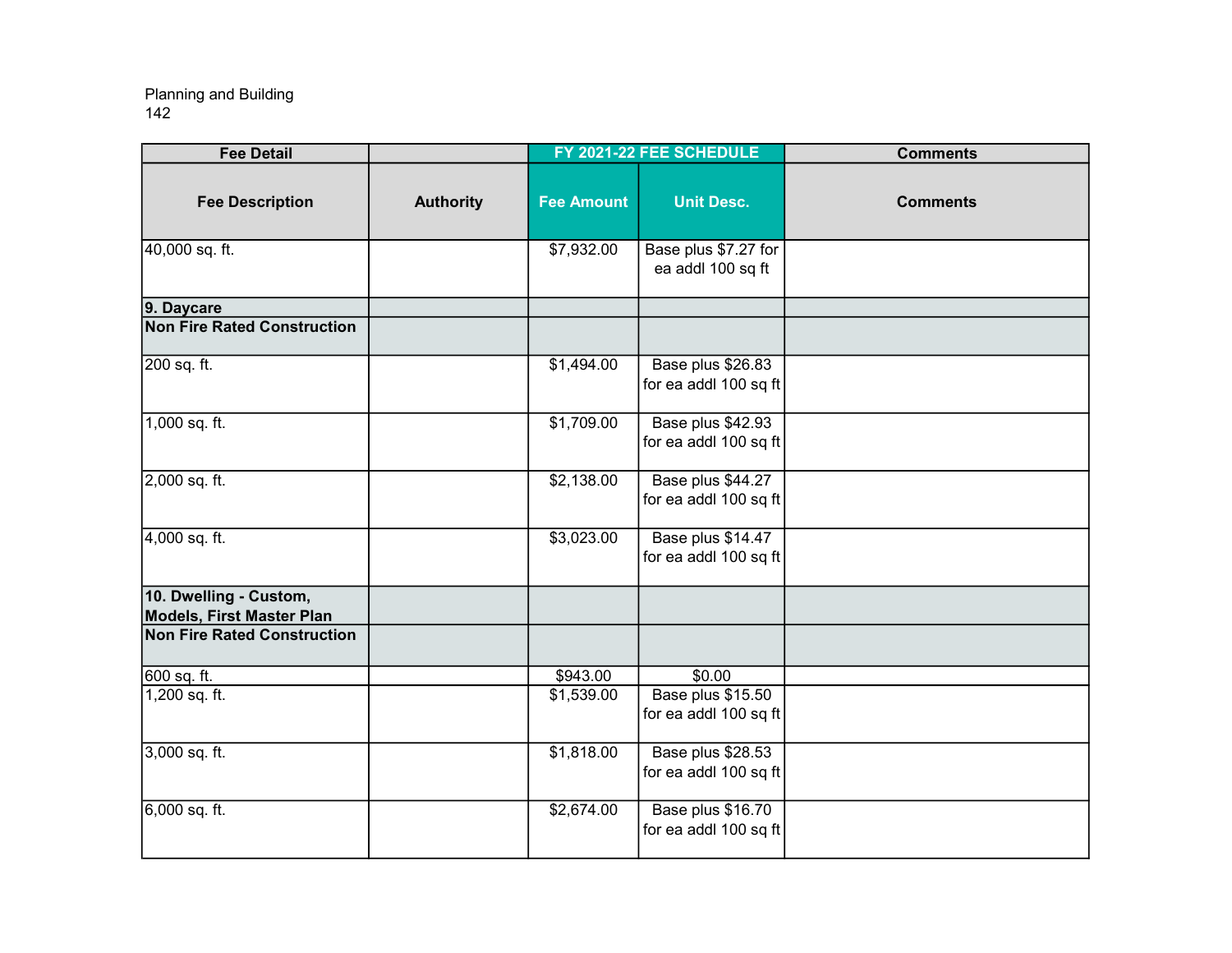Planning and Building

| Fee Detail | | FY 2021-22 FEE SCHEDULE | | Comments |
|---|---|---|---|---|
| **Fee Description** | **Authority** | **Fee Amount** | **Unit Desc.** | **Comments** |
| 40,000 sq. ft. | | $7,932.00 | Base plus $7.27 for ea addl 100 sq ft | |
| **9. Daycare** | | | | |
| **Non Fire Rated Construction** | | | | |
| 200 sq. ft. | | $1,494.00 | Base plus $26.83 for ea addl 100 sq ft | |
| 1,000 sq. ft. | | $1,709.00 | Base plus $42.93 for ea addl 100 sq ft | |
| 2,000 sq. ft. | | $2,138.00 | Base plus $44.27 for ea addl 100 sq ft | |
| 4,000 sq. ft. | | $3,023.00 | Base plus $14.47 for ea addl 100 sq ft | |
| **10. Dwelling - Custom, Models, First Master Plan** | | | | |
| **Non Fire Rated Construction** | | | | |
| 600 sq. ft. | | $943.00 | $0.00 | |
| 1,200 sq. ft. | | $1,539.00 | Base plus $15.50 for ea addl 100 sq ft | |
| 3,000 sq. ft. | | $1,818.00 | Base plus $28.53 for ea addl 100 sq ft | |
| 6,000 sq. ft. | | $2,674.00 | Base plus $16.70 for ea addl 100 sq ft | |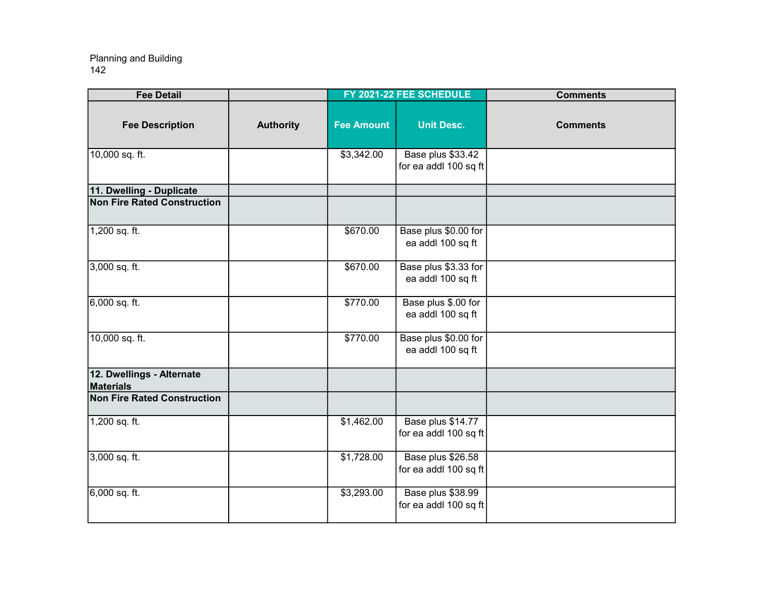Planning and Building

| Fee Detail | | FY 2021-22 FEE SCHEDULE | | Comments |
|---|---|---|---|---|
| Fee Description | Authority | Fee Amount | Unit Desc. | Comments |
| 10,000 sq. ft. | | $3,342.00 | Base plus $33.42 for ea addl 100 sq ft | |
| **11. Dwelling - Duplicate** | | | | |
| **Non Fire Rated Construction** | | | | |
| 1,200 sq. ft. | | $670.00 | Base plus $0.00 for ea addl 100 sq ft | |
| 3,000 sq. ft. | | $670.00 | Base plus $3.33 for ea addl 100 sq ft | |
| 6,000 sq. ft. | | $770.00 | Base plus $.00 for ea addl 100 sq ft | |
| 10,000 sq. ft. | | $770.00 | Base plus $0.00 for ea addl 100 sq ft | |
| **12. Dwellings - Alternate Materials** | | | | |
| **Non Fire Rated Construction** | | | | |
| 1,200 sq. ft. | | $1,462.00 | Base plus $14.77 for ea addl 100 sq ft | |
| 3,000 sq. ft. | | $1,728.00 | Base plus $26.58 for ea addl 100 sq ft | |
| 6,000 sq. ft. | | $3,293.00 | Base plus $38.99 for ea addl 100 sq ft | |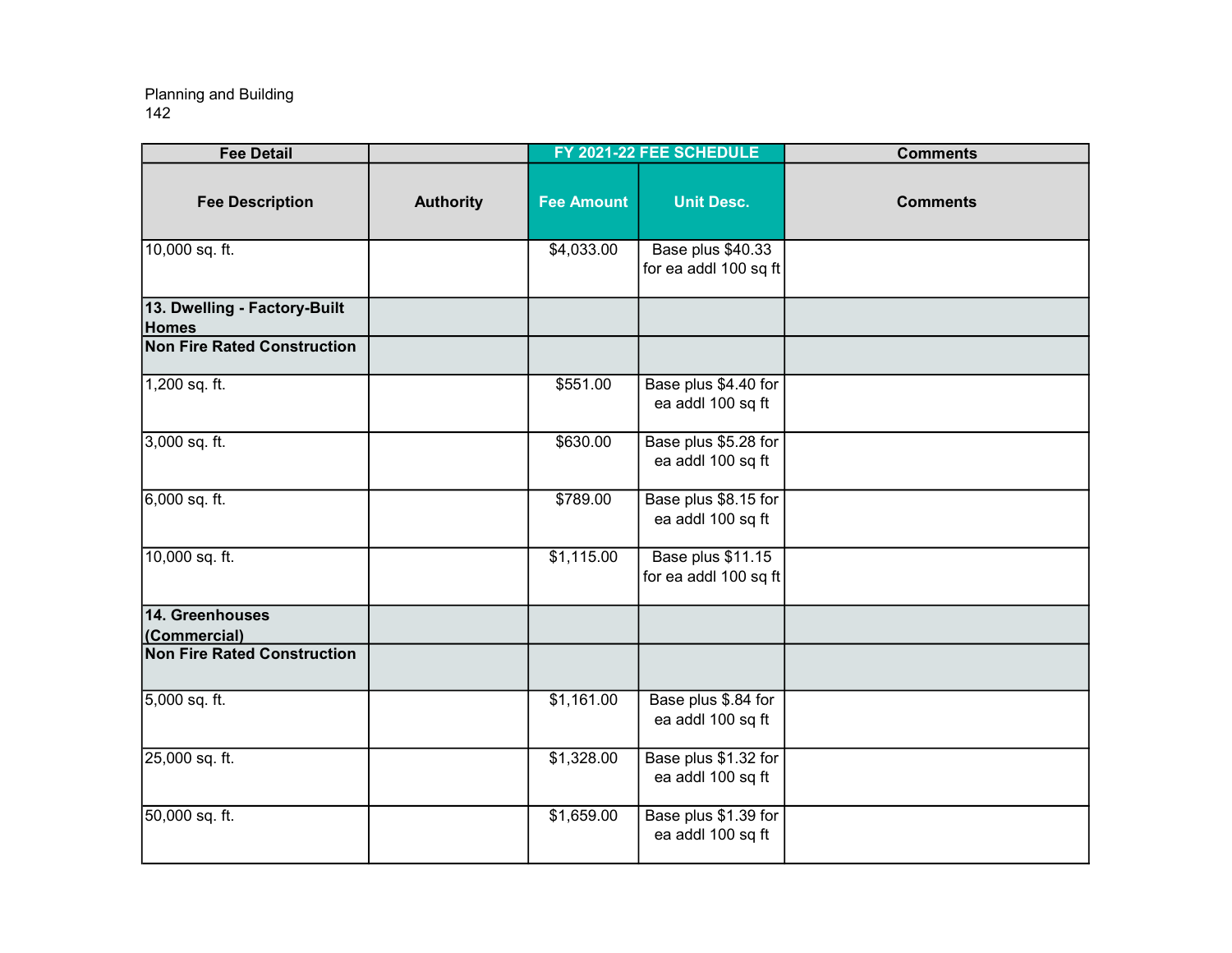Planning and Building

| Fee Detail | | FY 2021-22 FEE SCHEDULE | | Comments |
|---|---|---|---|---|
| Fee Description | Authority | Fee Amount | Unit Desc. | Comments |
| 10,000 sq. ft. | | $4,033.00 | Base plus $40.33 for ea addl 100 sq ft | |
| **13. Dwelling - Factory-Built Homes** | | | | |
| **Non Fire Rated Construction** | | | | |
| 1,200 sq. ft. | | $551.00 | Base plus $4.40 for ea addl 100 sq ft | |
| 3,000 sq. ft. | | $630.00 | Base plus $5.28 for ea addl 100 sq ft | |
| 6,000 sq. ft. | | $789.00 | Base plus $8.15 for ea addl 100 sq ft | |
| 10,000 sq. ft. | | $1,115.00 | Base plus $11.15 for ea addl 100 sq ft | |
| **14. Greenhouses (Commercial)** | | | | |
| **Non Fire Rated Construction** | | | | |
| 5,000 sq. ft. | | $1,161.00 | Base plus $.84 for ea addl 100 sq ft | |
| 25,000 sq. ft. | | $1,328.00 | Base plus $1.32 for ea addl 100 sq ft | |
| 50,000 sq. ft. | | $1,659.00 | Base plus $1.39 for ea addl 100 sq ft | |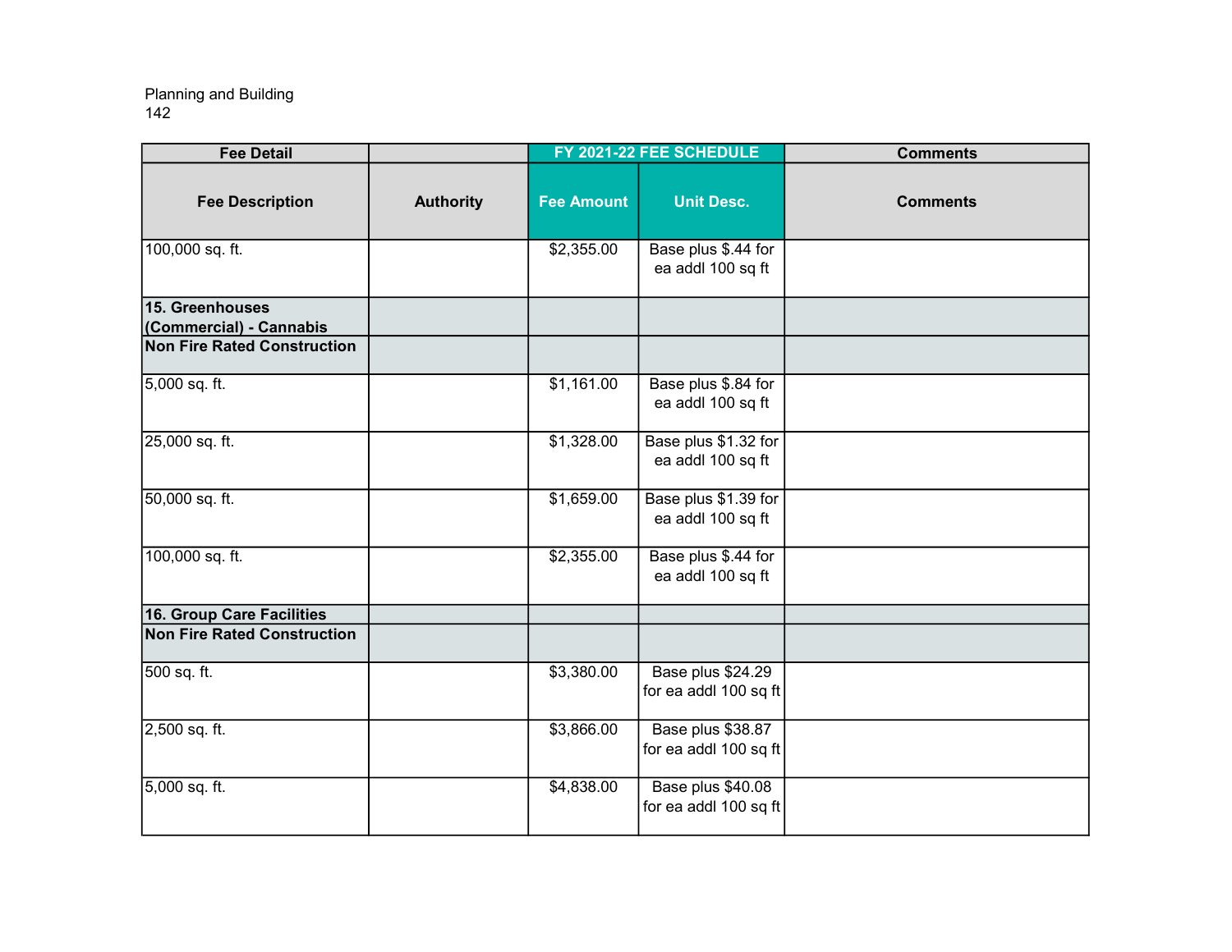Planning and Building

| Fee Detail | | FY 2021-22 FEE SCHEDULE | | Comments |
|---|---|---|---|---|
| **Fee Description** | **Authority** | **Fee Amount** | **Unit Desc.** | **Comments** |
| 100,000 sq. ft. | | $2,355.00 | Base plus $.44 for ea addl 100 sq ft | |
| **15. Greenhouses (Commercial) - Cannabis** | | | | |
| **Non Fire Rated Construction** | | | | |
| 5,000 sq. ft. | | $1,161.00 | Base plus $.84 for ea addl 100 sq ft | |
| 25,000 sq. ft. | | $1,328.00 | Base plus $1.32 for ea addl 100 sq ft | |
| 50,000 sq. ft. | | $1,659.00 | Base plus $1.39 for ea addl 100 sq ft | |
| 100,000 sq. ft. | | $2,355.00 | Base plus $.44 for ea addl 100 sq ft | |
| **16. Group Care Facilities** | | | | |
| **Non Fire Rated Construction** | | | | |
| 500 sq. ft. | | $3,380.00 | Base plus $24.29 for ea addl 100 sq ft | |
| 2,500 sq. ft. | | $3,866.00 | Base plus $38.87 for ea addl 100 sq ft | |
| 5,000 sq. ft. | | $4,838.00 | Base plus $40.08 for ea addl 100 sq ft | |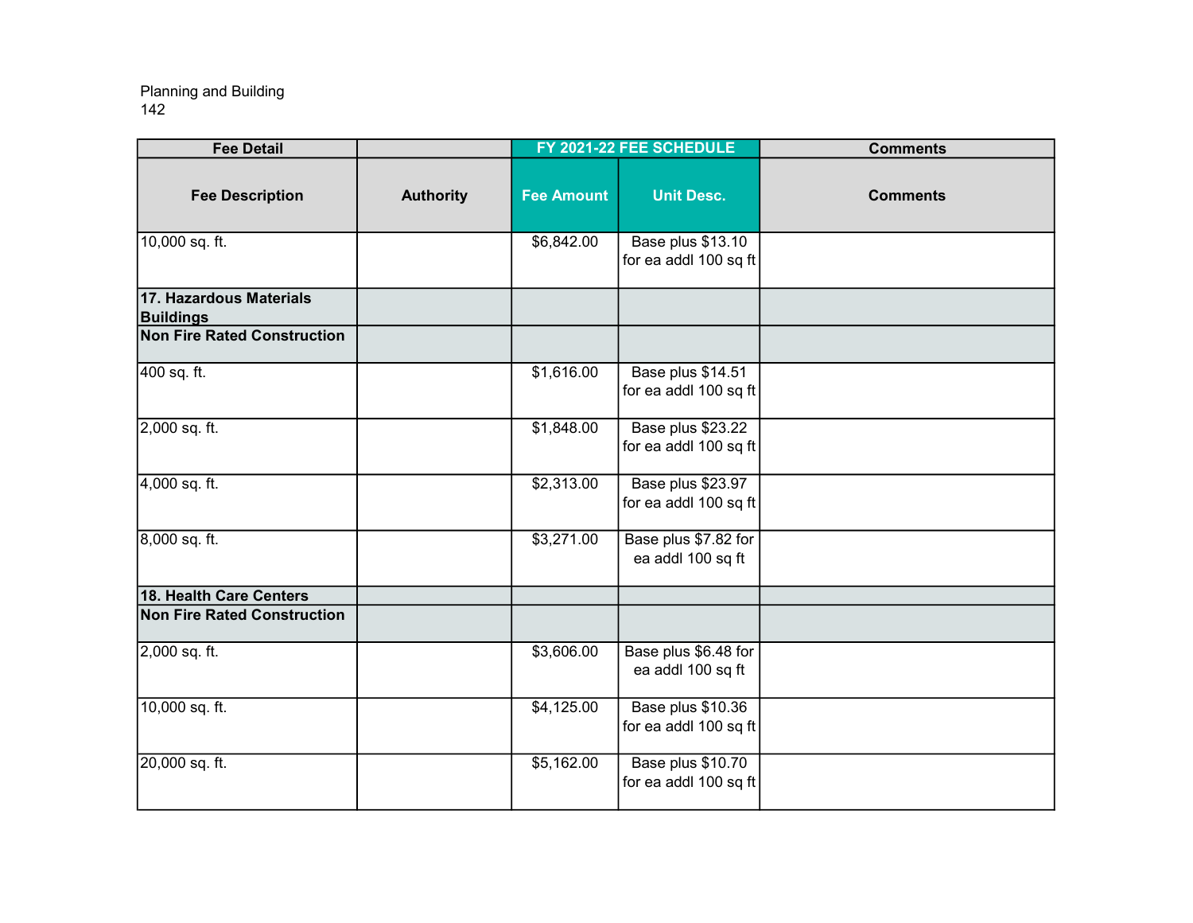Planning and Building

| Fee Detail | | FY 2021-22 FEE SCHEDULE | | Comments |
|---|---|---|---|---|
| Fee Description | Authority | Fee Amount | Unit Desc. | Comments |
| 10,000 sq. ft. | | $6,842.00 | Base plus $13.10 for ea addl 100 sq ft | |
| **17. Hazardous Materials Buildings** | | | | |
| **Non Fire Rated Construction** | | | | |
| 400 sq. ft. | | $1,616.00 | Base plus $14.51 for ea addl 100 sq ft | |
| 2,000 sq. ft. | | $1,848.00 | Base plus $23.22 for ea addl 100 sq ft | |
| 4,000 sq. ft. | | $2,313.00 | Base plus $23.97 for ea addl 100 sq ft | |
| 8,000 sq. ft. | | $3,271.00 | Base plus $7.82 for ea addl 100 sq ft | |
| **18. Health Care Centers** | | | | |
| **Non Fire Rated Construction** | | | | |
| 2,000 sq. ft. | | $3,606.00 | Base plus $6.48 for ea addl 100 sq ft | |
| 10,000 sq. ft. | | $4,125.00 | Base plus $10.36 for ea addl 100 sq ft | |
| 20,000 sq. ft. | | $5,162.00 | Base plus $10.70 for ea addl 100 sq ft | |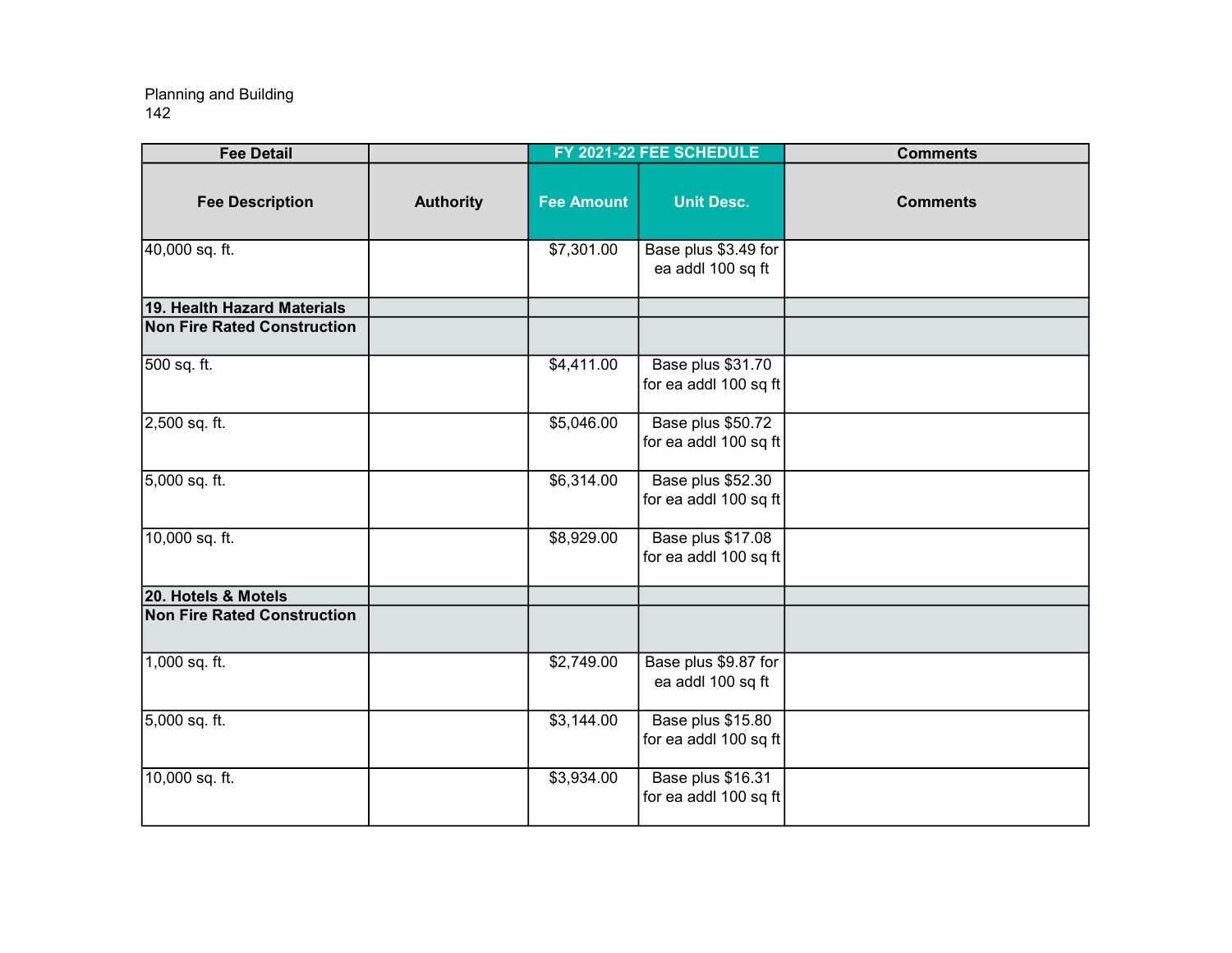Planning and Building

| Fee Detail | | FY 2021-22 FEE SCHEDULE | | Comments |
|---|---|---|---|---|
| Fee Description | Authority | Fee Amount | Unit Desc. | Comments |
| 40,000 sq. ft. | | $7,301.00 | Base plus $3.49 for ea addl 100 sq ft | |
| **19. Health Hazard Materials** | | | | |
| **Non Fire Rated Construction** | | | | |
| 500 sq. ft. | | $4,411.00 | Base plus $31.70 for ea addl 100 sq ft | |
| 2,500 sq. ft. | | $5,046.00 | Base plus $50.72 for ea addl 100 sq ft | |
| 5,000 sq. ft. | | $6,314.00 | Base plus $52.30 for ea addl 100 sq ft | |
| 10,000 sq. ft. | | $8,929.00 | Base plus $17.08 for ea addl 100 sq ft | |
| **20. Hotels & Motels** | | | | |
| **Non Fire Rated Construction** | | | | |
| 1,000 sq. ft. | | $2,749.00 | Base plus $9.87 for ea addl 100 sq ft | |
| 5,000 sq. ft. | | $3,144.00 | Base plus $15.80 for ea addl 100 sq ft | |
| 10,000 sq. ft. | | $3,934.00 | Base plus $16.31 for ea addl 100 sq ft | |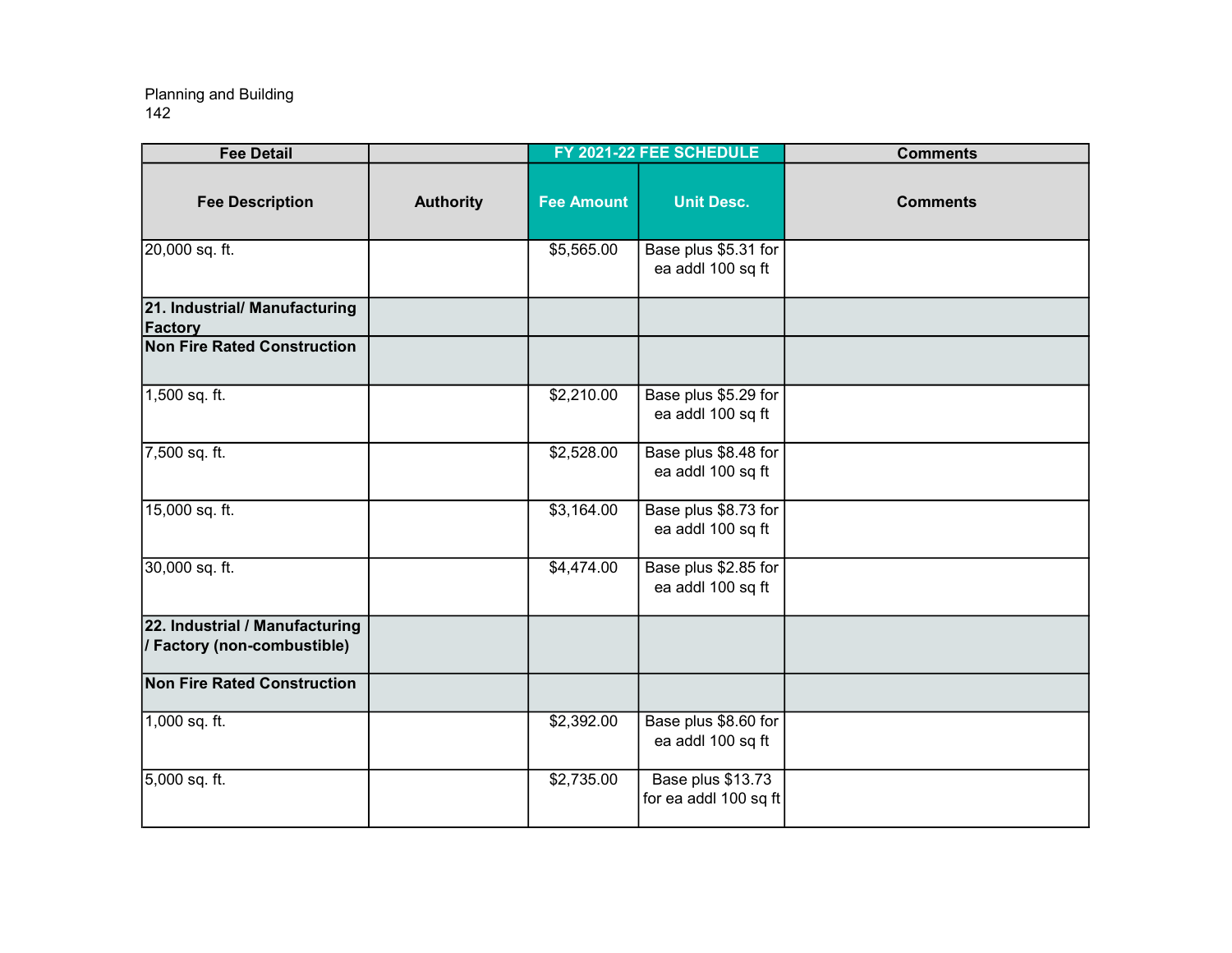Planning and Building
142

| Fee Detail | | FY 2021-22 FEE SCHEDULE | | Comments |
|---|---|---|---|---|
| **Fee Description** | **Authority** | **Fee Amount** | **Unit Desc.** | **Comments** |
| 20,000 sq. ft. | | $5,565.00 | Base plus $5.31 for ea addl 100 sq ft | |
| **21. Industrial/ Manufacturing Factory** | | | | |
| **Non Fire Rated Construction** | | | | |
| 1,500 sq. ft. | | $2,210.00 | Base plus $5.29 for ea addl 100 sq ft | |
| 7,500 sq. ft. | | $2,528.00 | Base plus $8.48 for ea addl 100 sq ft | |
| 15,000 sq. ft. | | $3,164.00 | Base plus $8.73 for ea addl 100 sq ft | |
| 30,000 sq. ft. | | $4,474.00 | Base plus $2.85 for ea addl 100 sq ft | |
| **22. Industrial / Manufacturing / Factory (non-combustible)** | | | | |
| **Non Fire Rated Construction** | | | | |
| 1,000 sq. ft. | | $2,392.00 | Base plus $8.60 for ea addl 100 sq ft | |
| 5,000 sq. ft. | | $2,735.00 | Base plus $13.73 for ea addl 100 sq ft | |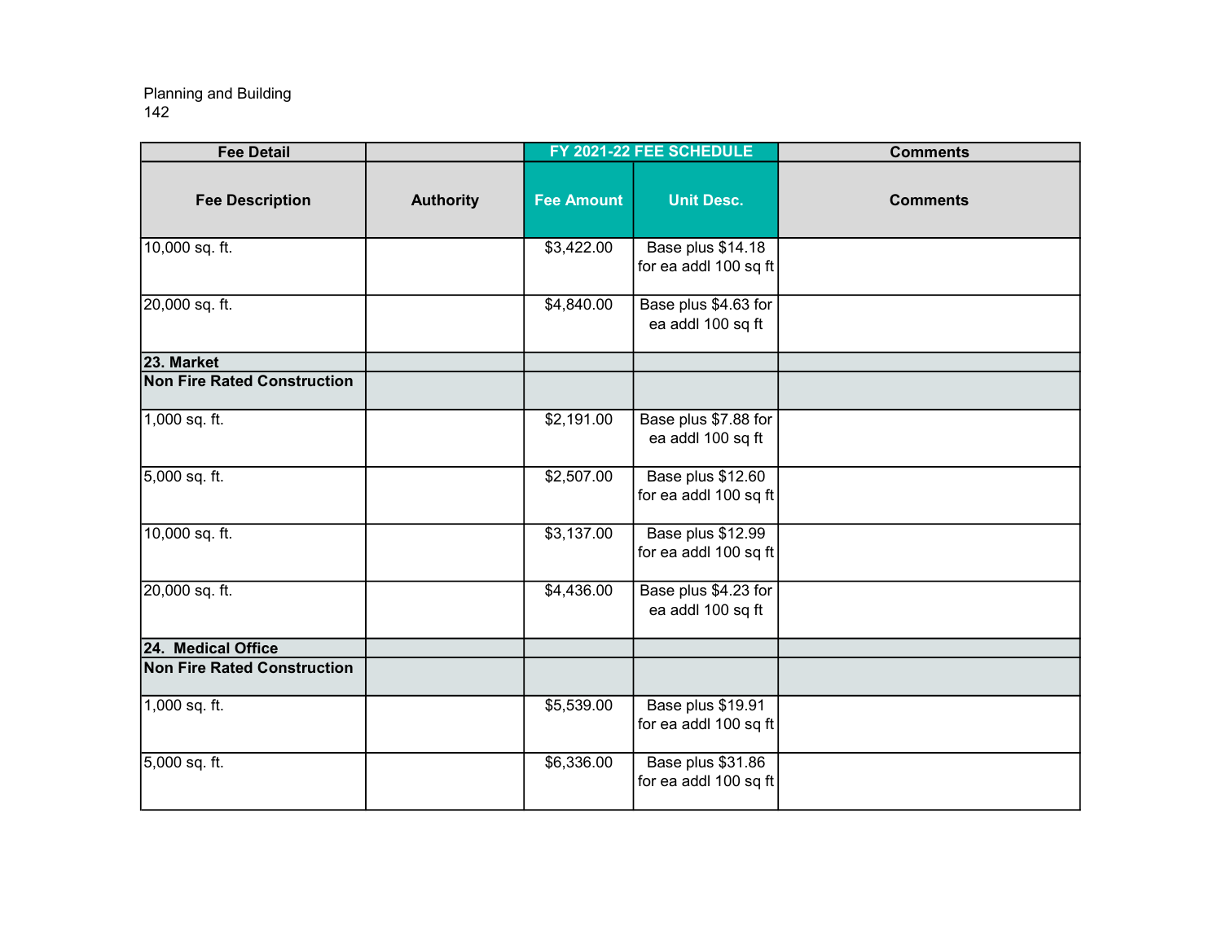Planning and Building

| Fee Detail | | FY 2021-22 FEE SCHEDULE | | Comments |
|---|---|---|---|---|
| Fee Description | Authority | Fee Amount | Unit Desc. | Comments |
| 10,000 sq. ft. | | $3,422.00 | Base plus $14.18 for ea addl 100 sq ft | |
| 20,000 sq. ft. | | $4,840.00 | Base plus $4.63 for ea addl 100 sq ft | |
| **23. Market** | | | | |
| **Non Fire Rated Construction** | | | | |
| 1,000 sq. ft. | | $2,191.00 | Base plus $7.88 for ea addl 100 sq ft | |
| 5,000 sq. ft. | | $2,507.00 | Base plus $12.60 for ea addl 100 sq ft | |
| 10,000 sq. ft. | | $3,137.00 | Base plus $12.99 for ea addl 100 sq ft | |
| 20,000 sq. ft. | | $4,436.00 | Base plus $4.23 for ea addl 100 sq ft | |
| **24. Medical Office** | | | | |
| **Non Fire Rated Construction** | | | | |
| 1,000 sq. ft. | | $5,539.00 | Base plus $19.91 for ea addl 100 sq ft | |
| 5,000 sq. ft. | | $6,336.00 | Base plus $31.86 for ea addl 100 sq ft | |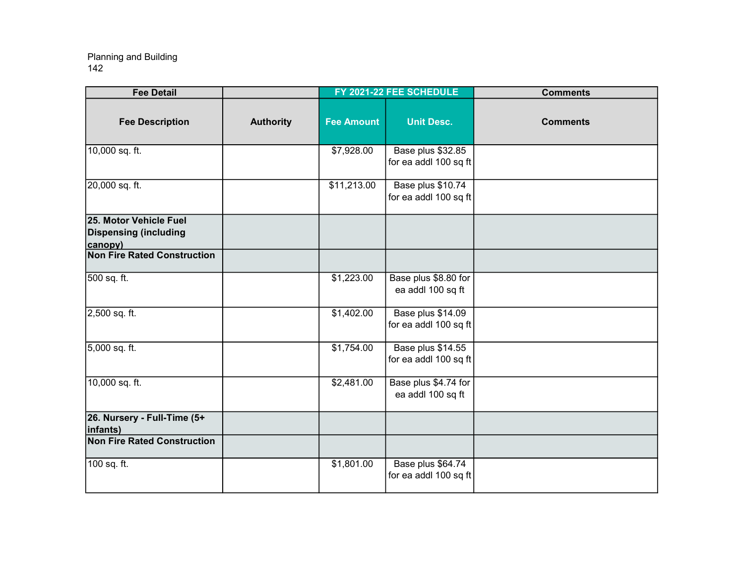Planning and Building

| Fee Detail | | FY 2021-22 FEE SCHEDULE | | Comments |
|---|---|---|---|---|
| Fee Description | Authority | Fee Amount | Unit Desc. | Comments |
| 10,000 sq. ft. | | $7,928.00 | Base plus $32.85 for ea addl 100 sq ft | |
| 20,000 sq. ft. | | $11,213.00 | Base plus $10.74 for ea addl 100 sq ft | |
| **25. Motor Vehicle Fuel Dispensing (including canopy)** | | | | |
| **Non Fire Rated Construction** | | | | |
| 500 sq. ft. | | $1,223.00 | Base plus $8.80 for ea addl 100 sq ft | |
| 2,500 sq. ft. | | $1,402.00 | Base plus $14.09 for ea addl 100 sq ft | |
| 5,000 sq. ft. | | $1,754.00 | Base plus $14.55 for ea addl 100 sq ft | |
| 10,000 sq. ft. | | $2,481.00 | Base plus $4.74 for ea addl 100 sq ft | |
| **26. Nursery - Full-Time (5+ infants)** | | | | |
| **Non Fire Rated Construction** | | | | |
| 100 sq. ft. | | $1,801.00 | Base plus $64.74 for ea addl 100 sq ft | |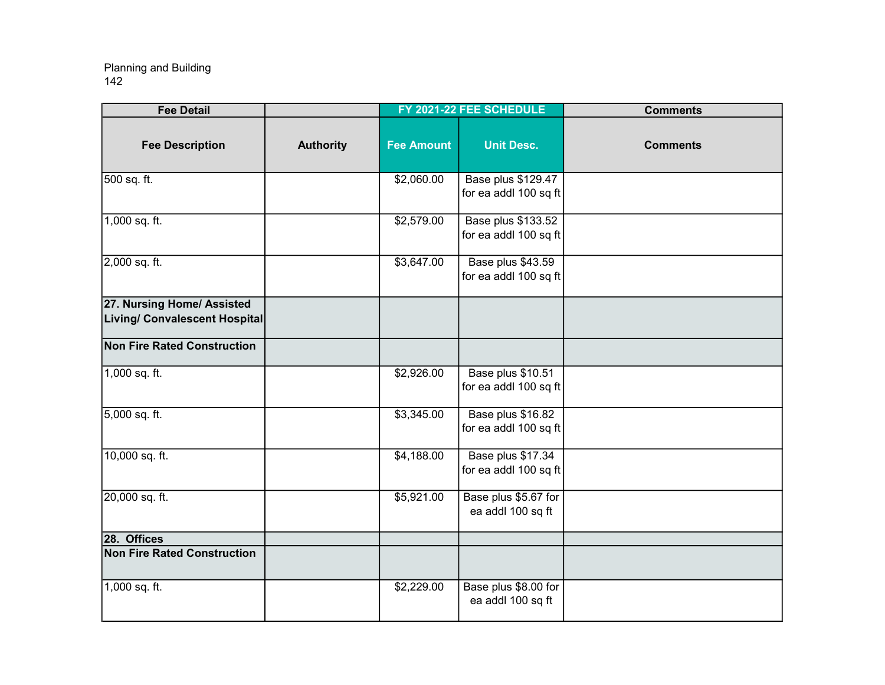Planning and Building
142

| Fee Detail | | FY 2021-22 FEE SCHEDULE | | Comments |
|---|---|---|---|---|
| Fee Description | Authority | Fee Amount | Unit Desc. | Comments |
| 500 sq. ft. | | $2,060.00 | Base plus $129.47 for ea addl 100 sq ft | |
| 1,000 sq. ft. | | $2,579.00 | Base plus $133.52 for ea addl 100 sq ft | |
| 2,000 sq. ft. | | $3,647.00 | Base plus $43.59 for ea addl 100 sq ft | |
| **27. Nursing Home/ Assisted Living/ Convalescent Hospital** | | | | |
| **Non Fire Rated Construction** | | | | |
| 1,000 sq. ft. | | $2,926.00 | Base plus $10.51 for ea addl 100 sq ft | |
| 5,000 sq. ft. | | $3,345.00 | Base plus $16.82 for ea addl 100 sq ft | |
| 10,000 sq. ft. | | $4,188.00 | Base plus $17.34 for ea addl 100 sq ft | |
| 20,000 sq. ft. | | $5,921.00 | Base plus $5.67 for ea addl 100 sq ft | |
| **28. Offices** | | | | |
| **Non Fire Rated Construction** | | | | |
| 1,000 sq. ft. | | $2,229.00 | Base plus $8.00 for ea addl 100 sq ft | |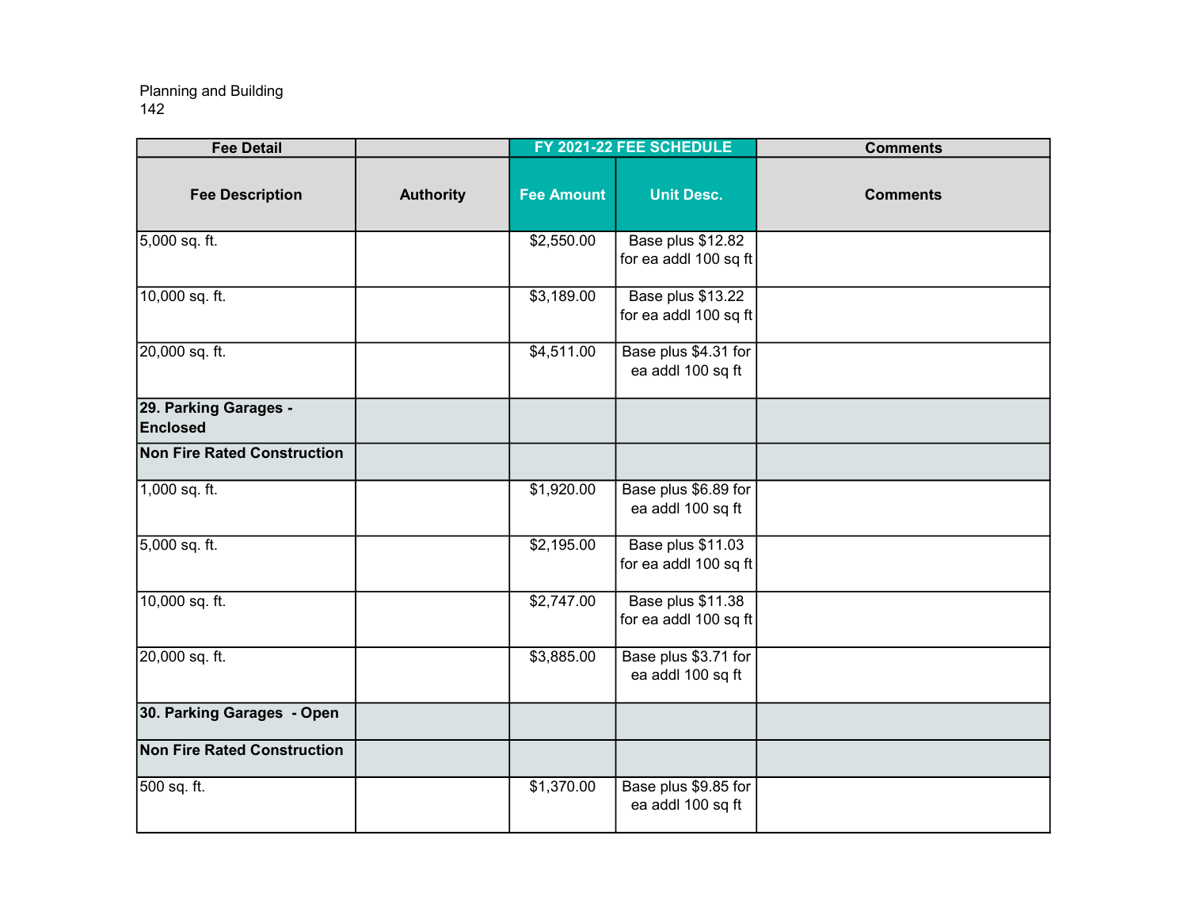Planning and Building
142

| Fee Detail | | FY 2021-22 FEE SCHEDULE | | Comments |
|---|---|---|---|---|
| Fee Description | Authority | Fee Amount | Unit Desc. | Comments |
| 5,000 sq. ft. | | $2,550.00 | Base plus $12.82 for ea addl 100 sq ft | |
| 10,000 sq. ft. | | $3,189.00 | Base plus $13.22 for ea addl 100 sq ft | |
| 20,000 sq. ft. | | $4,511.00 | Base plus $4.31 for ea addl 100 sq ft | |
| **29. Parking Garages - Enclosed** | | | | |
| **Non Fire Rated Construction** | | | | |
| 1,000 sq. ft. | | $1,920.00 | Base plus $6.89 for ea addl 100 sq ft | |
| 5,000 sq. ft. | | $2,195.00 | Base plus $11.03 for ea addl 100 sq ft | |
| 10,000 sq. ft. | | $2,747.00 | Base plus $11.38 for ea addl 100 sq ft | |
| 20,000 sq. ft. | | $3,885.00 | Base plus $3.71 for ea addl 100 sq ft | |
| **30. Parking Garages - Open** | | | | |
| **Non Fire Rated Construction** | | | | |
| 500 sq. ft. | | $1,370.00 | Base plus $9.85 for ea addl 100 sq ft | |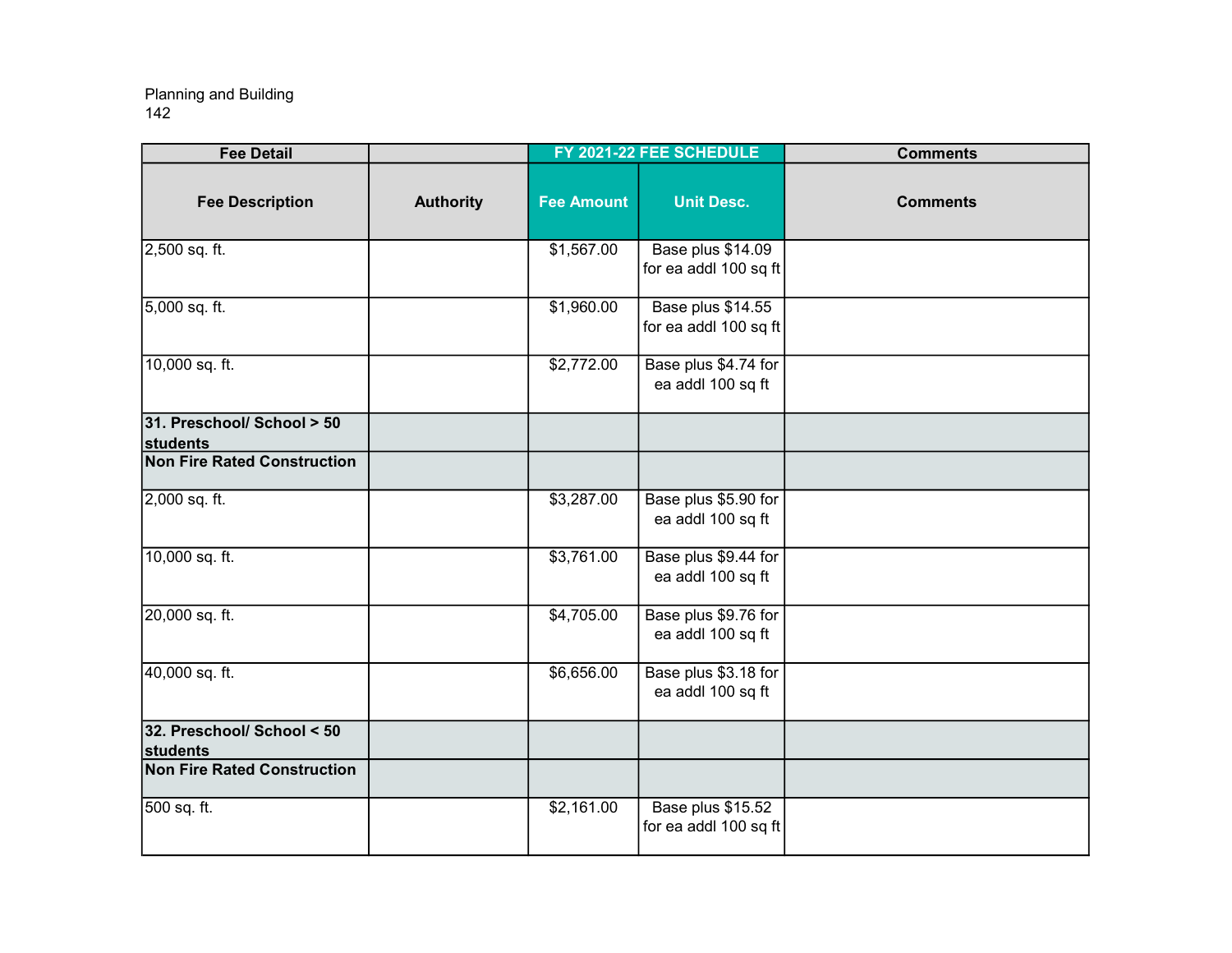| Fee Detail | | FY 2021-22 FEE SCHEDULE | | Comments |
|---|---|---|---|---|
| **Fee Description** | **Authority** | **Fee Amount** | **Unit Desc.** | **Comments** |
| 2,500 sq. ft. | | $1,567.00 | Base plus $14.09 for ea addl 100 sq ft | |
| 5,000 sq. ft. | | $1,960.00 | Base plus $14.55 for ea addl 100 sq ft | |
| 10,000 sq. ft. | | $2,772.00 | Base plus $4.74 for ea addl 100 sq ft | |
| **31. Preschool/ School > 50 students** | | | | |
| **Non Fire Rated Construction** | | | | |
| 2,000 sq. ft. | | $3,287.00 | Base plus $5.90 for ea addl 100 sq ft | |
| 10,000 sq. ft. | | $3,761.00 | Base plus $9.44 for ea addl 100 sq ft | |
| 20,000 sq. ft. | | $4,705.00 | Base plus $9.76 for ea addl 100 sq ft | |
| 40,000 sq. ft. | | $6,656.00 | Base plus $3.18 for ea addl 100 sq ft | |
| **32. Preschool/ School < 50 students** | | | | |
| **Non Fire Rated Construction** | | | | |
| 500 sq. ft. | | $2,161.00 | Base plus $15.52 for ea addl 100 sq ft | |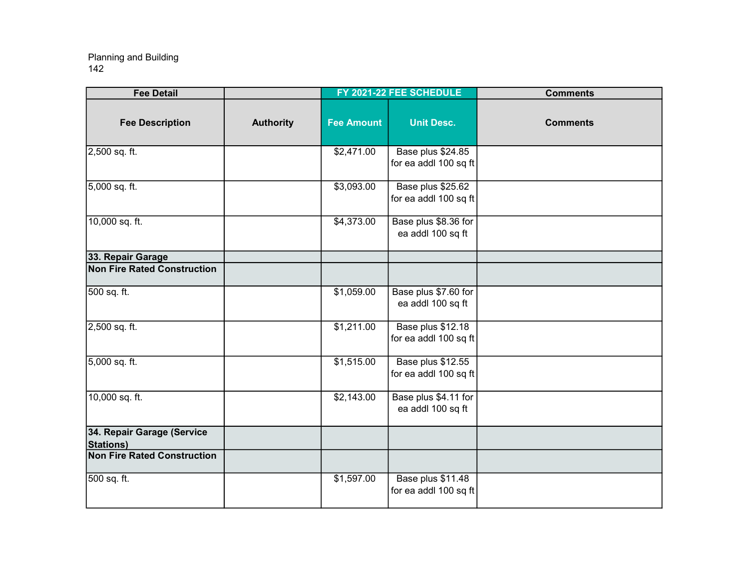Planning and Building

| Fee Detail | | FY 2021-22 FEE SCHEDULE | | Comments |
|---|---|---|---|---|
| Fee Description | Authority | Fee Amount | Unit Desc. | Comments |
| 2,500 sq. ft. | | $2,471.00 | Base plus $24.85 for ea addl 100 sq ft | |
| 5,000 sq. ft. | | $3,093.00 | Base plus $25.62 for ea addl 100 sq ft | |
| 10,000 sq. ft. | | $4,373.00 | Base plus $8.36 for ea addl 100 sq ft | |
| **33. Repair Garage** | | | | |
| **Non Fire Rated Construction** | | | | |
| 500 sq. ft. | | $1,059.00 | Base plus $7.60 for ea addl 100 sq ft | |
| 2,500 sq. ft. | | $1,211.00 | Base plus $12.18 for ea addl 100 sq ft | |
| 5,000 sq. ft. | | $1,515.00 | Base plus $12.55 for ea addl 100 sq ft | |
| 10,000 sq. ft. | | $2,143.00 | Base plus $4.11 for ea addl 100 sq ft | |
| **34. Repair Garage (Service Stations)** | | | | |
| **Non Fire Rated Construction** | | | | |
| 500 sq. ft. | | $1,597.00 | Base plus $11.48 for ea addl 100 sq ft | |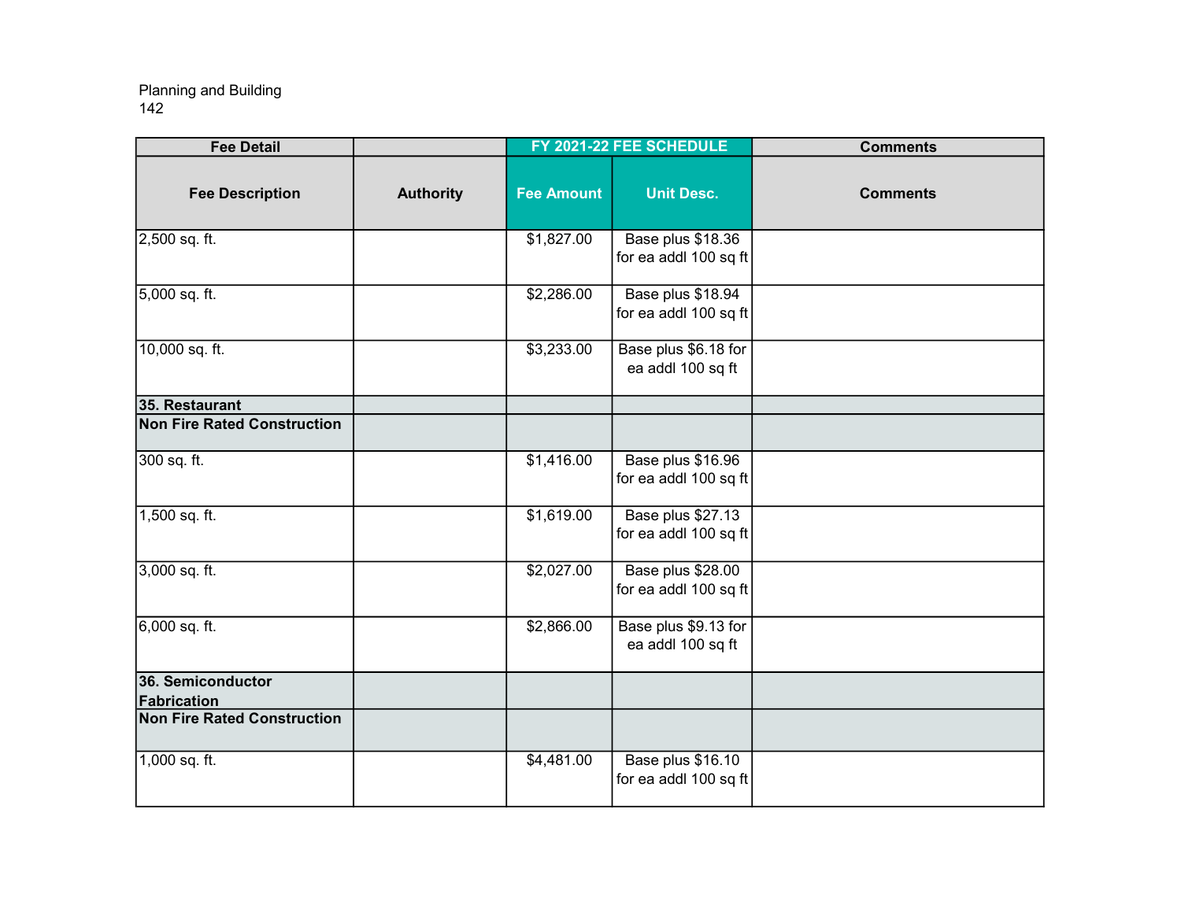Planning and Building
142

| Fee Detail | | FY 2021-22 FEE SCHEDULE | | Comments |
|---|---|---|---|---|
| **Fee Description** | **Authority** | **Fee Amount** | **Unit Desc.** | **Comments** |
| 2,500 sq. ft. | | $1,827.00 | Base plus $18.36 for ea addl 100 sq ft | |
| 5,000 sq. ft. | | $2,286.00 | Base plus $18.94 for ea addl 100 sq ft | |
| 10,000 sq. ft. | | $3,233.00 | Base plus $6.18 for ea addl 100 sq ft | |
| **35. Restaurant** | | | | |
| **Non Fire Rated Construction** | | | | |
| 300 sq. ft. | | $1,416.00 | Base plus $16.96 for ea addl 100 sq ft | |
| 1,500 sq. ft. | | $1,619.00 | Base plus $27.13 for ea addl 100 sq ft | |
| 3,000 sq. ft. | | $2,027.00 | Base plus $28.00 for ea addl 100 sq ft | |
| 6,000 sq. ft. | | $2,866.00 | Base plus $9.13 for ea addl 100 sq ft | |
| **36. Semiconductor Fabrication** | | | | |
| **Non Fire Rated Construction** | | | | |
| 1,000 sq. ft. | | $4,481.00 | Base plus $16.10 for ea addl 100 sq ft | |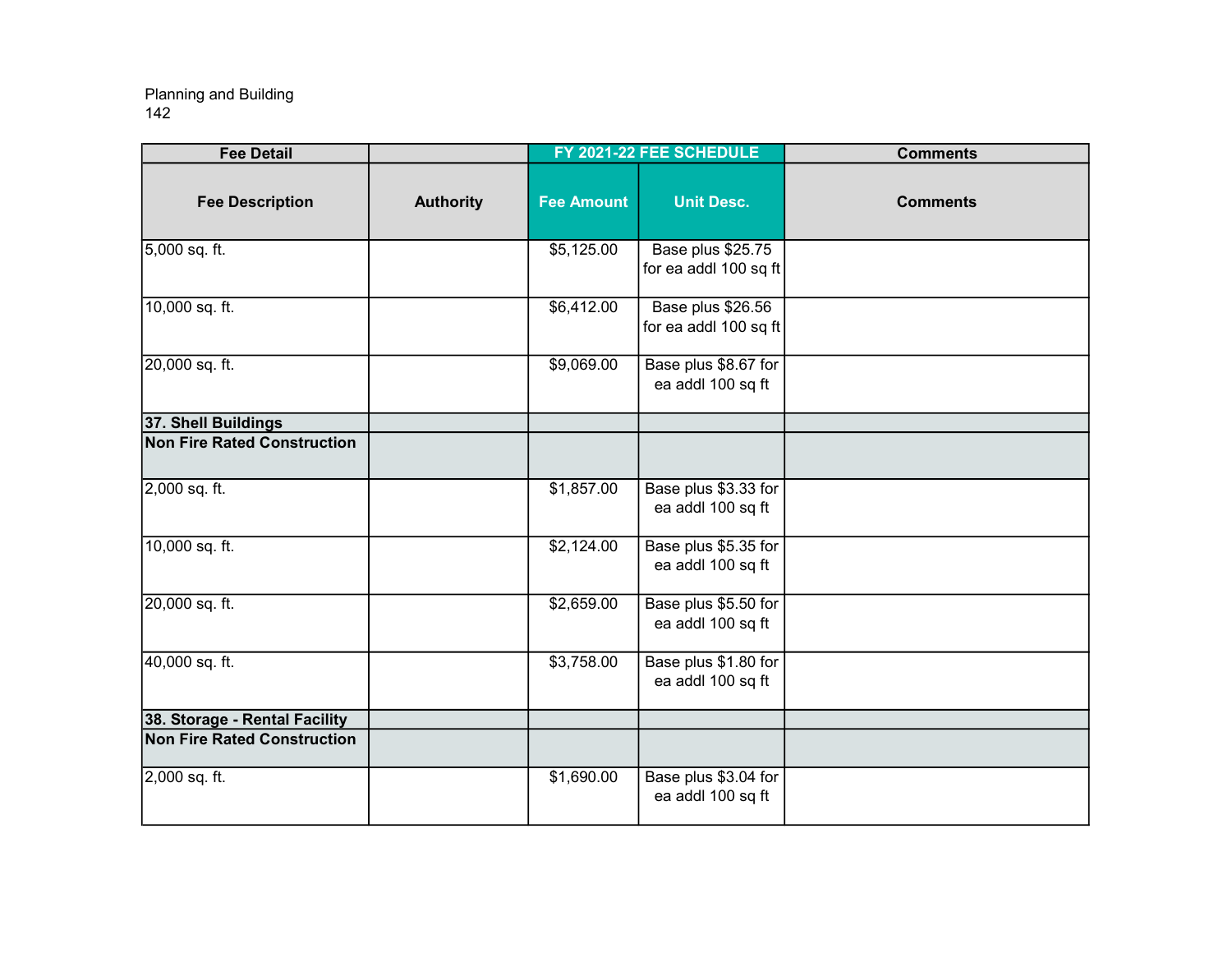Planning and Building

| Fee Detail | | FY 2021-22 FEE SCHEDULE | | Comments |
|---|---|---|---|---|
| **Fee Description** | **Authority** | **Fee Amount** | **Unit Desc.** | **Comments** |
| 5,000 sq. ft. | | $5,125.00 | Base plus $25.75 for ea addl 100 sq ft | |
| 10,000 sq. ft. | | $6,412.00 | Base plus $26.56 for ea addl 100 sq ft | |
| 20,000 sq. ft. | | $9,069.00 | Base plus $8.67 for ea addl 100 sq ft | |
| **37. Shell Buildings** | | | | |
| **Non Fire Rated Construction** | | | | |
| 2,000 sq. ft. | | $1,857.00 | Base plus $3.33 for ea addl 100 sq ft | |
| 10,000 sq. ft. | | $2,124.00 | Base plus $5.35 for ea addl 100 sq ft | |
| 20,000 sq. ft. | | $2,659.00 | Base plus $5.50 for ea addl 100 sq ft | |
| 40,000 sq. ft. | | $3,758.00 | Base plus $1.80 for ea addl 100 sq ft | |
| **38. Storage - Rental Facility** | | | | |
| **Non Fire Rated Construction** | | | | |
| 2,000 sq. ft. | | $1,690.00 | Base plus $3.04 for ea addl 100 sq ft | |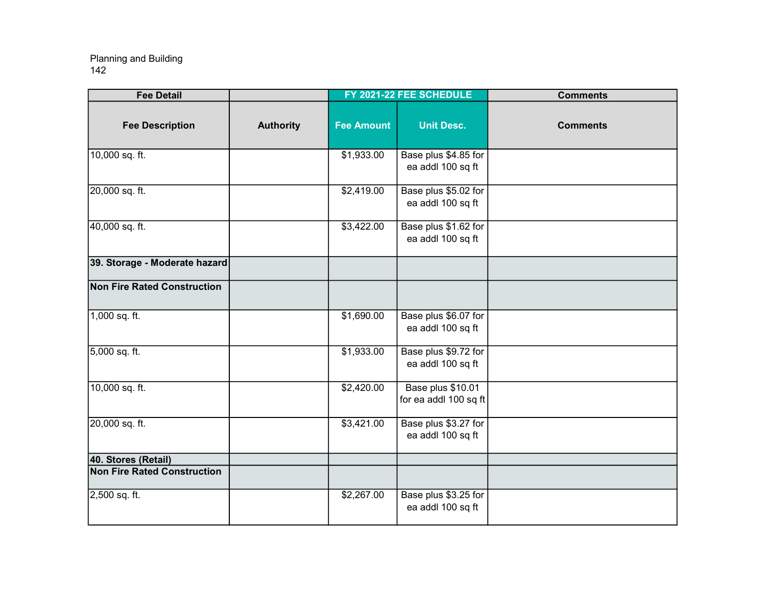Planning and Building

| Fee Detail | | FY 2021-22 FEE SCHEDULE | | Comments |
|---|---|---|---|---|
| **Fee Description** | **Authority** | **Fee Amount** | **Unit Desc.** | **Comments** |
| 10,000 sq. ft. | | $1,933.00 | Base plus $4.85 for ea addl 100 sq ft | |
| 20,000 sq. ft. | | $2,419.00 | Base plus $5.02 for ea addl 100 sq ft | |
| 40,000 sq. ft. | | $3,422.00 | Base plus $1.62 for ea addl 100 sq ft | |
| **39. Storage - Moderate hazard** | | | | |
| **Non Fire Rated Construction** | | | | |
| 1,000 sq. ft. | | $1,690.00 | Base plus $6.07 for ea addl 100 sq ft | |
| 5,000 sq. ft. | | $1,933.00 | Base plus $9.72 for ea addl 100 sq ft | |
| 10,000 sq. ft. | | $2,420.00 | Base plus $10.01 for ea addl 100 sq ft | |
| 20,000 sq. ft. | | $3,421.00 | Base plus $3.27 for ea addl 100 sq ft | |
| **40. Stores (Retail)** | | | | |
| **Non Fire Rated Construction** | | | | |
| 2,500 sq. ft. | | $2,267.00 | Base plus $3.25 for ea addl 100 sq ft | |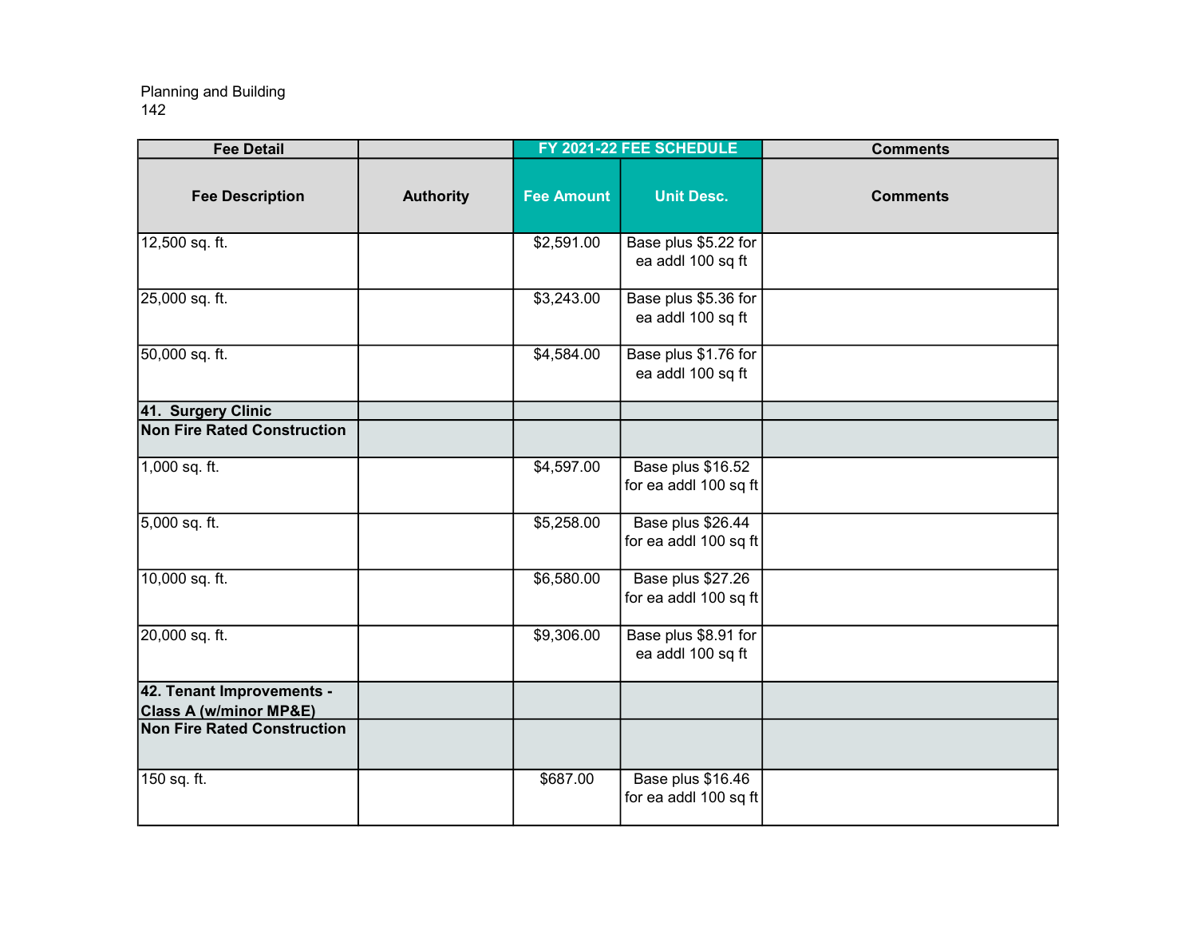| Fee Detail | | FY 2021-22 FEE SCHEDULE | | Comments |
|---|---|---|---|---|
| **Fee Description** | **Authority** | **Fee Amount** | **Unit Desc.** | **Comments** |
| 12,500 sq. ft. | | $2,591.00 | Base plus $5.22 for ea addl 100 sq ft | |
| 25,000 sq. ft. | | $3,243.00 | Base plus $5.36 for ea addl 100 sq ft | |
| 50,000 sq. ft. | | $4,584.00 | Base plus $1.76 for ea addl 100 sq ft | |
| **41. Surgery Clinic** | | | | |
| **Non Fire Rated Construction** | | | | |
| 1,000 sq. ft. | | $4,597.00 | Base plus $16.52 for ea addl 100 sq ft | |
| 5,000 sq. ft. | | $5,258.00 | Base plus $26.44 for ea addl 100 sq ft | |
| 10,000 sq. ft. | | $6,580.00 | Base plus $27.26 for ea addl 100 sq ft | |
| 20,000 sq. ft. | | $9,306.00 | Base plus $8.91 for ea addl 100 sq ft | |
| **42. Tenant Improvements - Class A (w/minor MP&E)** | | | | |
| **Non Fire Rated Construction** | | | | |
| 150 sq. ft. | | $687.00 | Base plus $16.46 for ea addl 100 sq ft | |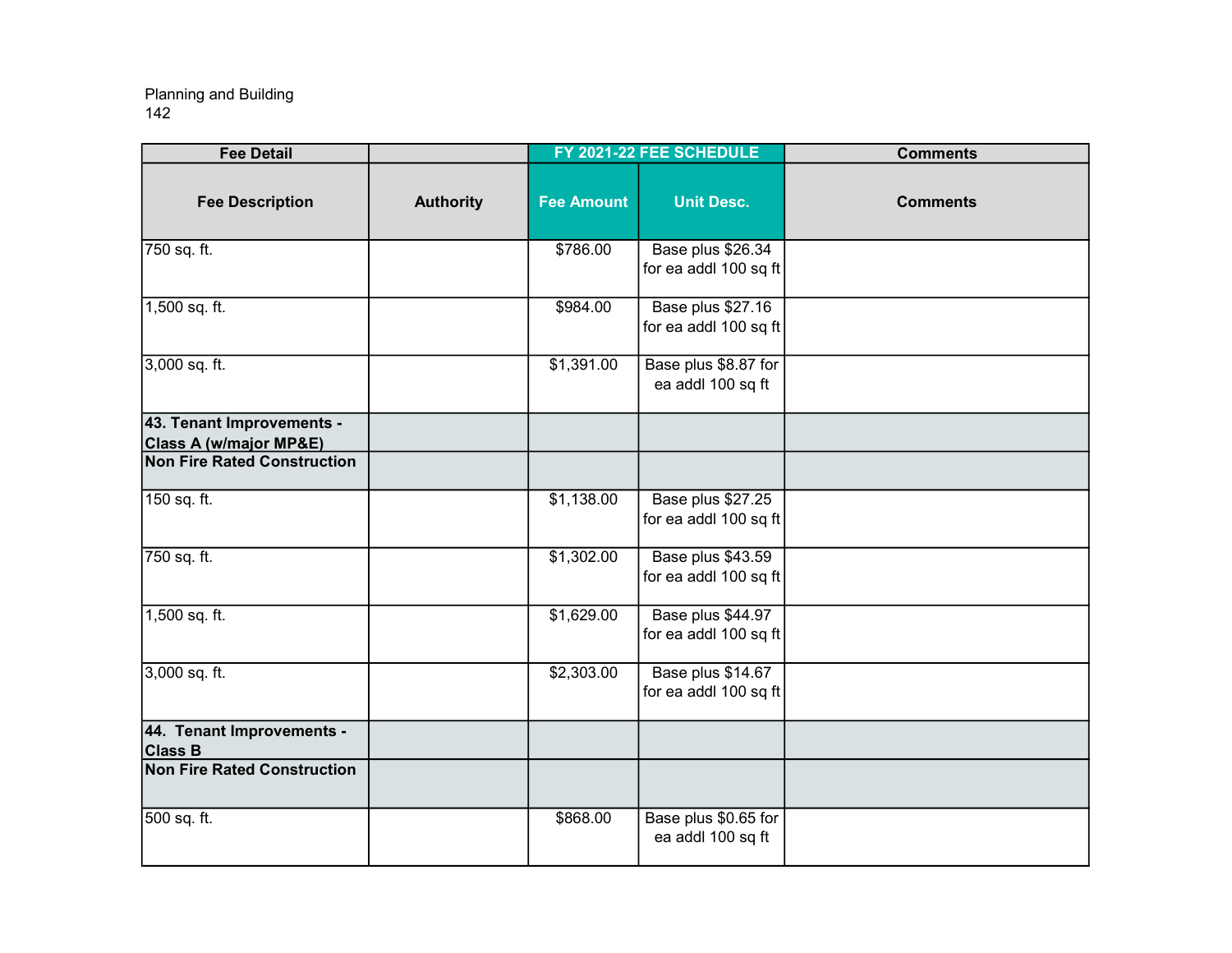Planning and Building

| Fee Detail | | FY 2021-22 FEE SCHEDULE | | Comments |
|---|---|---|---|---|
| **Fee Description** | **Authority** | **Fee Amount** | **Unit Desc.** | **Comments** |
| 750 sq. ft. | | $786.00 | Base plus $26.34 for ea addl 100 sq ft | |
| 1,500 sq. ft. | | $984.00 | Base plus $27.16 for ea addl 100 sq ft | |
| 3,000 sq. ft. | | $1,391.00 | Base plus $8.87 for ea addl 100 sq ft | |
| **43. Tenant Improvements - Class A (w/major MP&E)** | | | | |
| **Non Fire Rated Construction** | | | | |
| 150 sq. ft. | | $1,138.00 | Base plus $27.25 for ea addl 100 sq ft | |
| 750 sq. ft. | | $1,302.00 | Base plus $43.59 for ea addl 100 sq ft | |
| 1,500 sq. ft. | | $1,629.00 | Base plus $44.97 for ea addl 100 sq ft | |
| 3,000 sq. ft. | | $2,303.00 | Base plus $14.67 for ea addl 100 sq ft | |
| **44. Tenant Improvements - Class B** | | | | |
| **Non Fire Rated Construction** | | | | |
| 500 sq. ft. | | $868.00 | Base plus $0.65 for ea addl 100 sq ft | |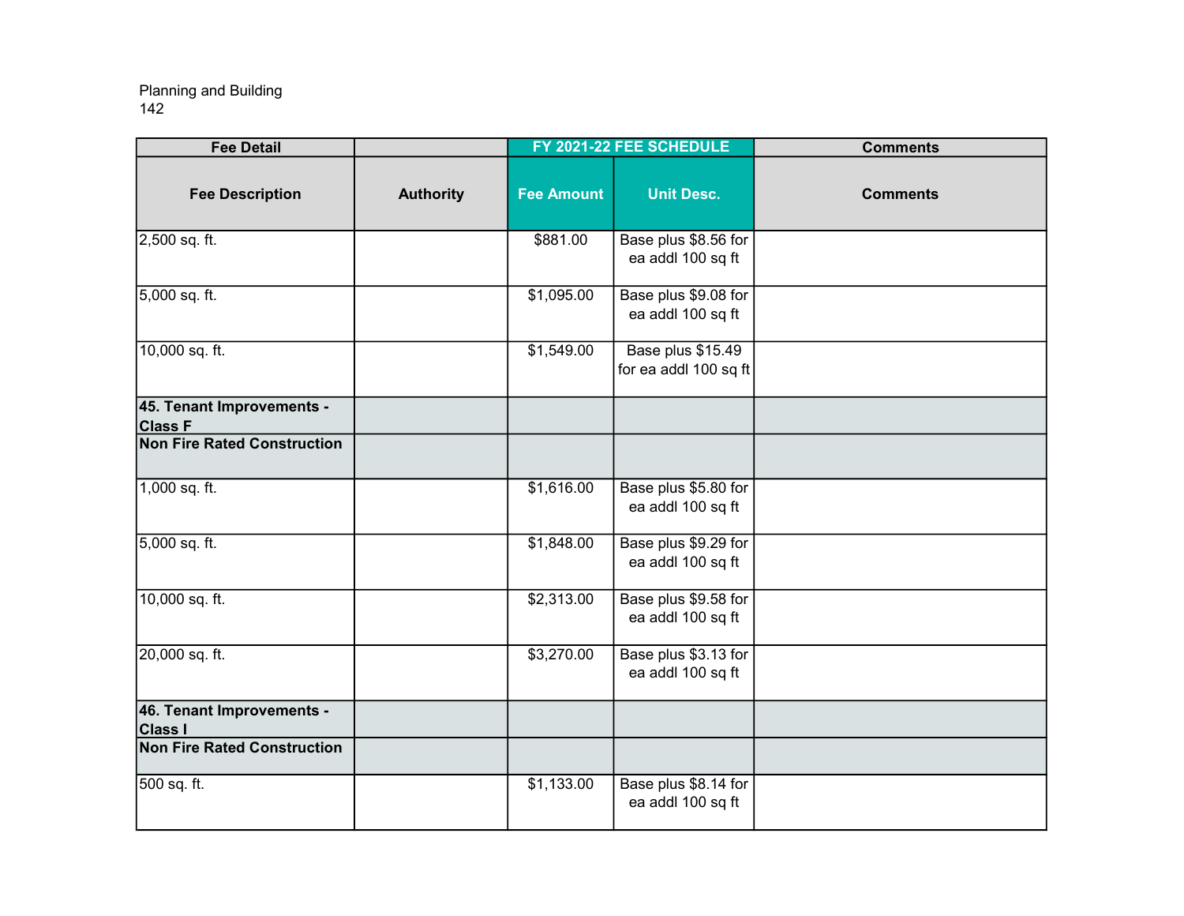Planning and Building
142

| Fee Detail | | FY 2021-22 FEE SCHEDULE | | Comments |
|---|---|---|---|---|
| **Fee Description** | **Authority** | **Fee Amount** | **Unit Desc.** | **Comments** |
| 2,500 sq. ft. | | $881.00 | Base plus $8.56 for ea addl 100 sq ft | |
| 5,000 sq. ft. | | $1,095.00 | Base plus $9.08 for ea addl 100 sq ft | |
| 10,000 sq. ft. | | $1,549.00 | Base plus $15.49 for ea addl 100 sq ft | |
| **45. Tenant Improvements - Class F** | | | | |
| **Non Fire Rated Construction** | | | | |
| 1,000 sq. ft. | | $1,616.00 | Base plus $5.80 for ea addl 100 sq ft | |
| 5,000 sq. ft. | | $1,848.00 | Base plus $9.29 for ea addl 100 sq ft | |
| 10,000 sq. ft. | | $2,313.00 | Base plus $9.58 for ea addl 100 sq ft | |
| 20,000 sq. ft. | | $3,270.00 | Base plus $3.13 for ea addl 100 sq ft | |
| **46. Tenant Improvements - Class I** | | | | |
| **Non Fire Rated Construction** | | | | |
| 500 sq. ft. | | $1,133.00 | Base plus $8.14 for ea addl 100 sq ft | |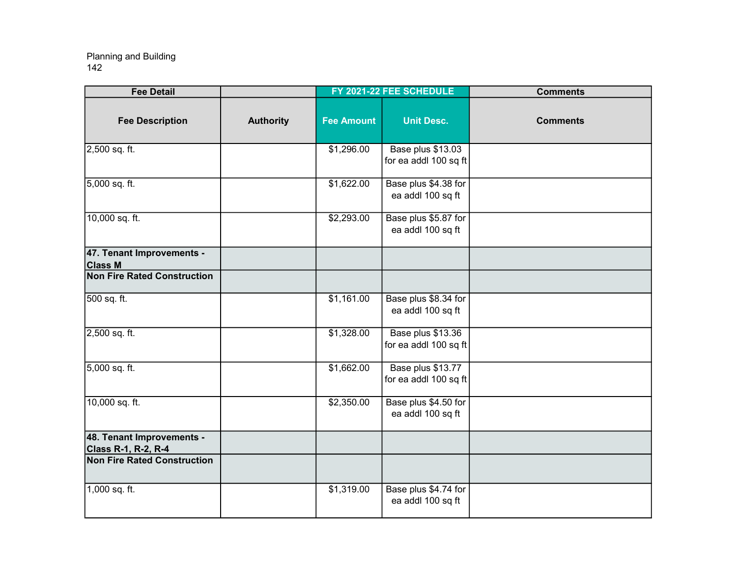Planning and Building

| Fee Detail | | FY 2021-22 FEE SCHEDULE | | Comments |
|---|---|---|---|---|
| **Fee Description** | **Authority** | **Fee Amount** | **Unit Desc.** | **Comments** |
| 2,500 sq. ft. | | $1,296.00 | Base plus $13.03 for ea addl 100 sq ft | |
| 5,000 sq. ft. | | $1,622.00 | Base plus $4.38 for ea addl 100 sq ft | |
| 10,000 sq. ft. | | $2,293.00 | Base plus $5.87 for ea addl 100 sq ft | |
| **47. Tenant Improvements - Class M** | | | | |
| **Non Fire Rated Construction** | | | | |
| 500 sq. ft. | | $1,161.00 | Base plus $8.34 for ea addl 100 sq ft | |
| 2,500 sq. ft. | | $1,328.00 | Base plus $13.36 for ea addl 100 sq ft | |
| 5,000 sq. ft. | | $1,662.00 | Base plus $13.77 for ea addl 100 sq ft | |
| 10,000 sq. ft. | | $2,350.00 | Base plus $4.50 for ea addl 100 sq ft | |
| **48. Tenant Improvements - Class R-1, R-2, R-4** | | | | |
| **Non Fire Rated Construction** | | | | |
| 1,000 sq. ft. | | $1,319.00 | Base plus $4.74 for ea addl 100 sq ft | |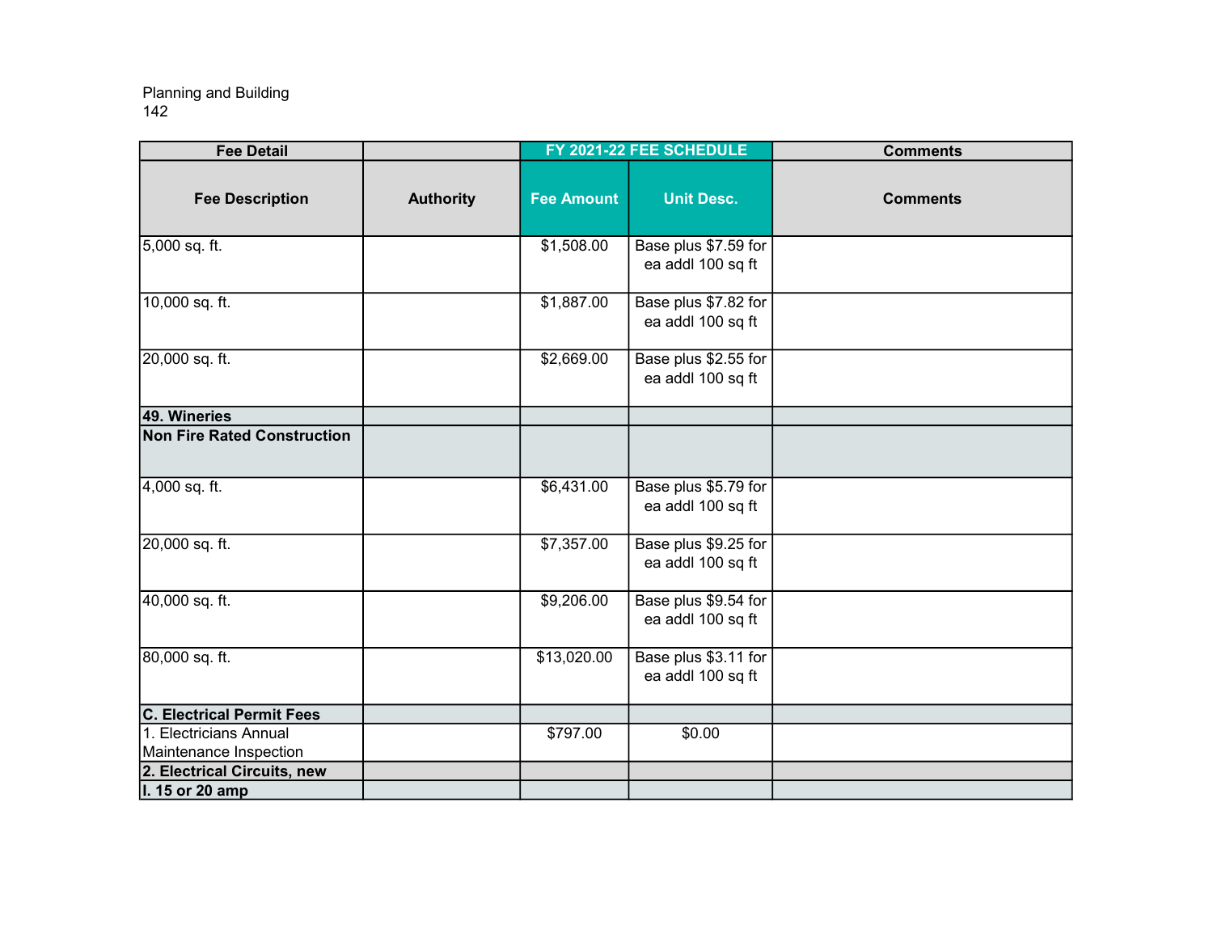Planning and Building
142

| Fee Detail | | FY 2021-22 FEE SCHEDULE | | Comments |
|---|---|---|---|---|
| Fee Description | Authority | Fee Amount | Unit Desc. | Comments |
| 5,000 sq. ft. | | $1,508.00 | Base plus $7.59 for ea addl 100 sq ft | |
| 10,000 sq. ft. | | $1,887.00 | Base plus $7.82 for ea addl 100 sq ft | |
| 20,000 sq. ft. | | $2,669.00 | Base plus $2.55 for ea addl 100 sq ft | |
| **49. Wineries** | | | | |
| **Non Fire Rated Construction** | | | | |
| 4,000 sq. ft. | | $6,431.00 | Base plus $5.79 for ea addl 100 sq ft | |
| 20,000 sq. ft. | | $7,357.00 | Base plus $9.25 for ea addl 100 sq ft | |
| 40,000 sq. ft. | | $9,206.00 | Base plus $9.54 for ea addl 100 sq ft | |
| 80,000 sq. ft. | | $13,020.00 | Base plus $3.11 for ea addl 100 sq ft | |
| **C. Electrical Permit Fees** | | | | |
| 1. Electricians Annual Maintenance Inspection | | $797.00 | $0.00 | |
| **2. Electrical Circuits, new** | | | | |
| **I. 15 or 20 amp** | | | | |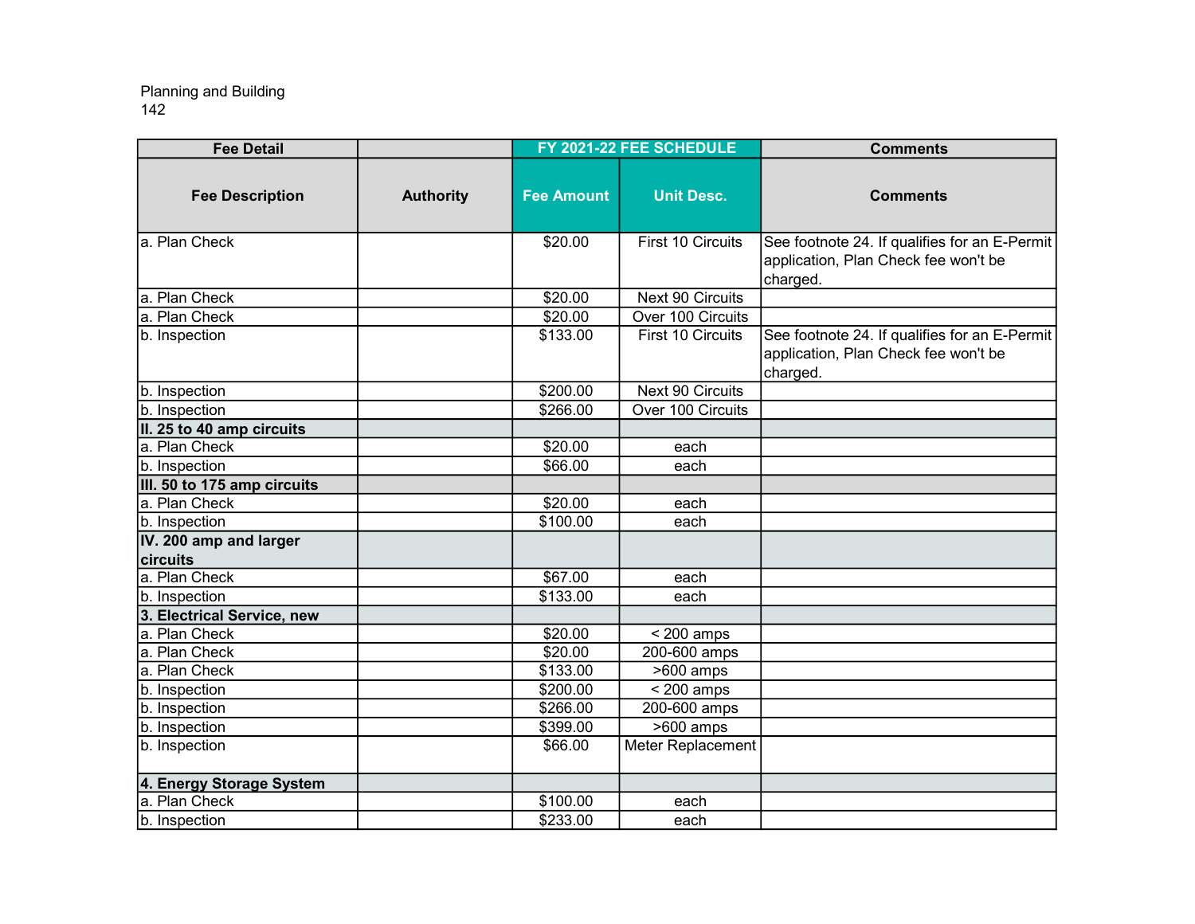Planning and Building
142

| Fee Detail | | FY 2021-22 FEE SCHEDULE | | Comments |
|---|---|---|---|---|
| **Fee Description** | **Authority** | **Fee Amount** | **Unit Desc.** | **Comments** |
| a. Plan Check | | $20.00 | First 10 Circuits | See footnote 24. If qualifies for an E-Permit application, Plan Check fee won't be charged. |
| a. Plan Check | | $20.00 | Next 90 Circuits | |
| a. Plan Check | | $20.00 | Over 100 Circuits | |
| b. Inspection | | $133.00 | First 10 Circuits | See footnote 24. If qualifies for an E-Permit application, Plan Check fee won't be charged. |
| b. Inspection | | $200.00 | Next 90 Circuits | |
| b. Inspection | | $266.00 | Over 100 Circuits | |
| **II. 25 to 40 amp circuits** | | | | |
| a. Plan Check | | $20.00 | each | |
| b. Inspection | | $66.00 | each | |
| **III. 50 to 175 amp circuits** | | | | |
| a. Plan Check | | $20.00 | each | |
| b. Inspection | | $100.00 | each | |
| **IV. 200 amp and larger circuits** | | | | |
| a. Plan Check | | $67.00 | each | |
| b. Inspection | | $133.00 | each | |
| **3. Electrical Service, new** | | | | |
| a. Plan Check | | $20.00 | < 200 amps | |
| a. Plan Check | | $20.00 | 200-600 amps | |
| a. Plan Check | | $133.00 | >600 amps | |
| b. Inspection | | $200.00 | < 200 amps | |
| b. Inspection | | $266.00 | 200-600 amps | |
| b. Inspection | | $399.00 | >600 amps | |
| b. Inspection | | $66.00 | Meter Replacement | |
| **4. Energy Storage System** | | | | |
| a. Plan Check | | $100.00 | each | |
| b. Inspection | | $233.00 | each | |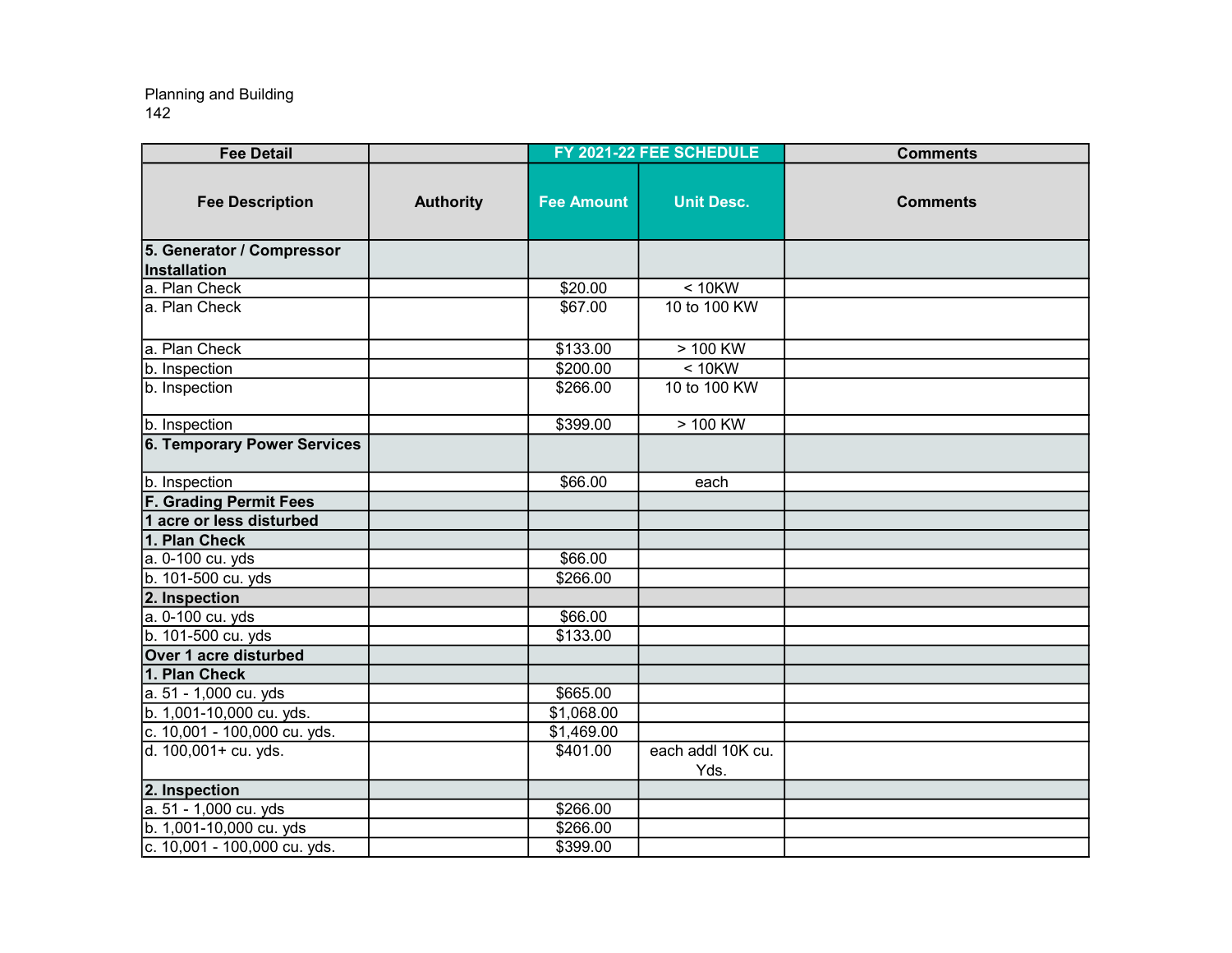Planning and Building
142

| Fee Detail | | FY 2021-22 FEE SCHEDULE | | Comments |
|---|---|---|---|---|
| **Fee Description** | **Authority** | **Fee Amount** | **Unit Desc.** | **Comments** |
| **5. Generator / Compressor Installation** | | | | |
| a. Plan Check | | $20.00 | < 10KW | |
| a. Plan Check | | $67.00 | 10 to 100 KW | |
| a. Plan Check | | $133.00 | > 100 KW | |
| b. Inspection | | $200.00 | < 10KW | |
| b. Inspection | | $266.00 | 10 to 100 KW | |
| b. Inspection | | $399.00 | > 100 KW | |
| **6. Temporary Power Services** | | | | |
| b. Inspection | | $66.00 | each | |
| **F. Grading Permit Fees** | | | | |
| **1 acre or less disturbed** | | | | |
| **1. Plan Check** | | | | |
| a. 0-100 cu. yds | | $66.00 | | |
| b. 101-500 cu. yds | | $266.00 | | |
| **2. Inspection** | | | | |
| a. 0-100 cu. yds | | $66.00 | | |
| b. 101-500 cu. yds | | $133.00 | | |
| **Over 1 acre disturbed** | | | | |
| **1. Plan Check** | | | | |
| a. 51 - 1,000 cu. yds | | $665.00 | | |
| b. 1,001-10,000 cu. yds. | | $1,068.00 | | |
| c. 10,001 - 100,000 cu. yds. | | $1,469.00 | | |
| d. 100,001+ cu. yds. | | $401.00 | each addl 10K cu. Yds. | |
| **2. Inspection** | | | | |
| a. 51 - 1,000 cu. yds | | $266.00 | | |
| b. 1,001-10,000 cu. yds | | $266.00 | | |
| c. 10,001 - 100,000 cu. yds. | | $399.00 | | |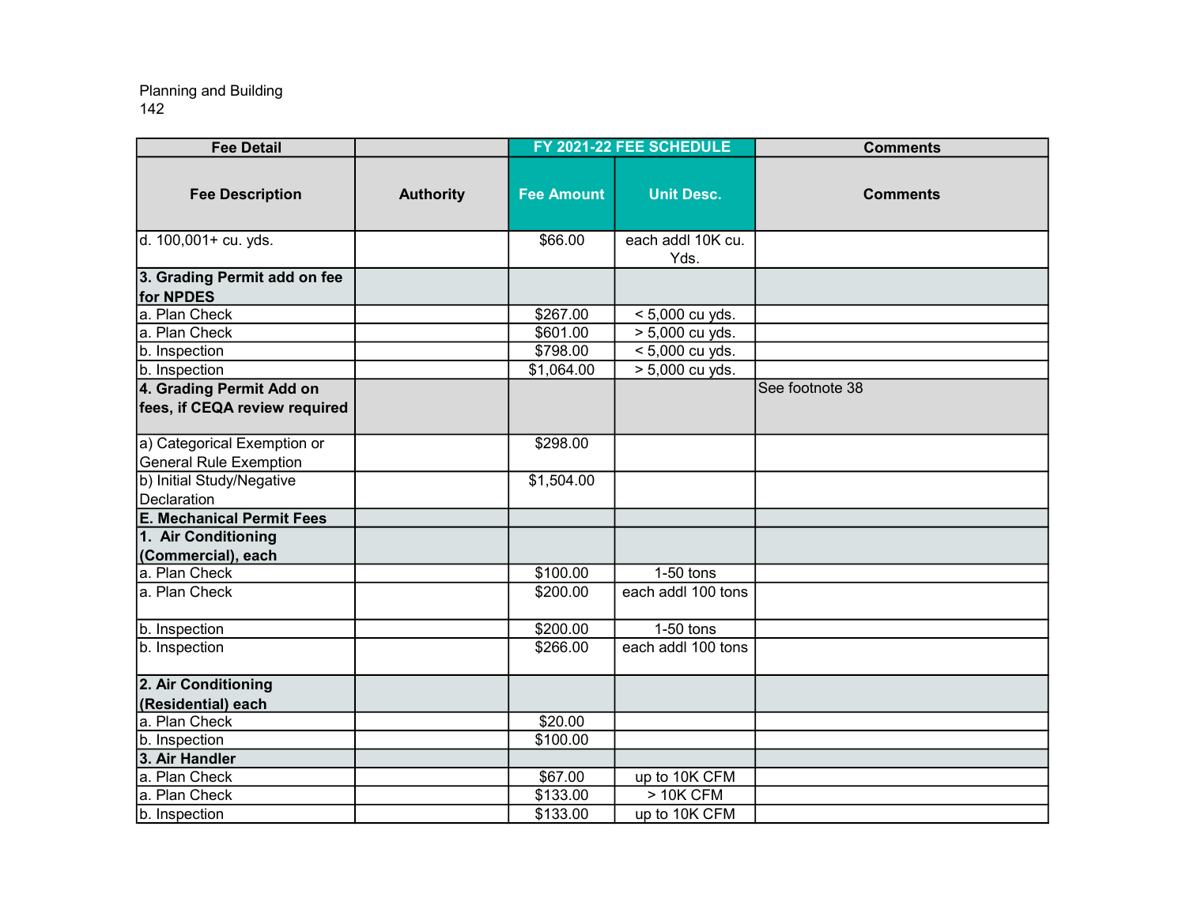Planning and Building

| Fee Detail | | FY 2021-22 FEE SCHEDULE | | Comments |
|---|---|---|---|---|
| **Fee Description** | **Authority** | **Fee Amount** | **Unit Desc.** | **Comments** |
| d. 100,001+ cu. yds. | | $66.00 | each addl 10K cu. Yds. | |
| **3. Grading Permit add on fee for NPDES** | | | | |
| a. Plan Check | | $267.00 | < 5,000 cu yds. | |
| a. Plan Check | | $601.00 | > 5,000 cu yds. | |
| b. Inspection | | $798.00 | < 5,000 cu yds. | |
| b. Inspection | | $1,064.00 | > 5,000 cu yds. | |
| **4. Grading Permit Add on fees, if CEQA review required** | | | | See footnote 38 |
| a) Categorical Exemption or General Rule Exemption | | $298.00 | | |
| b) Initial Study/Negative Declaration | | $1,504.00 | | |
| **E. Mechanical Permit Fees** | | | | |
| **1. Air Conditioning (Commercial), each** | | | | |
| a. Plan Check | | $100.00 | 1-50 tons | |
| a. Plan Check | | $200.00 | each addl 100 tons | |
| b. Inspection | | $200.00 | 1-50 tons | |
| b. Inspection | | $266.00 | each addl 100 tons | |
| **2. Air Conditioning (Residential) each** | | | | |
| a. Plan Check | | $20.00 | | |
| b. Inspection | | $100.00 | | |
| **3. Air Handler** | | | | |
| a. Plan Check | | $67.00 | up to 10K CFM | |
| a. Plan Check | | $133.00 | > 10K CFM | |
| b. Inspection | | $133.00 | up to 10K CFM | |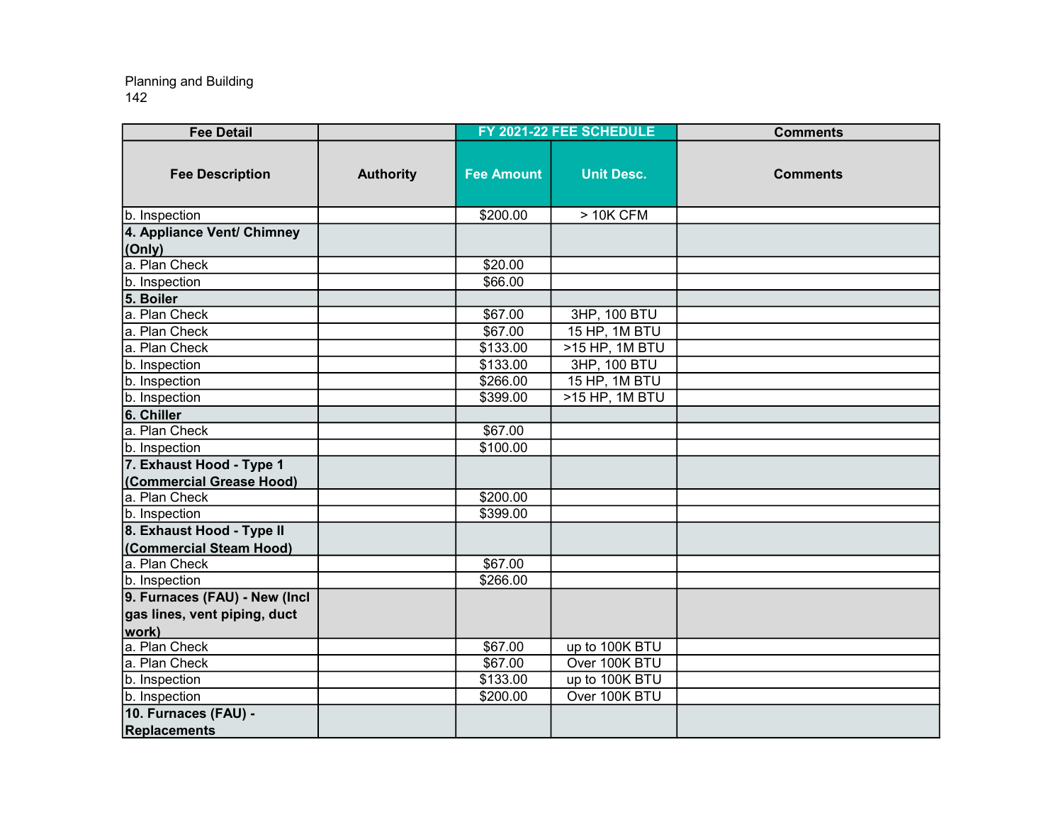Planning and Building
142

| Fee Detail | | FY 2021-22 FEE SCHEDULE | | Comments |
|---|---|---|---|---|
| **Fee Description** | **Authority** | **Fee Amount** | **Unit Desc.** | **Comments** |
| b. Inspection | | $200.00 | > 10K CFM | |
| **4. Appliance Vent/ Chimney (Only)** | | | | |
| a. Plan Check | | $20.00 | | |
| b. Inspection | | $66.00 | | |
| **5. Boiler** | | | | |
| a. Plan Check | | $67.00 | 3HP, 100 BTU | |
| a. Plan Check | | $67.00 | 15 HP, 1M BTU | |
| a. Plan Check | | $133.00 | >15 HP, 1M BTU | |
| b. Inspection | | $133.00 | 3HP, 100 BTU | |
| b. Inspection | | $266.00 | 15 HP, 1M BTU | |
| b. Inspection | | $399.00 | >15 HP, 1M BTU | |
| **6. Chiller** | | | | |
| a. Plan Check | | $67.00 | | |
| b. Inspection | | $100.00 | | |
| **7. Exhaust Hood - Type 1 (Commercial Grease Hood)** | | | | |
| a. Plan Check | | $200.00 | | |
| b. Inspection | | $399.00 | | |
| **8. Exhaust Hood - Type II (Commercial Steam Hood)** | | | | |
| a. Plan Check | | $67.00 | | |
| b. Inspection | | $266.00 | | |
| **9. Furnaces (FAU) - New (Incl gas lines, vent piping, duct work)** | | | | |
| a. Plan Check | | $67.00 | up to 100K BTU | |
| a. Plan Check | | $67.00 | Over 100K BTU | |
| b. Inspection | | $133.00 | up to 100K BTU | |
| b. Inspection | | $200.00 | Over 100K BTU | |
| **10. Furnaces (FAU) - Replacements** | | | | |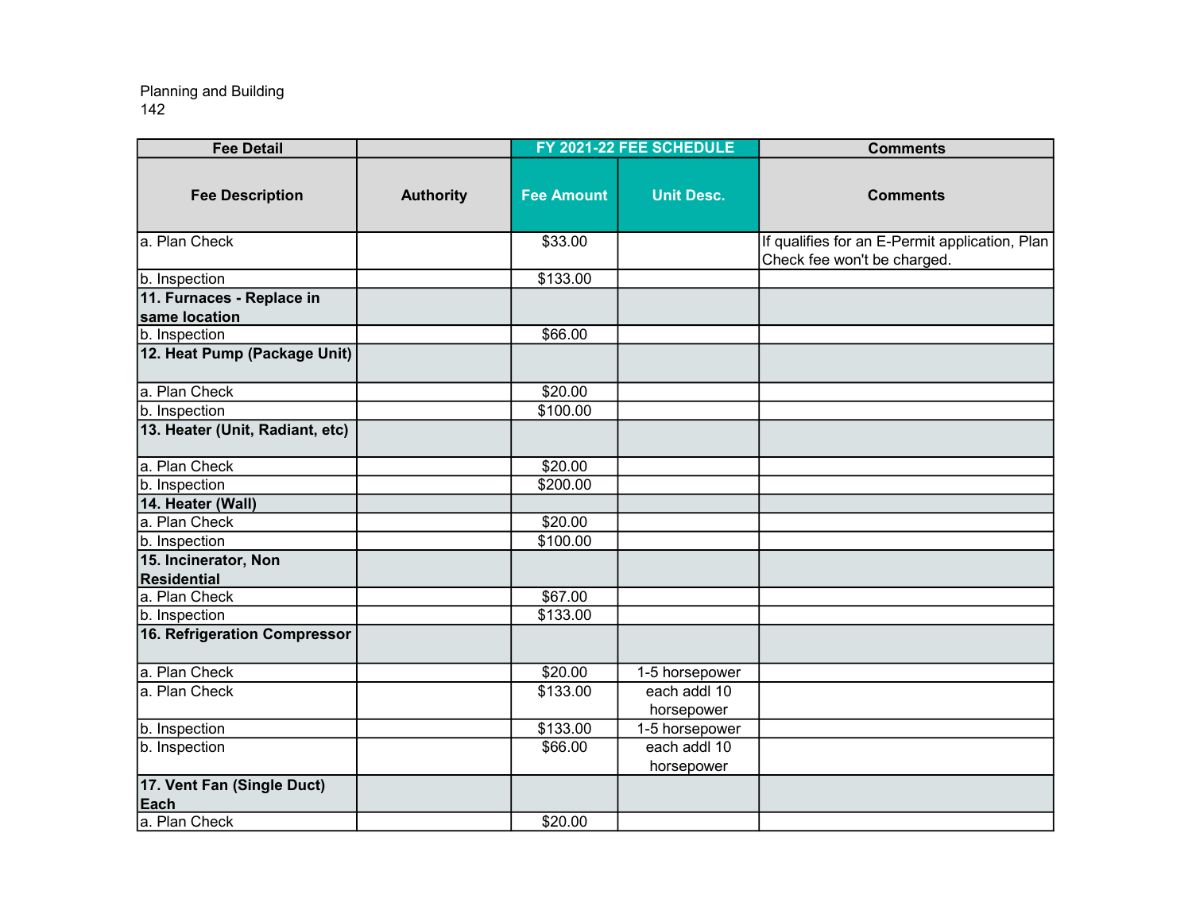Planning and Building
142

| Fee Detail | | FY 2021-22 FEE SCHEDULE | | Comments |
|---|---|---|---|---|
| **Fee Description** | **Authority** | **Fee Amount** | **Unit Desc.** | **Comments** |
| a. Plan Check | | $33.00 | | If qualifies for an E-Permit application, Plan Check fee won't be charged. |
| b. Inspection | | $133.00 | | |
| **11. Furnaces - Replace in same location** | | | | |
| b. Inspection | | $66.00 | | |
| **12. Heat Pump (Package Unit)** | | | | |
| a. Plan Check | | $20.00 | | |
| b. Inspection | | $100.00 | | |
| **13. Heater (Unit, Radiant, etc)** | | | | |
| a. Plan Check | | $20.00 | | |
| b. Inspection | | $200.00 | | |
| **14. Heater (Wall)** | | | | |
| a. Plan Check | | $20.00 | | |
| b. Inspection | | $100.00 | | |
| **15. Incinerator, Non Residential** | | | | |
| a. Plan Check | | $67.00 | | |
| b. Inspection | | $133.00 | | |
| **16. Refrigeration Compressor** | | | | |
| a. Plan Check | | $20.00 | 1-5 horsepower | |
| a. Plan Check | | $133.00 | each addl 10 horsepower | |
| b. Inspection | | $133.00 | 1-5 horsepower | |
| b. Inspection | | $66.00 | each addl 10 horsepower | |
| **17. Vent Fan (Single Duct) Each** | | | | |
| a. Plan Check | | $20.00 | | |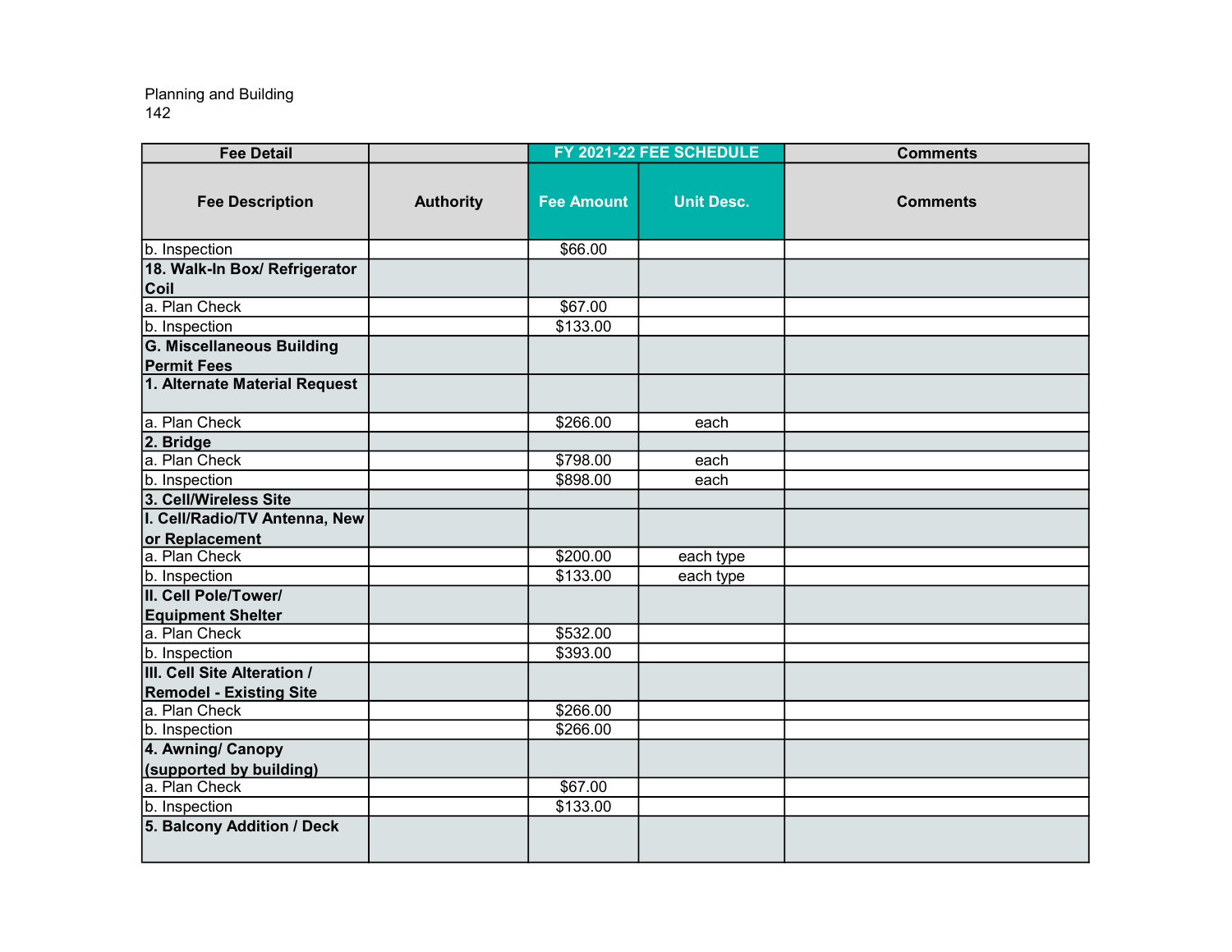Planning and Building
142

| Fee Detail | | FY 2021-22 FEE SCHEDULE | | Comments |
|---|---|---|---|---|
| **Fee Description** | **Authority** | **Fee Amount** | **Unit Desc.** | **Comments** |
| b. Inspection | | $66.00 | | |
| **18. Walk-In Box/ Refrigerator Coil** | | | | |
| a. Plan Check | | $67.00 | | |
| b. Inspection | | $133.00 | | |
| **G. Miscellaneous Building Permit Fees** | | | | |
| **1. Alternate Material Request** | | | | |
| a. Plan Check | | $266.00 | each | |
| **2. Bridge** | | | | |
| a. Plan Check | | $798.00 | each | |
| b. Inspection | | $898.00 | each | |
| **3. Cell/Wireless Site** | | | | |
| **I. Cell/Radio/TV Antenna, New or Replacement** | | | | |
| a. Plan Check | | $200.00 | each type | |
| b. Inspection | | $133.00 | each type | |
| **II. Cell Pole/Tower/ Equipment Shelter** | | | | |
| a. Plan Check | | $532.00 | | |
| b. Inspection | | $393.00 | | |
| **III. Cell Site Alteration / Remodel - Existing Site** | | | | |
| a. Plan Check | | $266.00 | | |
| b. Inspection | | $266.00 | | |
| **4. Awning/ Canopy (supported by building)** | | | | |
| a. Plan Check | | $67.00 | | |
| b. Inspection | | $133.00 | | |
| **5. Balcony Addition / Deck** | | | | |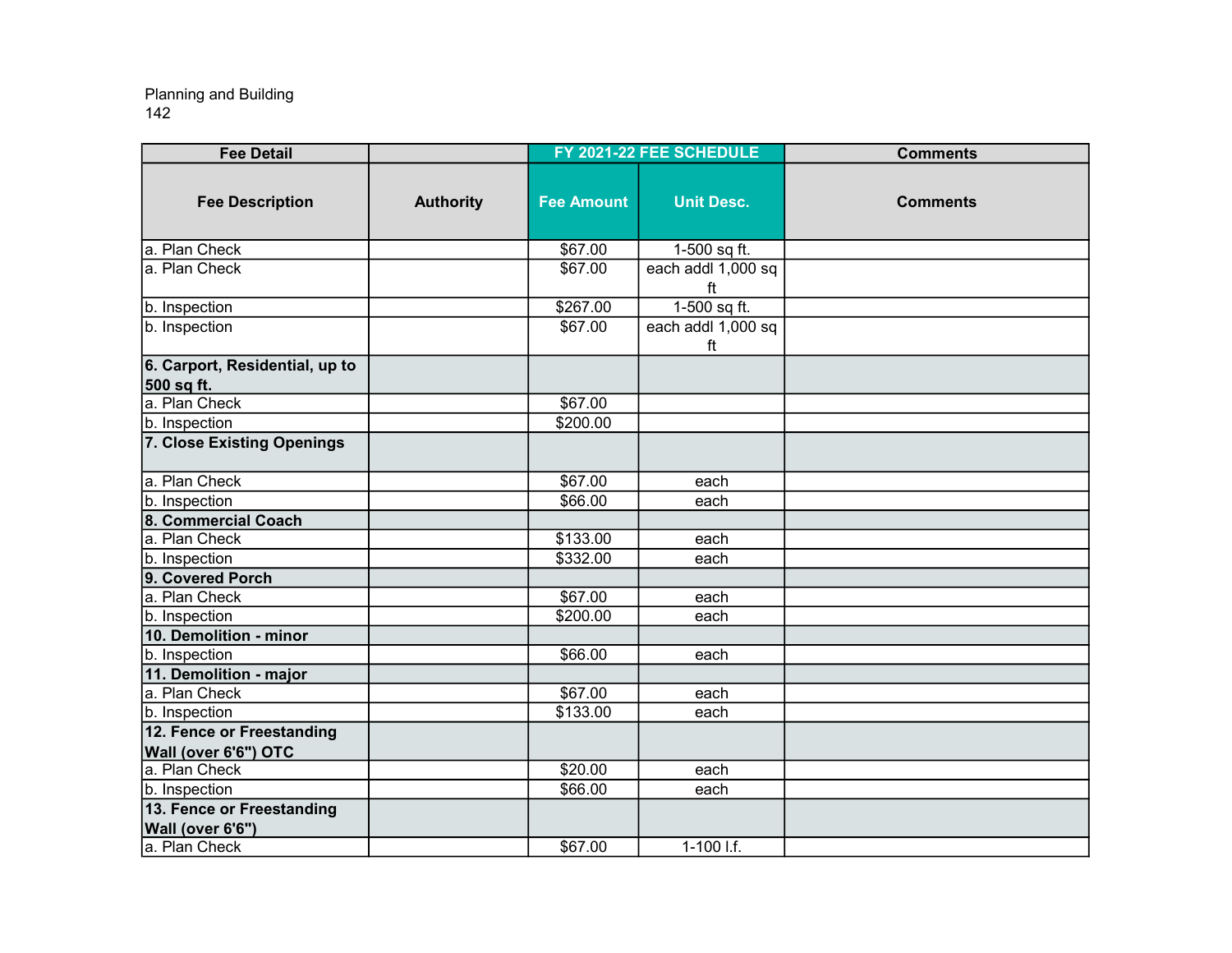Planning and Building

| Fee Detail | | FY 2021-22 FEE SCHEDULE | | Comments |
|---|---|---|---|---|
| Fee Description | Authority | Fee Amount | Unit Desc. | Comments |
| a. Plan Check | | $67.00 | 1-500 sq ft. | |
| a. Plan Check | | $67.00 | each addl 1,000 sq ft | |
| b. Inspection | | $267.00 | 1-500 sq ft. | |
| b. Inspection | | $67.00 | each addl 1,000 sq ft | |
| **6. Carport, Residential, up to 500 sq ft.** | | | | |
| a. Plan Check | | $67.00 | | |
| b. Inspection | | $200.00 | | |
| **7. Close Existing Openings** | | | | |
| a. Plan Check | | $67.00 | each | |
| b. Inspection | | $66.00 | each | |
| **8. Commercial Coach** | | | | |
| a. Plan Check | | $133.00 | each | |
| b. Inspection | | $332.00 | each | |
| **9. Covered Porch** | | | | |
| a. Plan Check | | $67.00 | each | |
| b. Inspection | | $200.00 | each | |
| **10. Demolition - minor** | | | | |
| b. Inspection | | $66.00 | each | |
| **11. Demolition - major** | | | | |
| a. Plan Check | | $67.00 | each | |
| b. Inspection | | $133.00 | each | |
| **12. Fence or Freestanding Wall (over 6'6") OTC** | | | | |
| a. Plan Check | | $20.00 | each | |
| b. Inspection | | $66.00 | each | |
| **13. Fence or Freestanding Wall (over 6'6")** | | | | |
| a. Plan Check | | $67.00 | 1-100 l.f. | |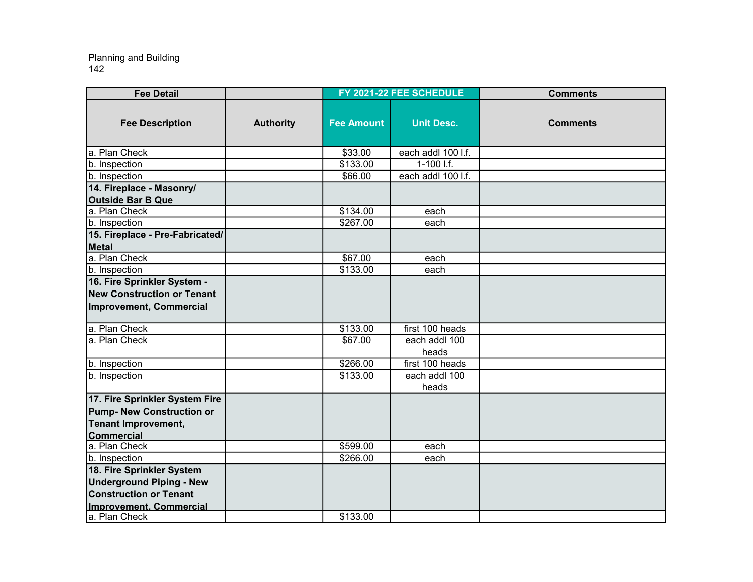| Fee Detail | | FY 2021-22 FEE SCHEDULE | | Comments |
|---|---|---|---|---|
| **Fee Description** | **Authority** | **Fee Amount** | **Unit Desc.** | **Comments** |
| a. Plan Check | | $33.00 | each addl 100 l.f. | |
| b. Inspection | | $133.00 | 1-100 l.f. | |
| b. Inspection | | $66.00 | each addl 100 l.f. | |
| **14. Fireplace - Masonry/ Outside Bar B Que** | | | | |
| a. Plan Check | | $134.00 | each | |
| b. Inspection | | $267.00 | each | |
| **15. Fireplace - Pre-Fabricated/ Metal** | | | | |
| a. Plan Check | | $67.00 | each | |
| b. Inspection | | $133.00 | each | |
| **16. Fire Sprinkler System - New Construction or Tenant Improvement, Commercial** | | | | |
| a. Plan Check | | $133.00 | first 100 heads | |
| a. Plan Check | | $67.00 | each addl 100 heads | |
| b. Inspection | | $266.00 | first 100 heads | |
| b. Inspection | | $133.00 | each addl 100 heads | |
| **17. Fire Sprinkler System Fire Pump- New Construction or Tenant Improvement, Commercial** | | | | |
| a. Plan Check | | $599.00 | each | |
| b. Inspection | | $266.00 | each | |
| **18. Fire Sprinkler System Underground Piping - New Construction or Tenant Improvement, Commercial** | | | | |
| a. Plan Check | | $133.00 | | |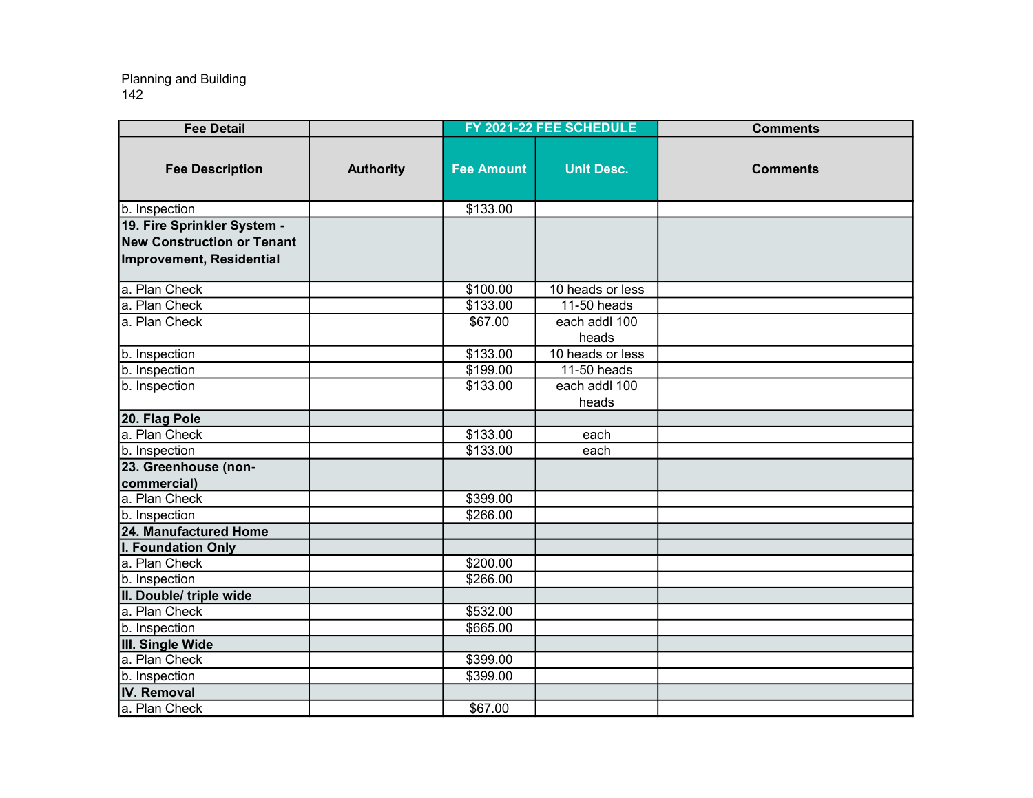Planning and Building

| Fee Detail | | FY 2021-22 FEE SCHEDULE | | Comments |
|---|---|---|---|---|
| **Fee Description** | **Authority** | **Fee Amount** | **Unit Desc.** | **Comments** |
| b. Inspection | | $133.00 | | |
| **19. Fire Sprinkler System - New Construction or Tenant Improvement, Residential** | | | | |
| a. Plan Check | | $100.00 | 10 heads or less | |
| a. Plan Check | | $133.00 | 11-50 heads | |
| a. Plan Check | | $67.00 | each addl 100 heads | |
| b. Inspection | | $133.00 | 10 heads or less | |
| b. Inspection | | $199.00 | 11-50 heads | |
| b. Inspection | | $133.00 | each addl 100 heads | |
| **20. Flag Pole** | | | | |
| a. Plan Check | | $133.00 | each | |
| b. Inspection | | $133.00 | each | |
| **23. Greenhouse (non-commercial)** | | | | |
| a. Plan Check | | $399.00 | | |
| b. Inspection | | $266.00 | | |
| **24. Manufactured Home** | | | | |
| **I. Foundation Only** | | | | |
| a. Plan Check | | $200.00 | | |
| b. Inspection | | $266.00 | | |
| **II. Double/ triple wide** | | | | |
| a. Plan Check | | $532.00 | | |
| b. Inspection | | $665.00 | | |
| **III. Single Wide** | | | | |
| a. Plan Check | | $399.00 | | |
| b. Inspection | | $399.00 | | |
| **IV. Removal** | | | | |
| a. Plan Check | | $67.00 | | |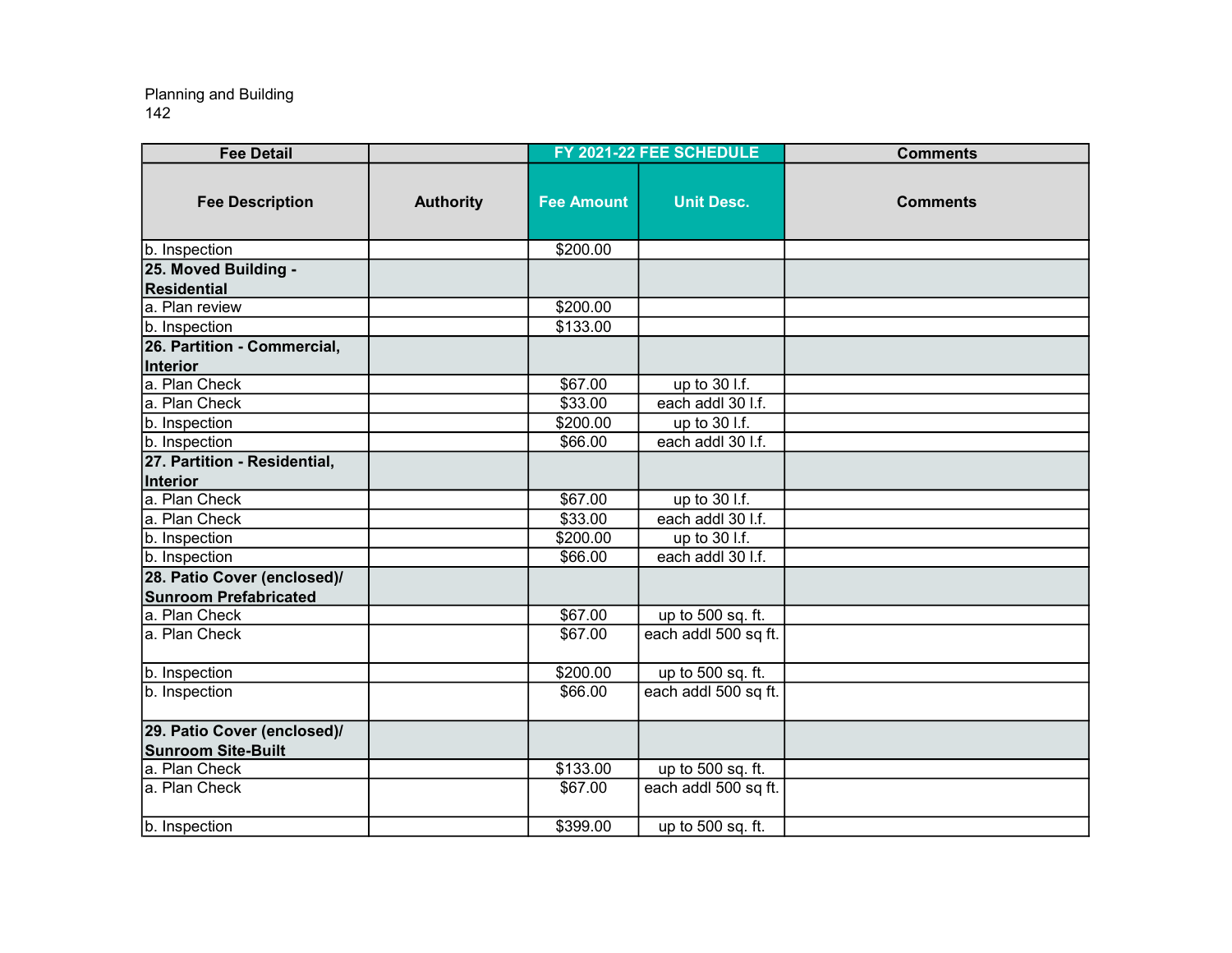Planning and Building
142

| Fee Detail | | FY 2021-22 FEE SCHEDULE | | Comments |
|---|---|---|---|---|
| **Fee Description** | **Authority** | **Fee Amount** | **Unit Desc.** | **Comments** |
| b. Inspection | | $200.00 | | |
| **25. Moved Building - Residential** | | | | |
| a. Plan review | | $200.00 | | |
| b. Inspection | | $133.00 | | |
| **26. Partition - Commercial, Interior** | | | | |
| a. Plan Check | | $67.00 | up to 30 l.f. | |
| a. Plan Check | | $33.00 | each addl 30 l.f. | |
| b. Inspection | | $200.00 | up to 30 l.f. | |
| b. Inspection | | $66.00 | each addl 30 l.f. | |
| **27. Partition - Residential, Interior** | | | | |
| a. Plan Check | | $67.00 | up to 30 l.f. | |
| a. Plan Check | | $33.00 | each addl 30 l.f. | |
| b. Inspection | | $200.00 | up to 30 l.f. | |
| b. Inspection | | $66.00 | each addl 30 l.f. | |
| **28. Patio Cover (enclosed)/ Sunroom Prefabricated** | | | | |
| a. Plan Check | | $67.00 | up to 500 sq. ft. | |
| a. Plan Check | | $67.00 | each addl 500 sq ft. | |
| b. Inspection | | $200.00 | up to 500 sq. ft. | |
| b. Inspection | | $66.00 | each addl 500 sq ft. | |
| **29. Patio Cover (enclosed)/ Sunroom Site-Built** | | | | |
| a. Plan Check | | $133.00 | up to 500 sq. ft. | |
| a. Plan Check | | $67.00 | each addl 500 sq ft. | |
| b. Inspection | | $399.00 | up to 500 sq. ft. | |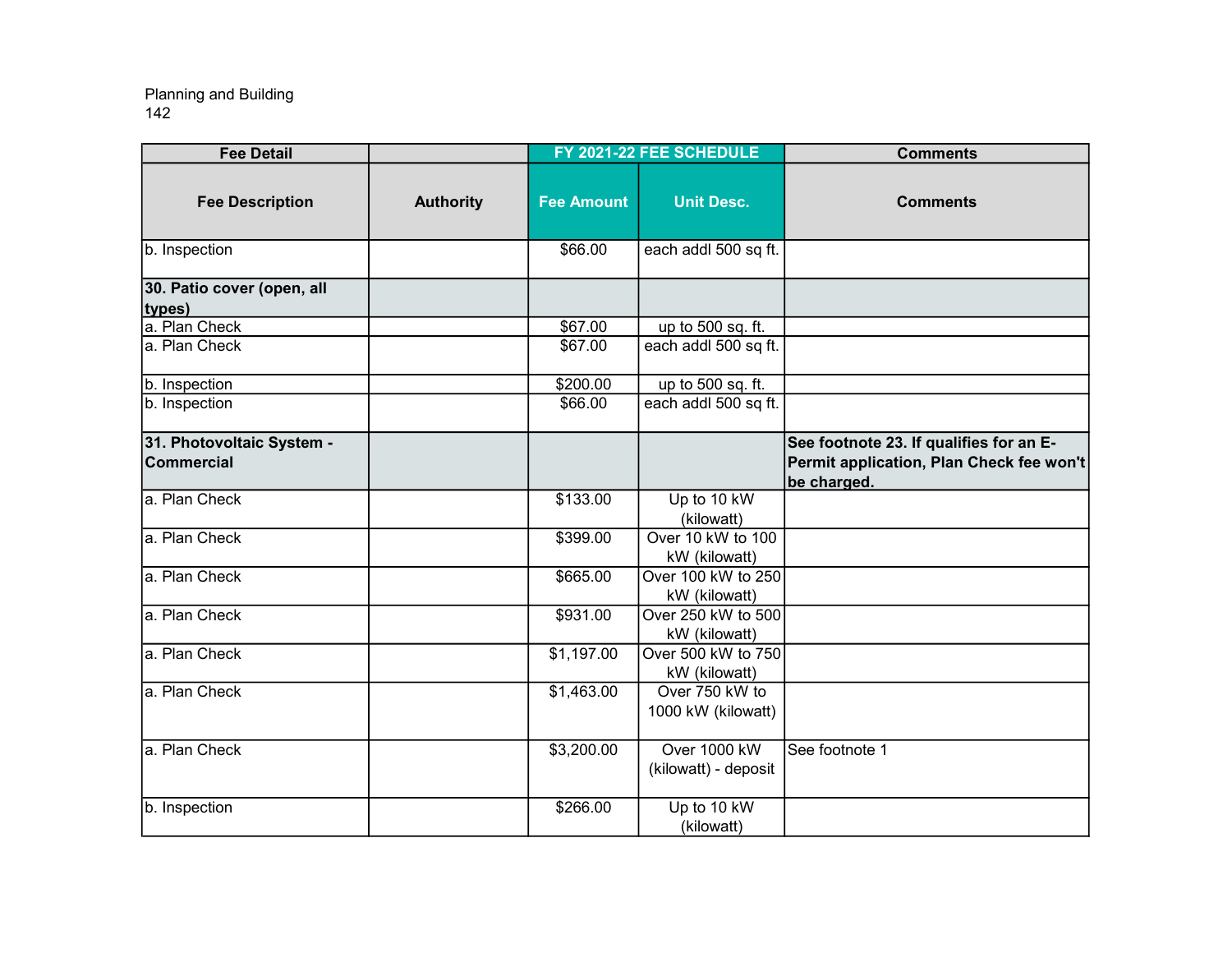Planning and Building
142

| Fee Detail | | FY 2021-22 FEE SCHEDULE | | Comments |
|---|---|---|---|---|
| Fee Description | Authority | Fee Amount | Unit Desc. | Comments |
| b. Inspection | | $66.00 | each addl 500 sq ft. | |
| **30. Patio cover (open, all types)** | | | | |
| a. Plan Check | | $67.00 | up to 500 sq. ft. | |
| a. Plan Check | | $67.00 | each addl 500 sq ft. | |
| b. Inspection | | $200.00 | up to 500 sq. ft. | |
| b. Inspection | | $66.00 | each addl 500 sq ft. | |
| **31. Photovoltaic System - Commercial** | | | | **See footnote 23. If qualifies for an E-Permit application, Plan Check fee won't be charged.** |
| a. Plan Check | | $133.00 | Up to 10 kW (kilowatt) | |
| a. Plan Check | | $399.00 | Over 10 kW to 100 kW (kilowatt) | |
| a. Plan Check | | $665.00 | Over 100 kW to 250 kW (kilowatt) | |
| a. Plan Check | | $931.00 | Over 250 kW to 500 kW (kilowatt) | |
| a. Plan Check | | $1,197.00 | Over 500 kW to 750 kW (kilowatt) | |
| a. Plan Check | | $1,463.00 | Over 750 kW to 1000 kW (kilowatt) | |
| a. Plan Check | | $3,200.00 | Over 1000 kW (kilowatt) - deposit | See footnote 1 |
| b. Inspection | | $266.00 | Up to 10 kW (kilowatt) | |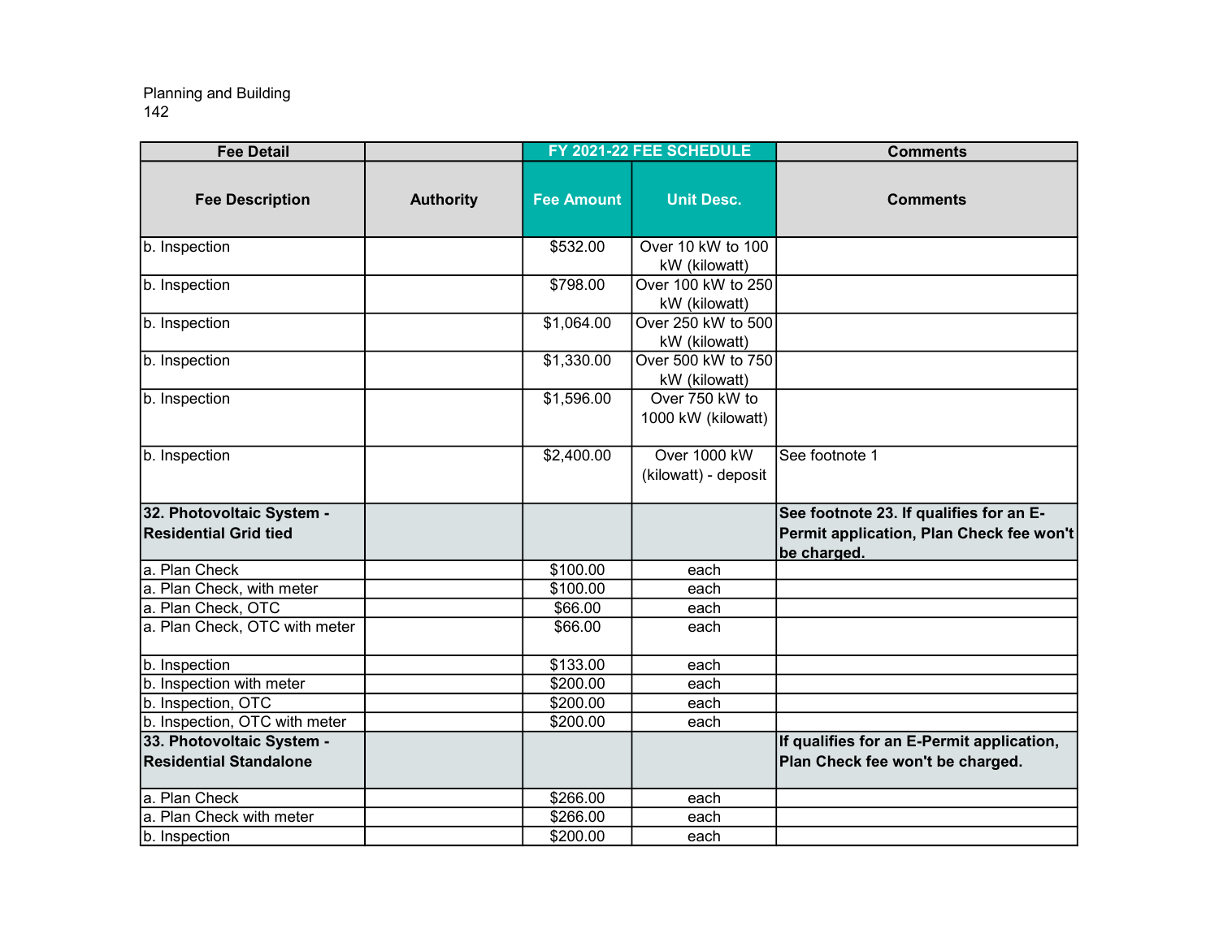Planning and Building

| Fee Detail | | FY 2021-22 FEE SCHEDULE | | Comments |
|---|---|---|---|---|
| **Fee Description** | **Authority** | **Fee Amount** | **Unit Desc.** | **Comments** |
| b. Inspection | | $532.00 | Over 10 kW to 100 kW (kilowatt) | |
| b. Inspection | | $798.00 | Over 100 kW to 250 kW (kilowatt) | |
| b. Inspection | | $1,064.00 | Over 250 kW to 500 kW (kilowatt) | |
| b. Inspection | | $1,330.00 | Over 500 kW to 750 kW (kilowatt) | |
| b. Inspection | | $1,596.00 | Over 750 kW to 1000 kW (kilowatt) | |
| b. Inspection | | $2,400.00 | Over 1000 kW (kilowatt) - deposit | See footnote 1 |
| **32. Photovoltaic System - Residential Grid tied** | | | | **See footnote 23. If qualifies for an E-Permit application, Plan Check fee won't be charged.** |
| a. Plan Check | | $100.00 | each | |
| a. Plan Check, with meter | | $100.00 | each | |
| a. Plan Check, OTC | | $66.00 | each | |
| a. Plan Check, OTC with meter | | $66.00 | each | |
| b. Inspection | | $133.00 | each | |
| b. Inspection with meter | | $200.00 | each | |
| b. Inspection, OTC | | $200.00 | each | |
| b. Inspection, OTC with meter | | $200.00 | each | |
| **33. Photovoltaic System - Residential Standalone** | | | | **If qualifies for an E-Permit application, Plan Check fee won't be charged.** |
| a. Plan Check | | $266.00 | each | |
| a. Plan Check with meter | | $266.00 | each | |
| b. Inspection | | $200.00 | each | |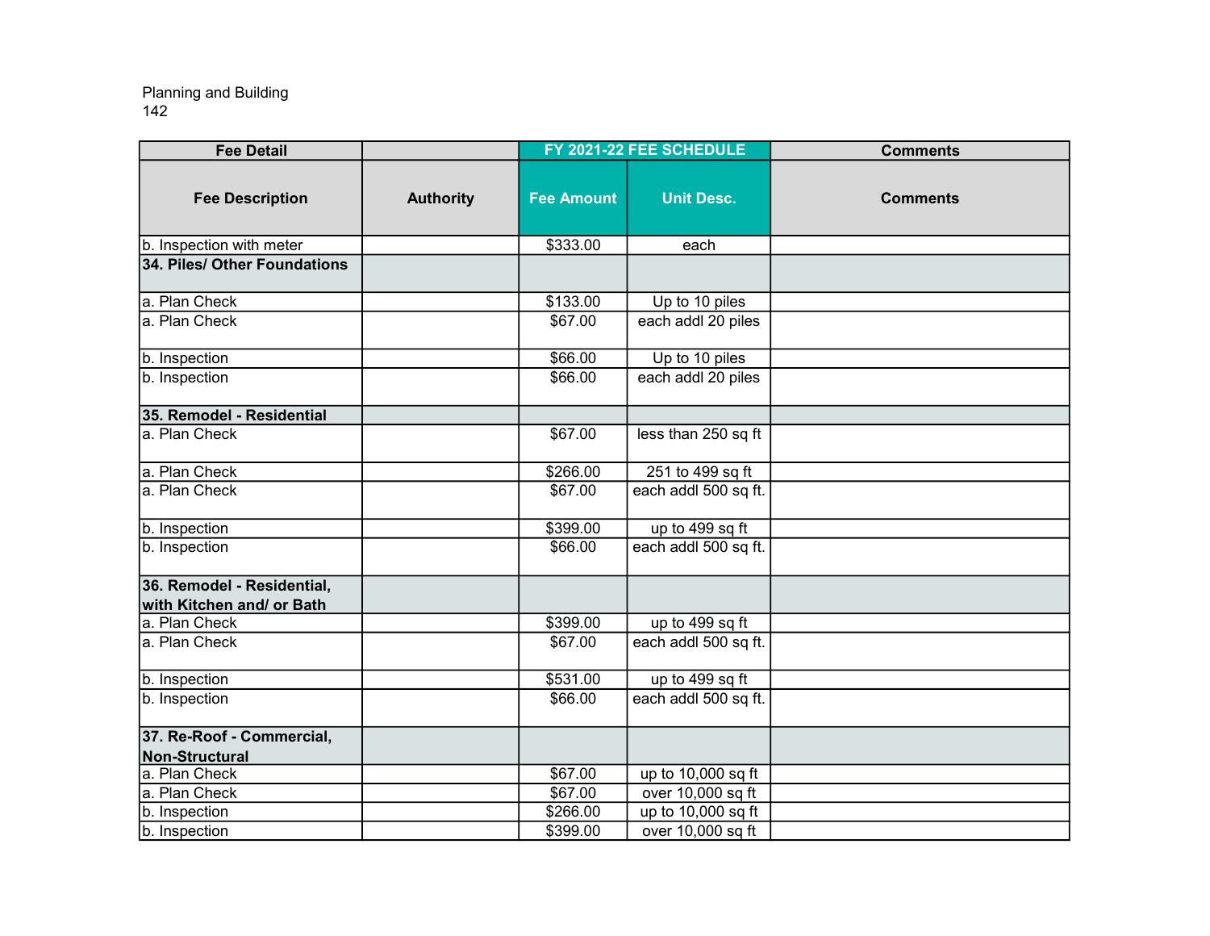Planning and Building

| Fee Detail | | FY 2021-22 FEE SCHEDULE | | Comments |
|---|---|---|---|---|
| Fee Description | Authority | Fee Amount | Unit Desc. | Comments |
| b. Inspection with meter | | $333.00 | each | |
| **34. Piles/ Other Foundations** | | | | |
| a. Plan Check | | $133.00 | Up to 10 piles | |
| a. Plan Check | | $67.00 | each addl 20 piles | |
| b. Inspection | | $66.00 | Up to 10 piles | |
| b. Inspection | | $66.00 | each addl 20 piles | |
| **35. Remodel - Residential** | | | | |
| a. Plan Check | | $67.00 | less than 250 sq ft | |
| a. Plan Check | | $266.00 | 251 to 499 sq ft | |
| a. Plan Check | | $67.00 | each addl 500 sq ft. | |
| b. Inspection | | $399.00 | up to 499 sq ft | |
| b. Inspection | | $66.00 | each addl 500 sq ft. | |
| **36. Remodel - Residential, with Kitchen and/ or Bath** | | | | |
| a. Plan Check | | $399.00 | up to 499 sq ft | |
| a. Plan Check | | $67.00 | each addl 500 sq ft. | |
| b. Inspection | | $531.00 | up to 499 sq ft | |
| b. Inspection | | $66.00 | each addl 500 sq ft. | |
| **37. Re-Roof - Commercial, Non-Structural** | | | | |
| a. Plan Check | | $67.00 | up to 10,000 sq ft | |
| a. Plan Check | | $67.00 | over 10,000 sq ft | |
| b. Inspection | | $266.00 | up to 10,000 sq ft | |
| b. Inspection | | $399.00 | over 10,000 sq ft | |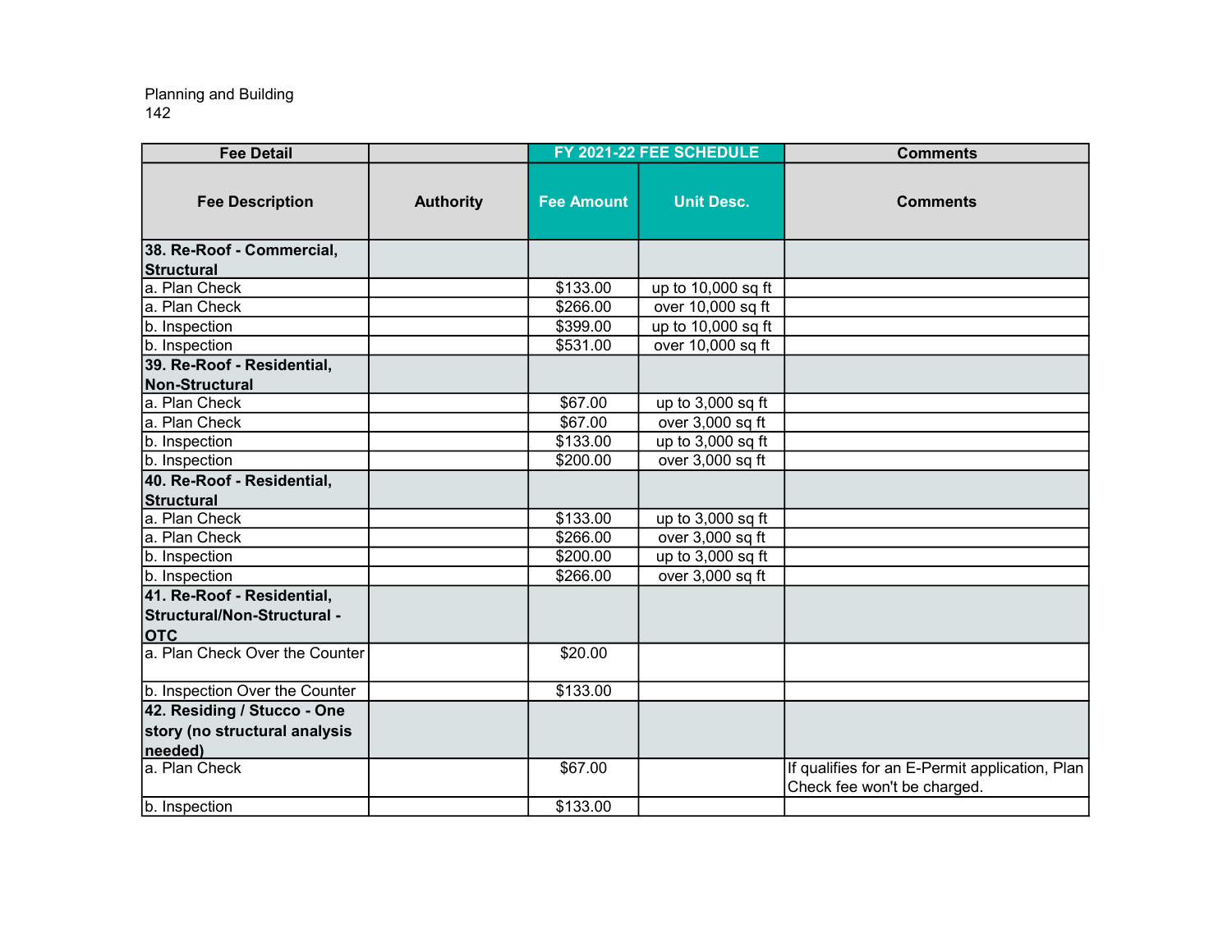Planning and Building

| Fee Detail | | FY 2021-22 FEE SCHEDULE | | Comments |
|---|---|---|---|---|
| **Fee Description** | **Authority** | **Fee Amount** | **Unit Desc.** | **Comments** |
| **38. Re-Roof - Commercial, Structural** | | | | |
| a. Plan Check | | $133.00 | up to 10,000 sq ft | |
| a. Plan Check | | $266.00 | over 10,000 sq ft | |
| b. Inspection | | $399.00 | up to 10,000 sq ft | |
| b. Inspection | | $531.00 | over 10,000 sq ft | |
| **39. Re-Roof - Residential, Non-Structural** | | | | |
| a. Plan Check | | $67.00 | up to 3,000 sq ft | |
| a. Plan Check | | $67.00 | over 3,000 sq ft | |
| b. Inspection | | $133.00 | up to 3,000 sq ft | |
| b. Inspection | | $200.00 | over 3,000 sq ft | |
| **40. Re-Roof - Residential, Structural** | | | | |
| a. Plan Check | | $133.00 | up to 3,000 sq ft | |
| a. Plan Check | | $266.00 | over 3,000 sq ft | |
| b. Inspection | | $200.00 | up to 3,000 sq ft | |
| b. Inspection | | $266.00 | over 3,000 sq ft | |
| **41. Re-Roof - Residential, Structural/Non-Structural - OTC** | | | | |
| a. Plan Check Over the Counter | | $20.00 | | |
| b. Inspection Over the Counter | | $133.00 | | |
| **42. Residing / Stucco - One story (no structural analysis needed)** | | | | |
| a. Plan Check | | $67.00 | | If qualifies for an E-Permit application, Plan Check fee won't be charged. |
| b. Inspection | | $133.00 | | |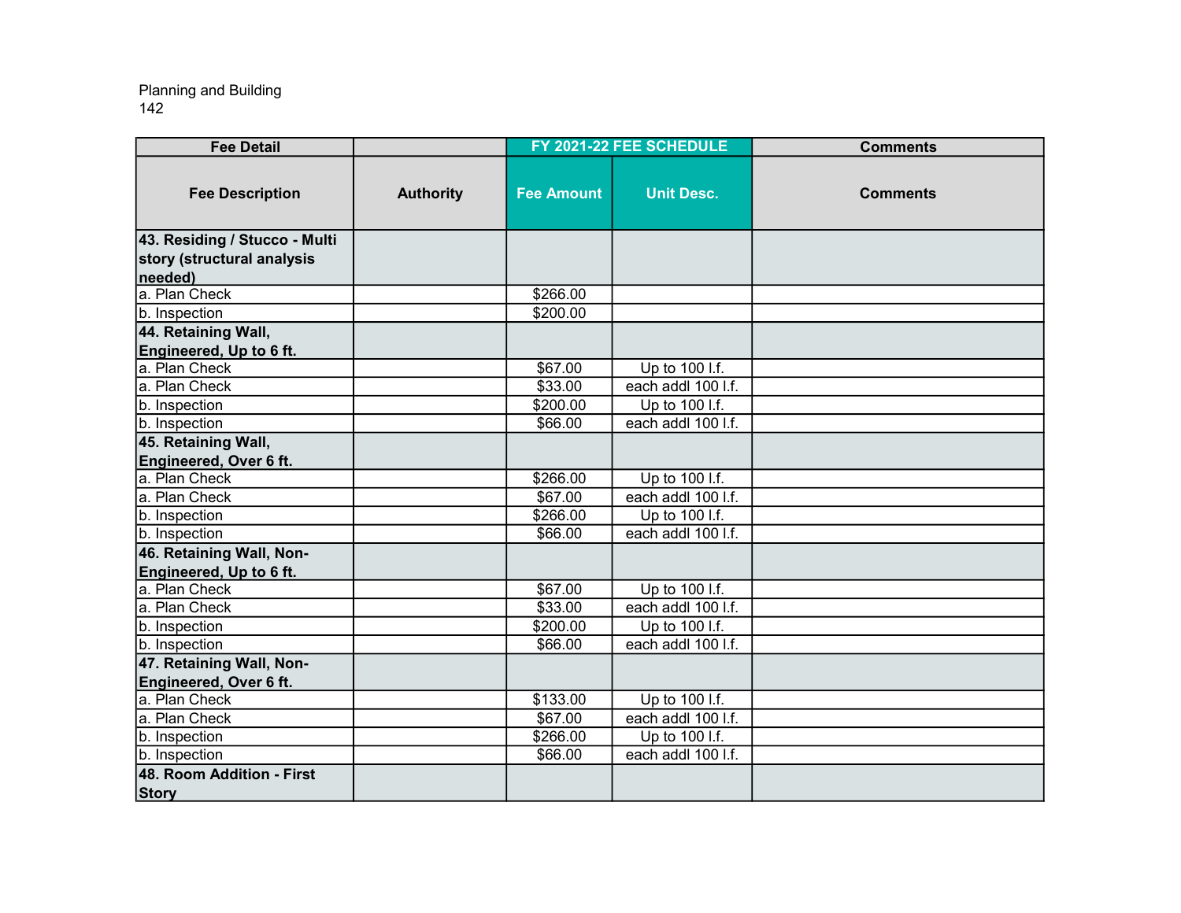Planning and Building
142

| Fee Detail | | FY 2021-22 FEE SCHEDULE | | Comments |
|---|---|---|---|---|
| **Fee Description** | **Authority** | **Fee Amount** | **Unit Desc.** | **Comments** |
| **43. Residing / Stucco - Multi story (structural analysis needed)** | | | | |
| a. Plan Check | | $266.00 | | |
| b. Inspection | | $200.00 | | |
| **44. Retaining Wall, Engineered, Up to 6 ft.** | | | | |
| a. Plan Check | | $67.00 | Up to 100 l.f. | |
| a. Plan Check | | $33.00 | each addl 100 l.f. | |
| b. Inspection | | $200.00 | Up to 100 l.f. | |
| b. Inspection | | $66.00 | each addl 100 l.f. | |
| **45. Retaining Wall, Engineered, Over 6 ft.** | | | | |
| a. Plan Check | | $266.00 | Up to 100 l.f. | |
| a. Plan Check | | $67.00 | each addl 100 l.f. | |
| b. Inspection | | $266.00 | Up to 100 l.f. | |
| b. Inspection | | $66.00 | each addl 100 l.f. | |
| **46. Retaining Wall, Non-Engineered, Up to 6 ft.** | | | | |
| a. Plan Check | | $67.00 | Up to 100 l.f. | |
| a. Plan Check | | $33.00 | each addl 100 l.f. | |
| b. Inspection | | $200.00 | Up to 100 l.f. | |
| b. Inspection | | $66.00 | each addl 100 l.f. | |
| **47. Retaining Wall, Non-Engineered, Over 6 ft.** | | | | |
| a. Plan Check | | $133.00 | Up to 100 l.f. | |
| a. Plan Check | | $67.00 | each addl 100 l.f. | |
| b. Inspection | | $266.00 | Up to 100 l.f. | |
| b. Inspection | | $66.00 | each addl 100 l.f. | |
| **48. Room Addition - First Story** | | | | |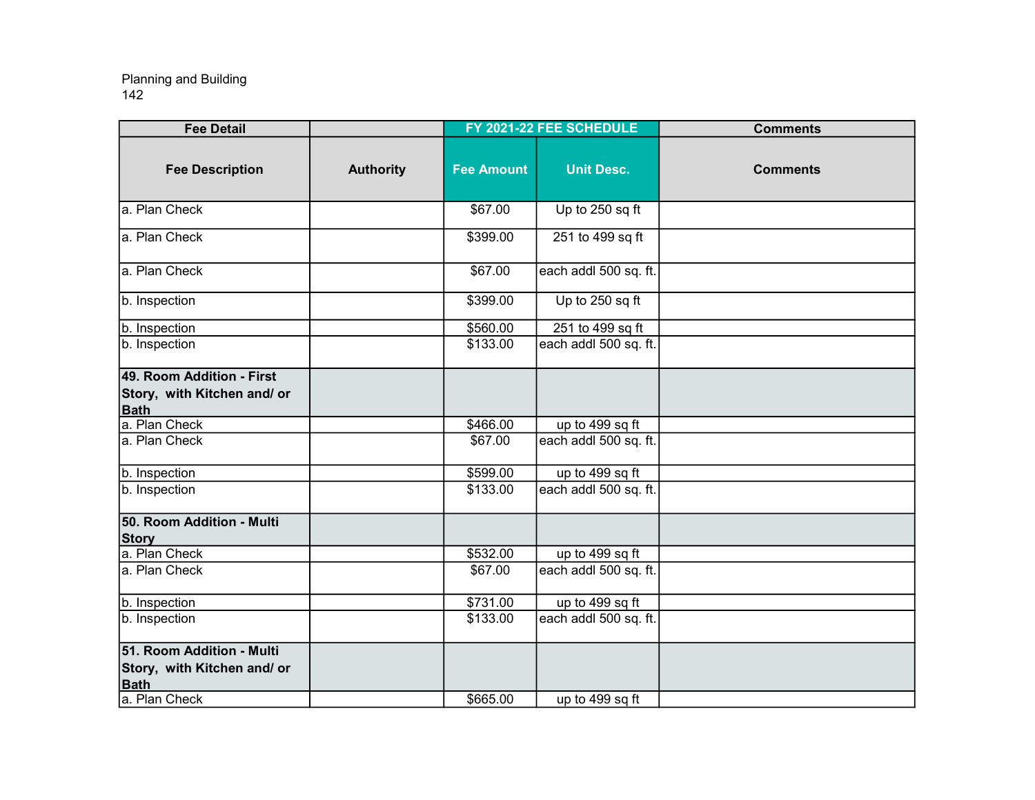Planning and Building

| Fee Detail | | FY 2021-22 FEE SCHEDULE | | Comments |
|---|---|---|---|---|
| Fee Description | Authority | Fee Amount | Unit Desc. | Comments |
| a. Plan Check | | $67.00 | Up to 250 sq ft | |
| a. Plan Check | | $399.00 | 251 to 499 sq ft | |
| a. Plan Check | | $67.00 | each addl 500 sq. ft. | |
| b. Inspection | | $399.00 | Up to 250 sq ft | |
| b. Inspection | | $560.00 | 251 to 499 sq ft | |
| b. Inspection | | $133.00 | each addl 500 sq. ft. | |
| **49. Room Addition - First Story, with Kitchen and/ or Bath** | | | | |
| a. Plan Check | | $466.00 | up to 499 sq ft | |
| a. Plan Check | | $67.00 | each addl 500 sq. ft. | |
| b. Inspection | | $599.00 | up to 499 sq ft | |
| b. Inspection | | $133.00 | each addl 500 sq. ft. | |
| **50. Room Addition - Multi Story** | | | | |
| a. Plan Check | | $532.00 | up to 499 sq ft | |
| a. Plan Check | | $67.00 | each addl 500 sq. ft. | |
| b. Inspection | | $731.00 | up to 499 sq ft | |
| b. Inspection | | $133.00 | each addl 500 sq. ft. | |
| **51. Room Addition - Multi Story, with Kitchen and/ or Bath** | | | | |
| a. Plan Check | | $665.00 | up to 499 sq ft | |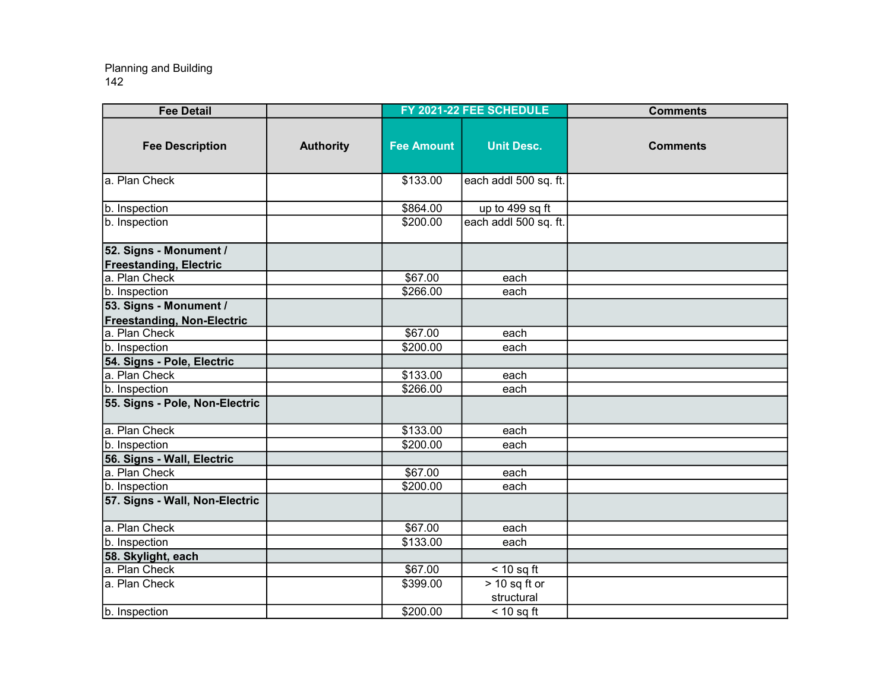Planning and Building

| Fee Detail | | FY 2021-22 FEE SCHEDULE | | Comments |
|---|---|---|---|---|
| **Fee Description** | **Authority** | **Fee Amount** | **Unit Desc.** | **Comments** |
| a. Plan Check | | $133.00 | each addl 500 sq. ft. | |
| b. Inspection | | $864.00 | up to 499 sq ft | |
| b. Inspection | | $200.00 | each addl 500 sq. ft. | |
| **52. Signs - Monument / Freestanding, Electric** | | | | |
| a. Plan Check | | $67.00 | each | |
| b. Inspection | | $266.00 | each | |
| **53. Signs - Monument / Freestanding, Non-Electric** | | | | |
| a. Plan Check | | $67.00 | each | |
| b. Inspection | | $200.00 | each | |
| **54. Signs - Pole, Electric** | | | | |
| a. Plan Check | | $133.00 | each | |
| b. Inspection | | $266.00 | each | |
| **55. Signs - Pole, Non-Electric** | | | | |
| a. Plan Check | | $133.00 | each | |
| b. Inspection | | $200.00 | each | |
| **56. Signs - Wall, Electric** | | | | |
| a. Plan Check | | $67.00 | each | |
| b. Inspection | | $200.00 | each | |
| **57. Signs - Wall, Non-Electric** | | | | |
| a. Plan Check | | $67.00 | each | |
| b. Inspection | | $133.00 | each | |
| **58. Skylight, each** | | | | |
| a. Plan Check | | $67.00 | < 10 sq ft | |
| a. Plan Check | | $399.00 | > 10 sq ft or structural | |
| b. Inspection | | $200.00 | < 10 sq ft | |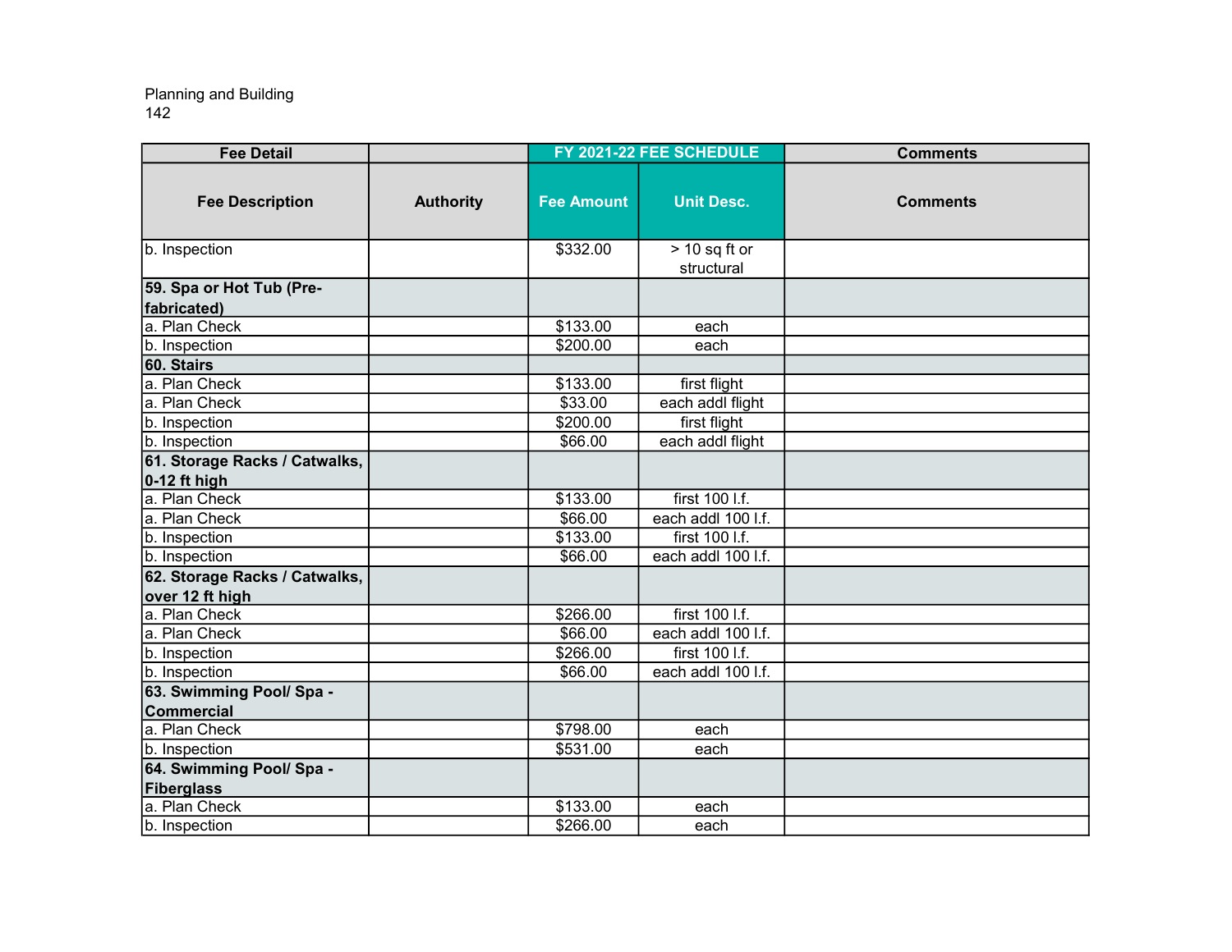Planning and Building

| Fee Detail | | FY 2021-22 FEE SCHEDULE | | Comments |
|---|---|---|---|---|
| **Fee Description** | **Authority** | **Fee Amount** | **Unit Desc.** | **Comments** |
| b. Inspection | | $332.00 | > 10 sq ft or structural | |
| **59. Spa or Hot Tub (Pre-fabricated)** | | | | |
| a. Plan Check | | $133.00 | each | |
| b. Inspection | | $200.00 | each | |
| **60. Stairs** | | | | |
| a. Plan Check | | $133.00 | first flight | |
| a. Plan Check | | $33.00 | each addl flight | |
| b. Inspection | | $200.00 | first flight | |
| b. Inspection | | $66.00 | each addl flight | |
| **61. Storage Racks / Catwalks, 0-12 ft high** | | | | |
| a. Plan Check | | $133.00 | first 100 l.f. | |
| a. Plan Check | | $66.00 | each addl 100 l.f. | |
| b. Inspection | | $133.00 | first 100 l.f. | |
| b. Inspection | | $66.00 | each addl 100 l.f. | |
| **62. Storage Racks / Catwalks, over 12 ft high** | | | | |
| a. Plan Check | | $266.00 | first 100 l.f. | |
| a. Plan Check | | $66.00 | each addl 100 l.f. | |
| b. Inspection | | $266.00 | first 100 l.f. | |
| b. Inspection | | $66.00 | each addl 100 l.f. | |
| **63. Swimming Pool/ Spa - Commercial** | | | | |
| a. Plan Check | | $798.00 | each | |
| b. Inspection | | $531.00 | each | |
| **64. Swimming Pool/ Spa - Fiberglass** | | | | |
| a. Plan Check | | $133.00 | each | |
| b. Inspection | | $266.00 | each | |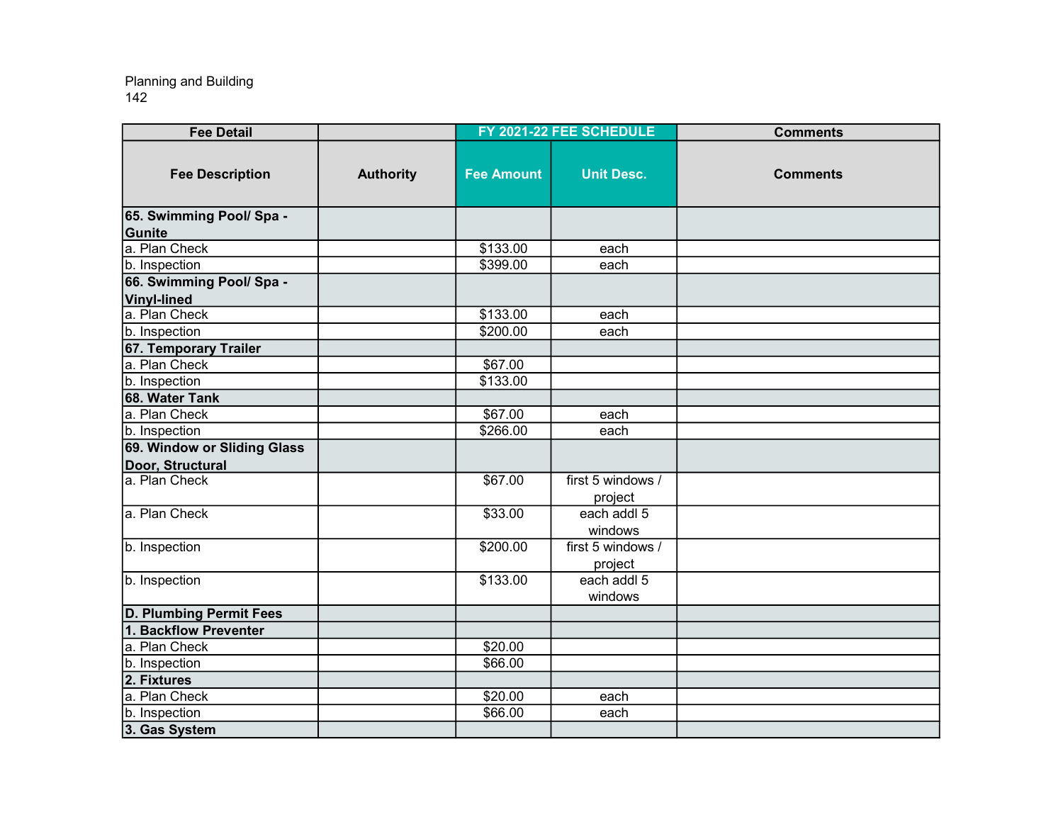Planning and Building
142

| Fee Detail | | FY 2021-22 FEE SCHEDULE | | Comments |
|---|---|---|---|---|
| **Fee Description** | **Authority** | **Fee Amount** | **Unit Desc.** | **Comments** |
| **65. Swimming Pool/ Spa - Gunite** | | | | |
| a. Plan Check | | $133.00 | each | |
| b. Inspection | | $399.00 | each | |
| **66. Swimming Pool/ Spa - Vinyl-lined** | | | | |
| a. Plan Check | | $133.00 | each | |
| b. Inspection | | $200.00 | each | |
| **67. Temporary Trailer** | | | | |
| a. Plan Check | | $67.00 | | |
| b. Inspection | | $133.00 | | |
| **68. Water Tank** | | | | |
| a. Plan Check | | $67.00 | each | |
| b. Inspection | | $266.00 | each | |
| **69. Window or Sliding Glass Door, Structural** | | | | |
| a. Plan Check | | $67.00 | first 5 windows / project | |
| a. Plan Check | | $33.00 | each addl 5 windows | |
| b. Inspection | | $200.00 | first 5 windows / project | |
| b. Inspection | | $133.00 | each addl 5 windows | |
| **D. Plumbing Permit Fees** | | | | |
| **1. Backflow Preventer** | | | | |
| a. Plan Check | | $20.00 | | |
| b. Inspection | | $66.00 | | |
| **2. Fixtures** | | | | |
| a. Plan Check | | $20.00 | each | |
| b. Inspection | | $66.00 | each | |
| **3. Gas System** | | | | |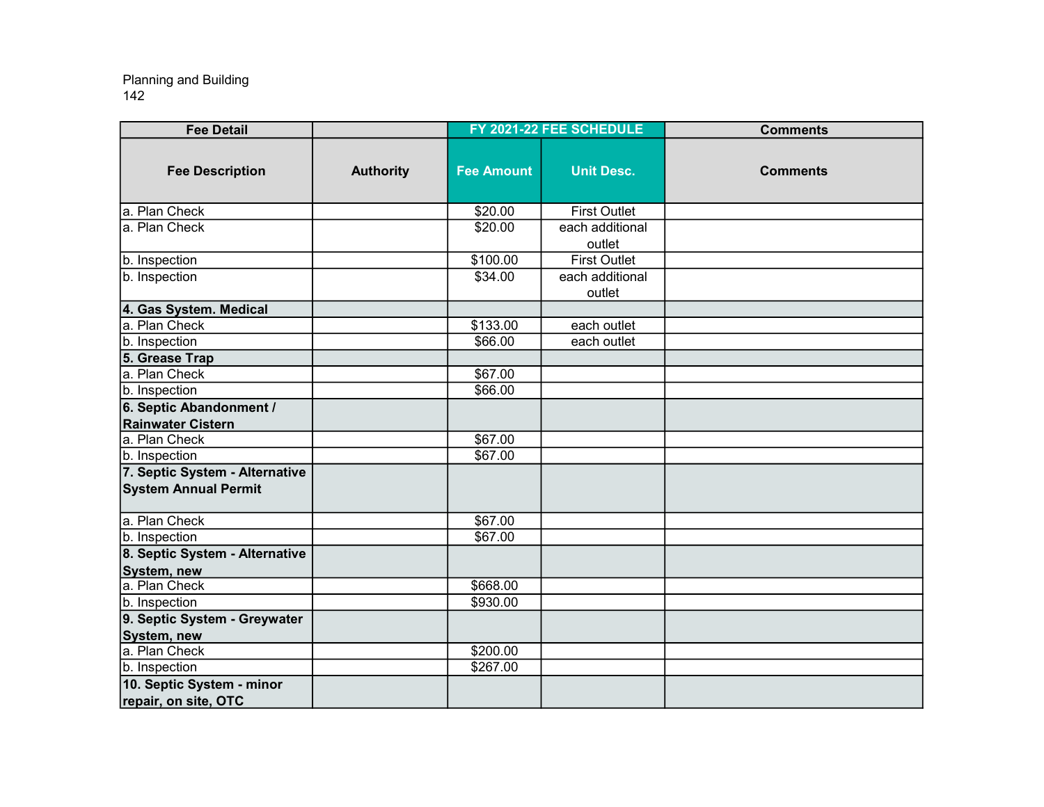Planning and Building
142

| Fee Detail | | FY 2021-22 FEE SCHEDULE | | Comments |
|---|---|---|---|---|
| Fee Description | Authority | Fee Amount | Unit Desc. | Comments |
| a. Plan Check | | $20.00 | First Outlet | |
| a. Plan Check | | $20.00 | each additional outlet | |
| b. Inspection | | $100.00 | First Outlet | |
| b. Inspection | | $34.00 | each additional outlet | |
| **4. Gas System. Medical** | | | | |
| a. Plan Check | | $133.00 | each outlet | |
| b. Inspection | | $66.00 | each outlet | |
| **5. Grease Trap** | | | | |
| a. Plan Check | | $67.00 | | |
| b. Inspection | | $66.00 | | |
| **6. Septic Abandonment / Rainwater Cistern** | | | | |
| a. Plan Check | | $67.00 | | |
| b. Inspection | | $67.00 | | |
| **7. Septic System - Alternative System Annual Permit** | | | | |
| a. Plan Check | | $67.00 | | |
| b. Inspection | | $67.00 | | |
| **8. Septic System - Alternative System, new** | | | | |
| a. Plan Check | | $668.00 | | |
| b. Inspection | | $930.00 | | |
| **9. Septic System - Greywater System, new** | | | | |
| a. Plan Check | | $200.00 | | |
| b. Inspection | | $267.00 | | |
| **10. Septic System - minor repair, on site, OTC** | | | | |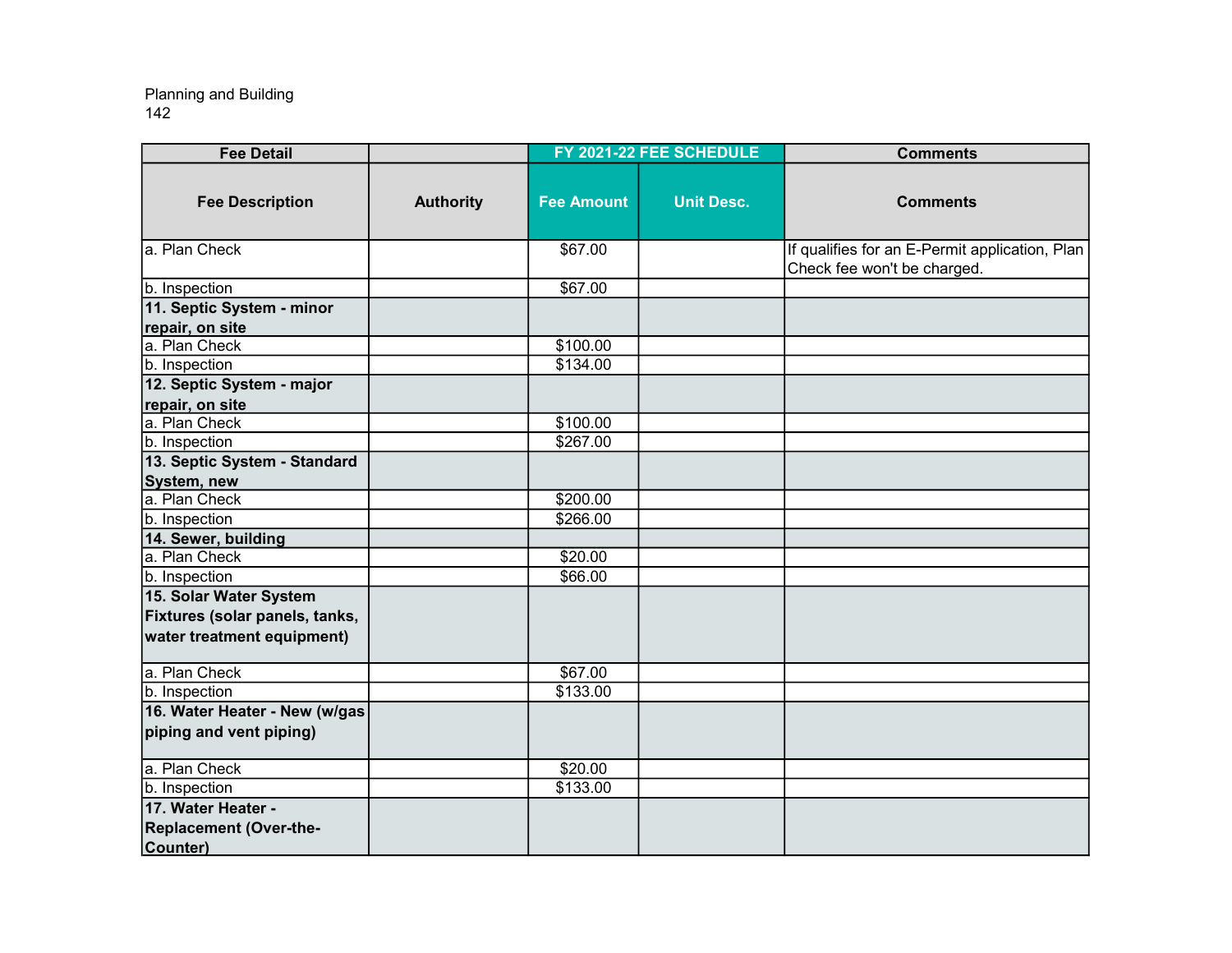Planning and Building

| Fee Detail | | FY 2021-22 FEE SCHEDULE | | Comments |
|---|---|---|---|---|
| **Fee Description** | **Authority** | **Fee Amount** | **Unit Desc.** | **Comments** |
| a. Plan Check | | $67.00 | | If qualifies for an E-Permit application, Plan Check fee won't be charged. |
| b. Inspection | | $67.00 | | |
| **11. Septic System - minor repair, on site** | | | | |
| a. Plan Check | | $100.00 | | |
| b. Inspection | | $134.00 | | |
| **12. Septic System - major repair, on site** | | | | |
| a. Plan Check | | $100.00 | | |
| b. Inspection | | $267.00 | | |
| **13. Septic System - Standard System, new** | | | | |
| a. Plan Check | | $200.00 | | |
| b. Inspection | | $266.00 | | |
| **14. Sewer, building** | | | | |
| a. Plan Check | | $20.00 | | |
| b. Inspection | | $66.00 | | |
| **15. Solar Water System Fixtures (solar panels, tanks, water treatment equipment)** | | | | |
| a. Plan Check | | $67.00 | | |
| b. Inspection | | $133.00 | | |
| **16. Water Heater - New (w/gas piping and vent piping)** | | | | |
| a. Plan Check | | $20.00 | | |
| b. Inspection | | $133.00 | | |
| **17. Water Heater - Replacement (Over-the-Counter)** | | | | |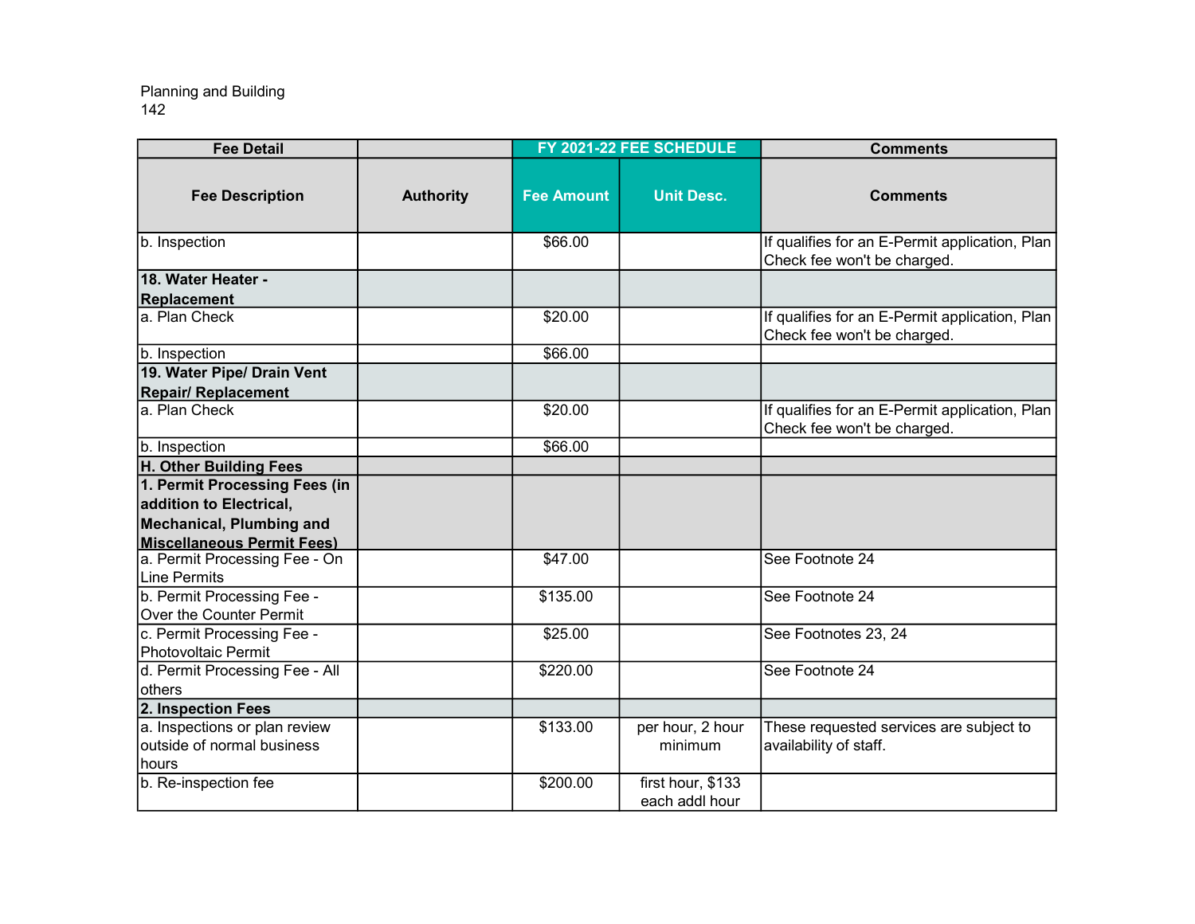Planning and Building
142

| Fee Detail | | FY 2021-22 FEE SCHEDULE | | Comments |
|---|---|---|---|---|
| **Fee Description** | **Authority** | **Fee Amount** | **Unit Desc.** | **Comments** |
| b. Inspection | | $66.00 | | If qualifies for an E-Permit application, Plan Check fee won't be charged. |
| **18. Water Heater - Replacement** | | | | |
| a. Plan Check | | $20.00 | | If qualifies for an E-Permit application, Plan Check fee won't be charged. |
| b. Inspection | | $66.00 | | |
| **19. Water Pipe/ Drain Vent Repair/ Replacement** | | | | |
| a. Plan Check | | $20.00 | | If qualifies for an E-Permit application, Plan Check fee won't be charged. |
| b. Inspection | | $66.00 | | |
| **H. Other Building Fees** | | | | |
| **1. Permit Processing Fees (in addition to Electrical, Mechanical, Plumbing and Miscellaneous Permit Fees)** | | | | |
| a. Permit Processing Fee - On Line Permits | | $47.00 | | See Footnote 24 |
| b. Permit Processing Fee - Over the Counter Permit | | $135.00 | | See Footnote 24 |
| c. Permit Processing Fee - Photovoltaic Permit | | $25.00 | | See Footnotes 23, 24 |
| d. Permit Processing Fee - All others | | $220.00 | | See Footnote 24 |
| **2. Inspection Fees** | | | | |
| a. Inspections or plan review outside of normal business hours | | $133.00 | per hour, 2 hour minimum | These requested services are subject to availability of staff. |
| b. Re-inspection fee | | $200.00 | first hour, $133 each addl hour | |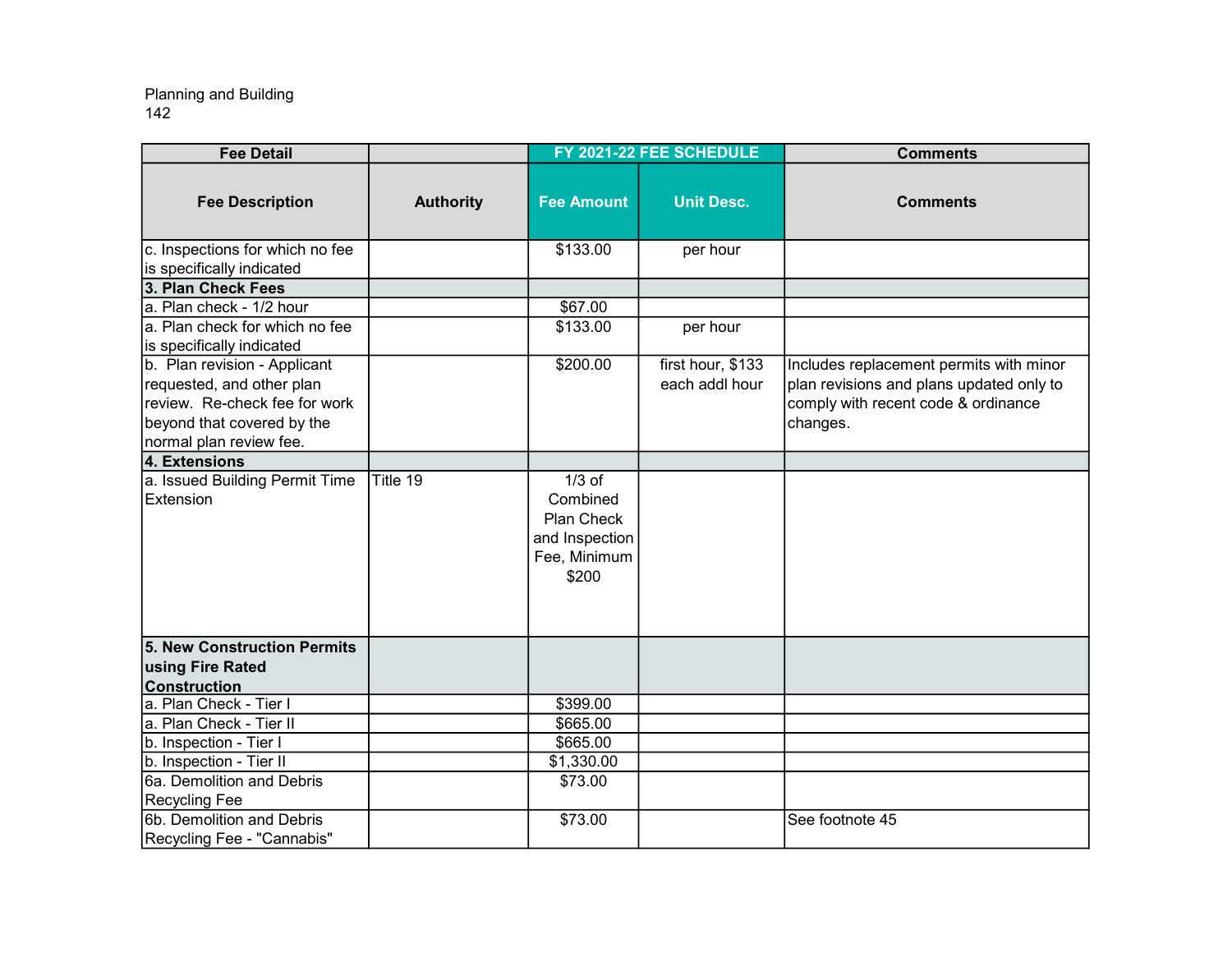Planning and Building
142

| Fee Detail | | FY 2021-22 FEE SCHEDULE | | Comments |
|---|---|---|---|---|
| **Fee Description** | **Authority** | **Fee Amount** | **Unit Desc.** | **Comments** |
| c. Inspections for which no fee is specifically indicated | | $133.00 | per hour | |
| **3. Plan Check Fees** | | | | |
| a. Plan check - 1/2 hour | | $67.00 | | |
| a. Plan check for which no fee is specifically indicated | | $133.00 | per hour | |
| b. Plan revision - Applicant requested, and other plan review. Re-check fee for work beyond that covered by the normal plan review fee. | | $200.00 | first hour, $133 each addl hour | Includes replacement permits with minor plan revisions and plans updated only to comply with recent code & ordinance changes. |
| **4. Extensions** | | | | |
| a. Issued Building Permit Time Extension | Title 19 | 1/3 of Combined Plan Check and Inspection Fee, Minimum $200 | | |
| **5. New Construction Permits using Fire Rated Construction** | | | | |
| a. Plan Check - Tier I | | $399.00 | | |
| a. Plan Check - Tier II | | $665.00 | | |
| b. Inspection - Tier I | | $665.00 | | |
| b. Inspection - Tier II | | $1,330.00 | | |
| 6a. Demolition and Debris Recycling Fee | | $73.00 | | |
| 6b. Demolition and Debris Recycling Fee - "Cannabis" | | $73.00 | | See footnote 45 |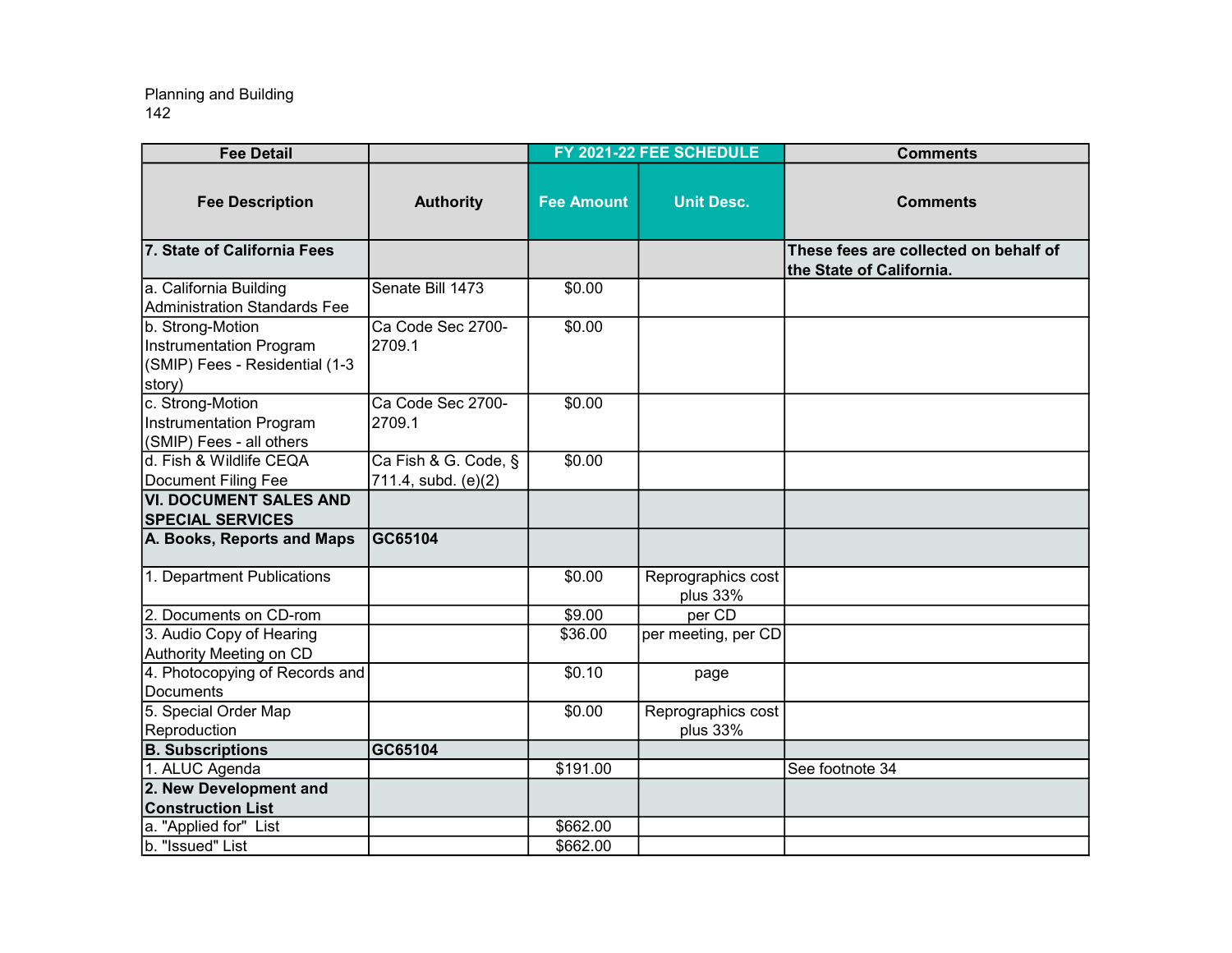Planning and Building
142

| Fee Detail | | FY 2021-22 FEE SCHEDULE | | Comments |
|---|---|---|---|---|
| **Fee Description** | **Authority** | **Fee Amount** | **Unit Desc.** | **Comments** |
| **7. State of California Fees** | | | | **These fees are collected on behalf of the State of California.** |
| a. California Building Administration Standards Fee | Senate Bill 1473 | $0.00 | | |
| b. Strong-Motion Instrumentation Program (SMIP) Fees - Residential (1-3 story) | Ca Code Sec 2700-2709.1 | $0.00 | | |
| c. Strong-Motion Instrumentation Program (SMIP) Fees - all others | Ca Code Sec 2700-2709.1 | $0.00 | | |
| d. Fish & Wildlife CEQA Document Filing Fee | Ca Fish & G. Code, § 711.4, subd. (e)(2) | $0.00 | | |
| **VI. DOCUMENT SALES AND SPECIAL SERVICES** | | | | |
| **A. Books, Reports and Maps** | **GC65104** | | | |
| 1. Department Publications | | $0.00 | Reprographics cost plus 33% | |
| 2. Documents on CD-rom | | $9.00 | per CD | |
| 3. Audio Copy of Hearing Authority Meeting on CD | | $36.00 | per meeting, per CD | |
| 4. Photocopying of Records and Documents | | $0.10 | page | |
| 5. Special Order Map Reproduction | | $0.00 | Reprographics cost plus 33% | |
| **B. Subscriptions** | **GC65104** | | | |
| 1. ALUC Agenda | | $191.00 | | See footnote 34 |
| **2. New Development and Construction List** | | | | |
| a. "Applied for" List | | $662.00 | | |
| b. "Issued" List | | $662.00 | | |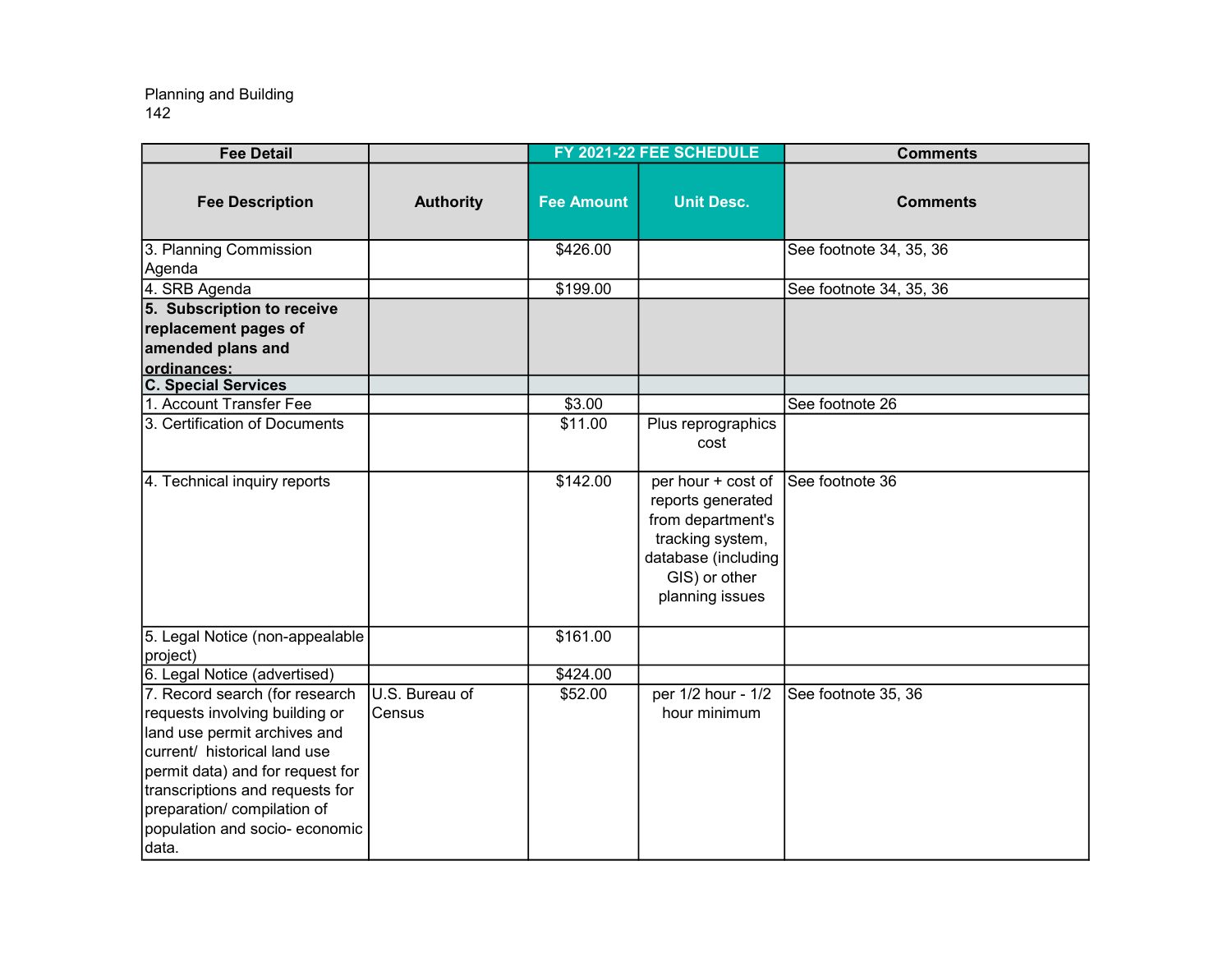Planning and Building
142

| Fee Detail | | FY 2021-22 FEE SCHEDULE | | Comments |
|---|---|---|---|---|
| Fee Description | Authority | Fee Amount | Unit Desc. | Comments |
| 3. Planning Commission Agenda | | $426.00 | | See footnote 34, 35, 36 |
| 4. SRB Agenda | | $199.00 | | See footnote 34, 35, 36 |
| **5. Subscription to receive replacement pages of amended plans and ordinances:** | | | | |
| **C. Special Services** | | | | |
| 1. Account Transfer Fee | | $3.00 | | See footnote 26 |
| 3. Certification of Documents | | $11.00 | Plus reprographics cost | |
| 4. Technical inquiry reports | | $142.00 | per hour + cost of reports generated from department's tracking system, database (including GIS) or other planning issues | See footnote 36 |
| 5. Legal Notice (non-appealable project) | | $161.00 | | |
| 6. Legal Notice (advertised) | | $424.00 | | |
| 7. Record search (for research requests involving building or land use permit archives and current/ historical land use permit data) and for request for transcriptions and requests for preparation/ compilation of population and socio- economic data. | U.S. Bureau of Census | $52.00 | per 1/2 hour - 1/2 hour minimum | See footnote 35, 36 |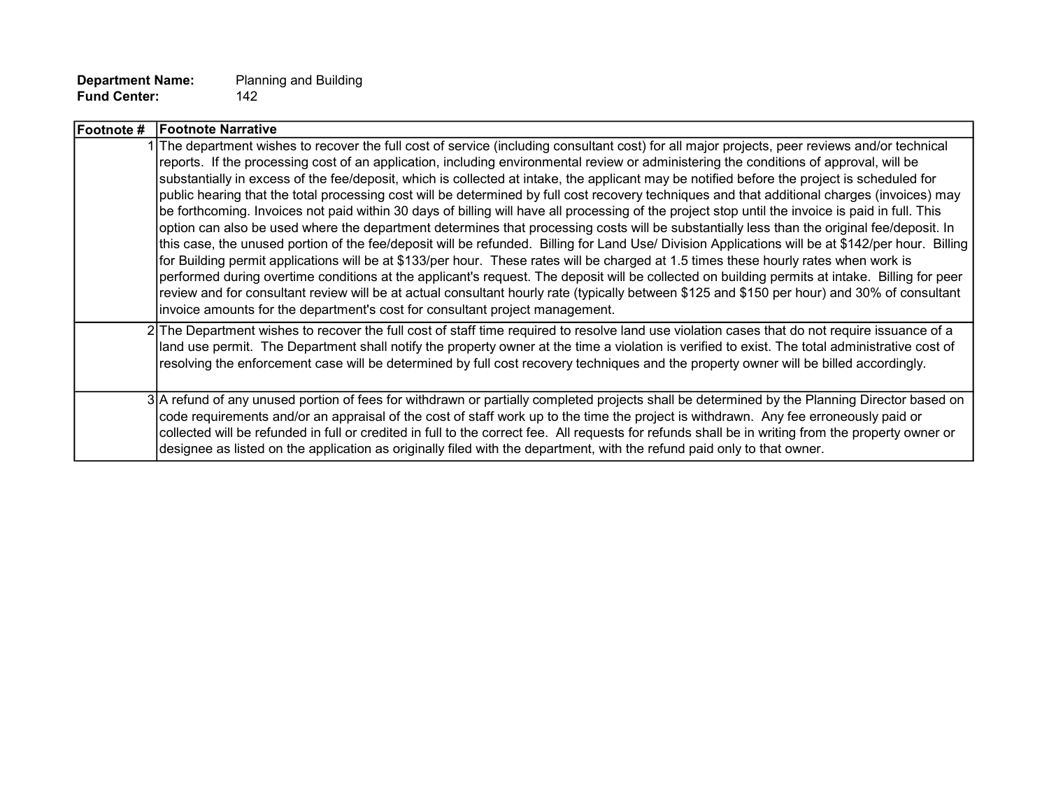**Department Name:** Planning and Building
**Fund Center:** 142

| Footnote # | Footnote Narrative |
|---|---|
| 1 | The department wishes to recover the full cost of service (including consultant cost) for all major projects, peer reviews and/or technical reports. If the processing cost of an application, including environmental review or administering the conditions of approval, will be substantially in excess of the fee/deposit, which is collected at intake, the applicant may be notified before the project is scheduled for public hearing that the total processing cost will be determined by full cost recovery techniques and that additional charges (invoices) may be forthcoming. Invoices not paid within 30 days of billing will have all processing of the project stop until the invoice is paid in full. This option can also be used where the department determines that processing costs will be substantially less than the original fee/deposit. In this case, the unused portion of the fee/deposit will be refunded. Billing for Land Use/ Division Applications will be at $142/per hour. Billing for Building permit applications will be at $133/per hour. These rates will be charged at 1.5 times these hourly rates when work is performed during overtime conditions at the applicant's request. The deposit will be collected on building permits at intake. Billing for peer review and for consultant review will be at actual consultant hourly rate (typically between $125 and $150 per hour) and 30% of consultant invoice amounts for the department's cost for consultant project management. |
| 2 | The Department wishes to recover the full cost of staff time required to resolve land use violation cases that do not require issuance of a land use permit. The Department shall notify the property owner at the time a violation is verified to exist. The total administrative cost of resolving the enforcement case will be determined by full cost recovery techniques and the property owner will be billed accordingly. |
| 3 | A refund of any unused portion of fees for withdrawn or partially completed projects shall be determined by the Planning Director based on code requirements and/or an appraisal of the cost of staff work up to the time the project is withdrawn. Any fee erroneously paid or collected will be refunded in full or credited in full to the correct fee. All requests for refunds shall be in writing from the property owner or designee as listed on the application as originally filed with the department, with the refund paid only to that owner. |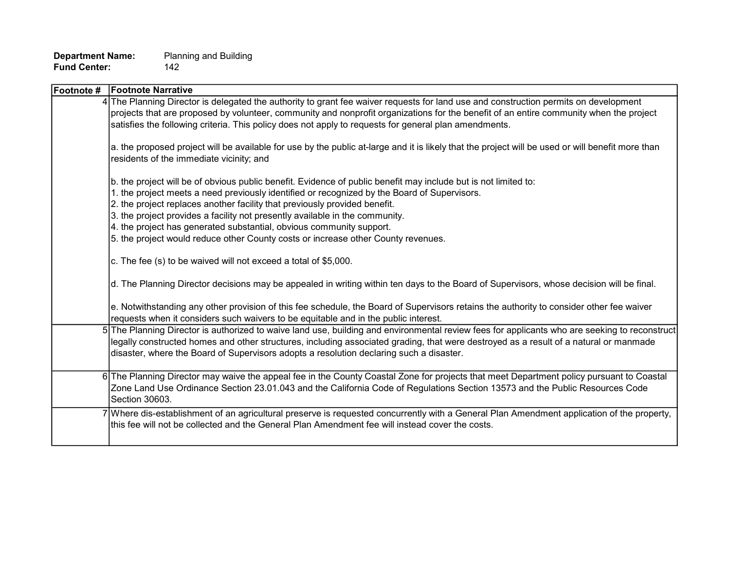**Department Name:** Planning and Building
**Fund Center:** 142

| Footnote # | Footnote Narrative |
|---|---|
| 4 | The Planning Director is delegated the authority to grant fee waiver requests for land use and construction permits on development projects that are proposed by volunteer, community and nonprofit organizations for the benefit of an entire community when the project satisfies the following criteria. This policy does not apply to requests for general plan amendments.<br><br>a. the proposed project will be available for use by the public at-large and it is likely that the project will be used or will benefit more than residents of the immediate vicinity; and<br><br>b. the project will be of obvious public benefit. Evidence of public benefit may include but is not limited to:<br>1. the project meets a need previously identified or recognized by the Board of Supervisors.<br>2. the project replaces another facility that previously provided benefit.<br>3. the project provides a facility not presently available in the community.<br>4. the project has generated substantial, obvious community support.<br>5. the project would reduce other County costs or increase other County revenues.<br><br>c. The fee (s) to be waived will not exceed a total of $5,000.<br><br>d. The Planning Director decisions may be appealed in writing within ten days to the Board of Supervisors, whose decision will be final.<br><br>e. Notwithstanding any other provision of this fee schedule, the Board of Supervisors retains the authority to consider other fee waiver requests when it considers such waivers to be equitable and in the public interest. |
| 5 | The Planning Director is authorized to waive land use, building and environmental review fees for applicants who are seeking to reconstruct legally constructed homes and other structures, including associated grading, that were destroyed as a result of a natural or manmade disaster, where the Board of Supervisors adopts a resolution declaring such a disaster. |
| 6 | The Planning Director may waive the appeal fee in the County Coastal Zone for projects that meet Department policy pursuant to Coastal Zone Land Use Ordinance Section 23.01.043 and the California Code of Regulations Section 13573 and the Public Resources Code Section 30603. |
| 7 | Where dis-establishment of an agricultural preserve is requested concurrently with a General Plan Amendment application of the property, this fee will not be collected and the General Plan Amendment fee will instead cover the costs. |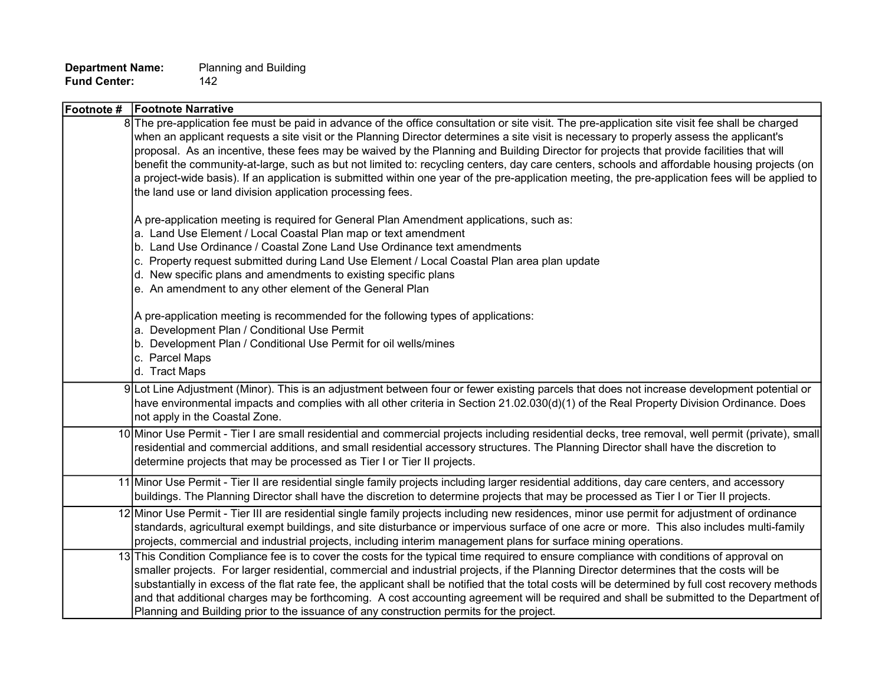**Department Name:** Planning and Building
**Fund Center:** 142

| Footnote # | Footnote Narrative |
|---|---|
| 8 | The pre-application fee must be paid in advance of the office consultation or site visit. The pre-application site visit fee shall be charged when an applicant requests a site visit or the Planning Director determines a site visit is necessary to properly assess the applicant's proposal. As an incentive, these fees may be waived by the Planning and Building Director for projects that provide facilities that will benefit the community-at-large, such as but not limited to: recycling centers, day care centers, schools and affordable housing projects (on a project-wide basis). If an application is submitted within one year of the pre-application meeting, the pre-application fees will be applied to the land use or land division application processing fees.<br><br>A pre-application meeting is required for General Plan Amendment applications, such as:<br>a. Land Use Element / Local Coastal Plan map or text amendment<br>b. Land Use Ordinance / Coastal Zone Land Use Ordinance text amendments<br>c. Property request submitted during Land Use Element / Local Coastal Plan area plan update<br>d. New specific plans and amendments to existing specific plans<br>e. An amendment to any other element of the General Plan<br><br>A pre-application meeting is recommended for the following types of applications:<br>a. Development Plan / Conditional Use Permit<br>b. Development Plan / Conditional Use Permit for oil wells/mines<br>c. Parcel Maps<br>d. Tract Maps |
| 9 | Lot Line Adjustment (Minor). This is an adjustment between four or fewer existing parcels that does not increase development potential or have environmental impacts and complies with all other criteria in Section 21.02.030(d)(1) of the Real Property Division Ordinance. Does not apply in the Coastal Zone. |
| 10 | Minor Use Permit - Tier I are small residential and commercial projects including residential decks, tree removal, well permit (private), small residential and commercial additions, and small residential accessory structures. The Planning Director shall have the discretion to determine projects that may be processed as Tier I or Tier II projects. |
| 11 | Minor Use Permit - Tier II are residential single family projects including larger residential additions, day care centers, and accessory buildings. The Planning Director shall have the discretion to determine projects that may be processed as Tier I or Tier II projects. |
| 12 | Minor Use Permit - Tier III are residential single family projects including new residences, minor use permit for adjustment of ordinance standards, agricultural exempt buildings, and site disturbance or impervious surface of one acre or more. This also includes multi-family projects, commercial and industrial projects, including interim management plans for surface mining operations. |
| 13 | This Condition Compliance fee is to cover the costs for the typical time required to ensure compliance with conditions of approval on smaller projects. For larger residential, commercial and industrial projects, if the Planning Director determines that the costs will be substantially in excess of the flat rate fee, the applicant shall be notified that the total costs will be determined by full cost recovery methods and that additional charges may be forthcoming. A cost accounting agreement will be required and shall be submitted to the Department of Planning and Building prior to the issuance of any construction permits for the project. |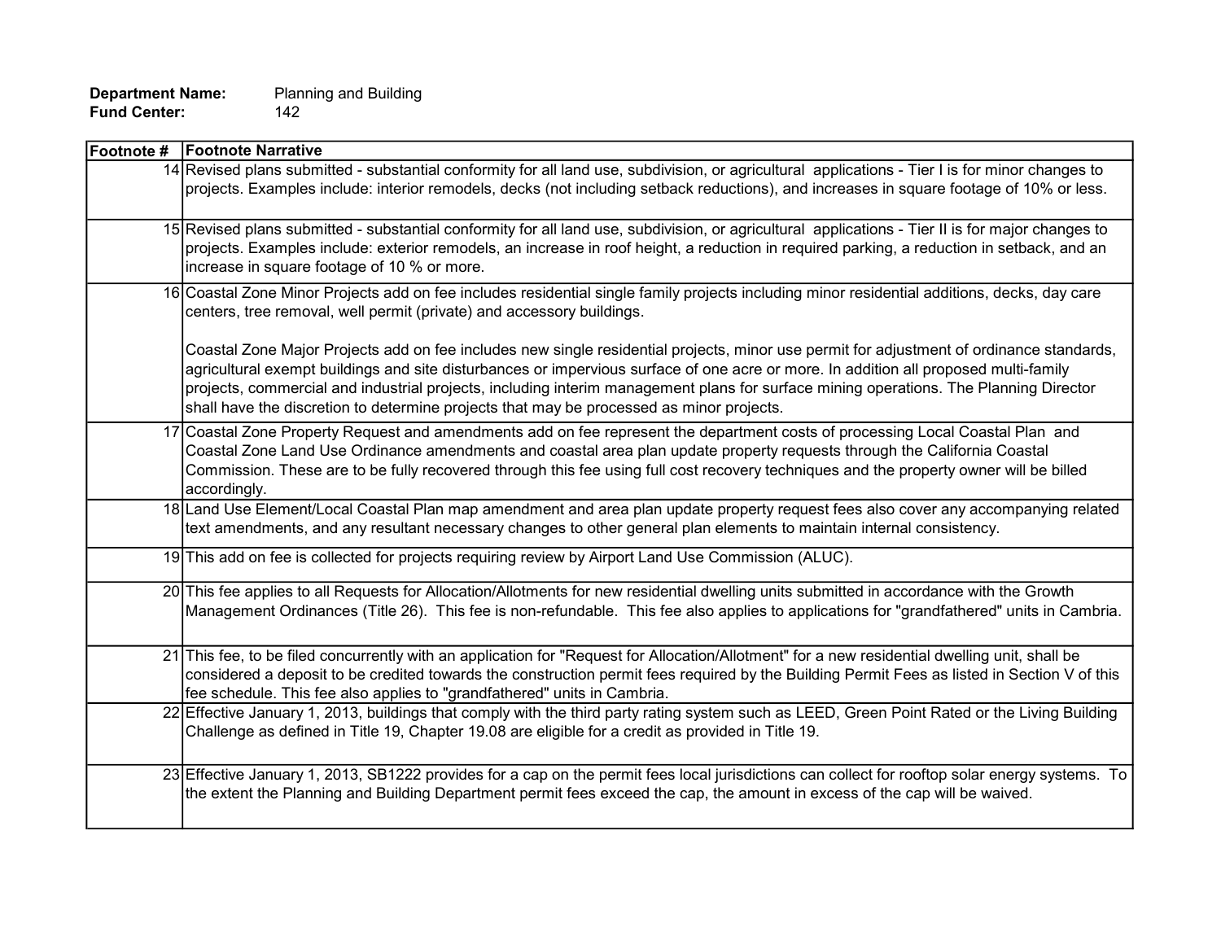**Department Name:** Planning and Building
**Fund Center:** 142

| Footnote # | Footnote Narrative |
|---|---|
| 14 | Revised plans submitted - substantial conformity for all land use, subdivision, or agricultural applications - Tier I is for minor changes to projects. Examples include: interior remodels, decks (not including setback reductions), and increases in square footage of 10% or less. |
| 15 | Revised plans submitted - substantial conformity for all land use, subdivision, or agricultural applications - Tier II is for major changes to projects. Examples include: exterior remodels, an increase in roof height, a reduction in required parking, a reduction in setback, and an increase in square footage of 10 % or more. |
| 16 | Coastal Zone Minor Projects add on fee includes residential single family projects including minor residential additions, decks, day care centers, tree removal, well permit (private) and accessory buildings.<br><br>Coastal Zone Major Projects add on fee includes new single residential projects, minor use permit for adjustment of ordinance standards, agricultural exempt buildings and site disturbances or impervious surface of one acre or more. In addition all proposed multi-family projects, commercial and industrial projects, including interim management plans for surface mining operations. The Planning Director shall have the discretion to determine projects that may be processed as minor projects. |
| 17 | Coastal Zone Property Request and amendments add on fee represent the department costs of processing Local Coastal Plan and Coastal Zone Land Use Ordinance amendments and coastal area plan update property requests through the California Coastal Commission. These are to be fully recovered through this fee using full cost recovery techniques and the property owner will be billed accordingly. |
| 18 | Land Use Element/Local Coastal Plan map amendment and area plan update property request fees also cover any accompanying related text amendments, and any resultant necessary changes to other general plan elements to maintain internal consistency. |
| 19 | This add on fee is collected for projects requiring review by Airport Land Use Commission (ALUC). |
| 20 | This fee applies to all Requests for Allocation/Allotments for new residential dwelling units submitted in accordance with the Growth Management Ordinances (Title 26). This fee is non-refundable. This fee also applies to applications for "grandfathered" units in Cambria. |
| 21 | This fee, to be filed concurrently with an application for "Request for Allocation/Allotment" for a new residential dwelling unit, shall be considered a deposit to be credited towards the construction permit fees required by the Building Permit Fees as listed in Section V of this fee schedule. This fee also applies to "grandfathered" units in Cambria. |
| 22 | Effective January 1, 2013, buildings that comply with the third party rating system such as LEED, Green Point Rated or the Living Building Challenge as defined in Title 19, Chapter 19.08 are eligible for a credit as provided in Title 19. |
| 23 | Effective January 1, 2013, SB1222 provides for a cap on the permit fees local jurisdictions can collect for rooftop solar energy systems. To the extent the Planning and Building Department permit fees exceed the cap, the amount in excess of the cap will be waived. |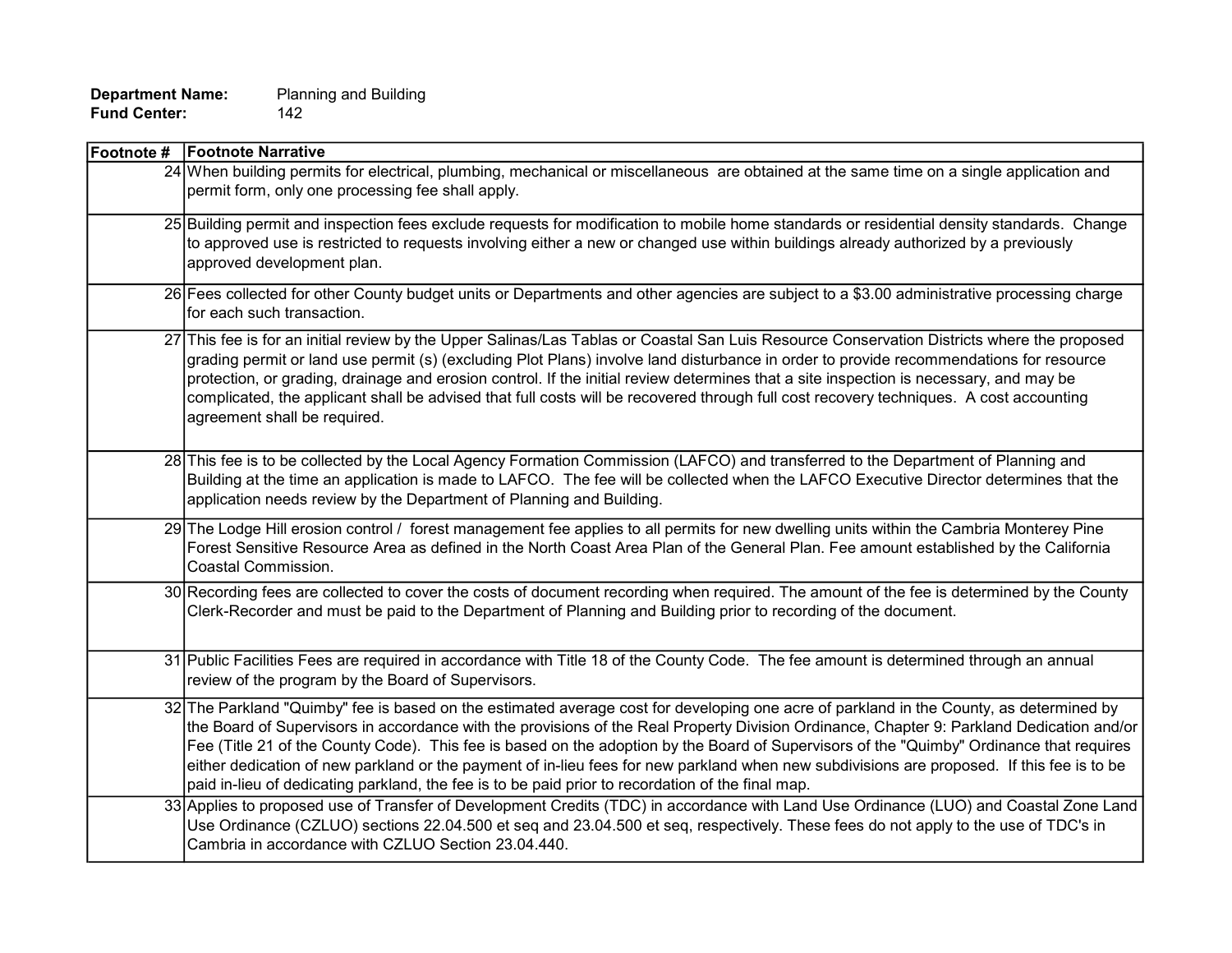**Department Name:** Planning and Building
**Fund Center:** 142

| Footnote # | Footnote Narrative |
| --- | --- |
| 24 | When building permits for electrical, plumbing, mechanical or miscellaneous are obtained at the same time on a single application and permit form, only one processing fee shall apply. |
| 25 | Building permit and inspection fees exclude requests for modification to mobile home standards or residential density standards. Change to approved use is restricted to requests involving either a new or changed use within buildings already authorized by a previously approved development plan. |
| 26 | Fees collected for other County budget units or Departments and other agencies are subject to a $3.00 administrative processing charge for each such transaction. |
| 27 | This fee is for an initial review by the Upper Salinas/Las Tablas or Coastal San Luis Resource Conservation Districts where the proposed grading permit or land use permit (s) (excluding Plot Plans) involve land disturbance in order to provide recommendations for resource protection, or grading, drainage and erosion control. If the initial review determines that a site inspection is necessary, and may be complicated, the applicant shall be advised that full costs will be recovered through full cost recovery techniques. A cost accounting agreement shall be required. |
| 28 | This fee is to be collected by the Local Agency Formation Commission (LAFCO) and transferred to the Department of Planning and Building at the time an application is made to LAFCO. The fee will be collected when the LAFCO Executive Director determines that the application needs review by the Department of Planning and Building. |
| 29 | The Lodge Hill erosion control / forest management fee applies to all permits for new dwelling units within the Cambria Monterey Pine Forest Sensitive Resource Area as defined in the North Coast Area Plan of the General Plan. Fee amount established by the California Coastal Commission. |
| 30 | Recording fees are collected to cover the costs of document recording when required. The amount of the fee is determined by the County Clerk-Recorder and must be paid to the Department of Planning and Building prior to recording of the document. |
| 31 | Public Facilities Fees are required in accordance with Title 18 of the County Code. The fee amount is determined through an annual review of the program by the Board of Supervisors. |
| 32 | The Parkland "Quimby" fee is based on the estimated average cost for developing one acre of parkland in the County, as determined by the Board of Supervisors in accordance with the provisions of the Real Property Division Ordinance, Chapter 9: Parkland Dedication and/or Fee (Title 21 of the County Code). This fee is based on the adoption by the Board of Supervisors of the "Quimby" Ordinance that requires either dedication of new parkland or the payment of in-lieu fees for new parkland when new subdivisions are proposed. If this fee is to be paid in-lieu of dedicating parkland, the fee is to be paid prior to recordation of the final map. |
| 33 | Applies to proposed use of Transfer of Development Credits (TDC) in accordance with Land Use Ordinance (LUO) and Coastal Zone Land Use Ordinance (CZLUO) sections 22.04.500 et seq and 23.04.500 et seq, respectively. These fees do not apply to the use of TDC's in Cambria in accordance with CZLUO Section 23.04.440. |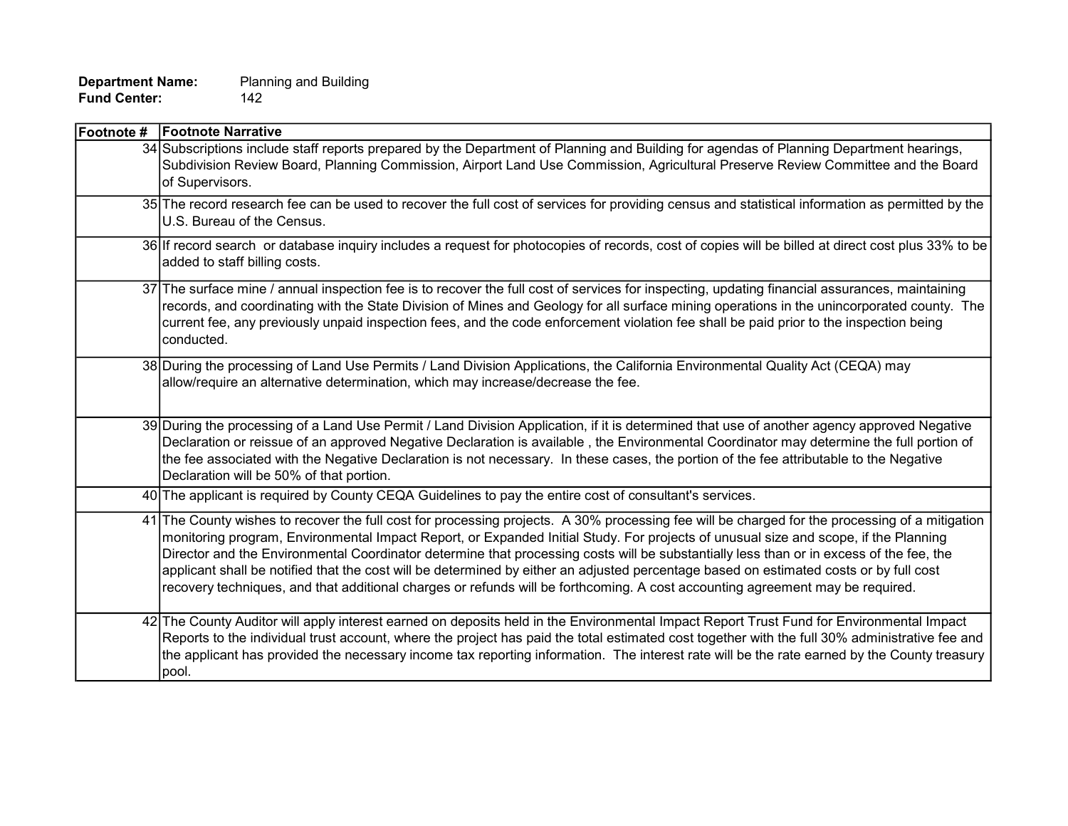**Department Name:** Planning and Building
**Fund Center:** 142

| Footnote # | Footnote Narrative |
|---|---|
| 34 | Subscriptions include staff reports prepared by the Department of Planning and Building for agendas of Planning Department hearings, Subdivision Review Board, Planning Commission, Airport Land Use Commission, Agricultural Preserve Review Committee and the Board of Supervisors. |
| 35 | The record research fee can be used to recover the full cost of services for providing census and statistical information as permitted by the U.S. Bureau of the Census. |
| 36 | If record search or database inquiry includes a request for photocopies of records, cost of copies will be billed at direct cost plus 33% to be added to staff billing costs. |
| 37 | The surface mine / annual inspection fee is to recover the full cost of services for inspecting, updating financial assurances, maintaining records, and coordinating with the State Division of Mines and Geology for all surface mining operations in the unincorporated county. The current fee, any previously unpaid inspection fees, and the code enforcement violation fee shall be paid prior to the inspection being conducted. |
| 38 | During the processing of Land Use Permits / Land Division Applications, the California Environmental Quality Act (CEQA) may allow/require an alternative determination, which may increase/decrease the fee. |
| 39 | During the processing of a Land Use Permit / Land Division Application, if it is determined that use of another agency approved Negative Declaration or reissue of an approved Negative Declaration is available , the Environmental Coordinator may determine the full portion of the fee associated with the Negative Declaration is not necessary. In these cases, the portion of the fee attributable to the Negative Declaration will be 50% of that portion. |
| 40 | The applicant is required by County CEQA Guidelines to pay the entire cost of consultant's services. |
| 41 | The County wishes to recover the full cost for processing projects. A 30% processing fee will be charged for the processing of a mitigation monitoring program, Environmental Impact Report, or Expanded Initial Study. For projects of unusual size and scope, if the Planning Director and the Environmental Coordinator determine that processing costs will be substantially less than or in excess of the fee, the applicant shall be notified that the cost will be determined by either an adjusted percentage based on estimated costs or by full cost recovery techniques, and that additional charges or refunds will be forthcoming. A cost accounting agreement may be required. |
| 42 | The County Auditor will apply interest earned on deposits held in the Environmental Impact Report Trust Fund for Environmental Impact Reports to the individual trust account, where the project has paid the total estimated cost together with the full 30% administrative fee and the applicant has provided the necessary income tax reporting information. The interest rate will be the rate earned by the County treasury pool. |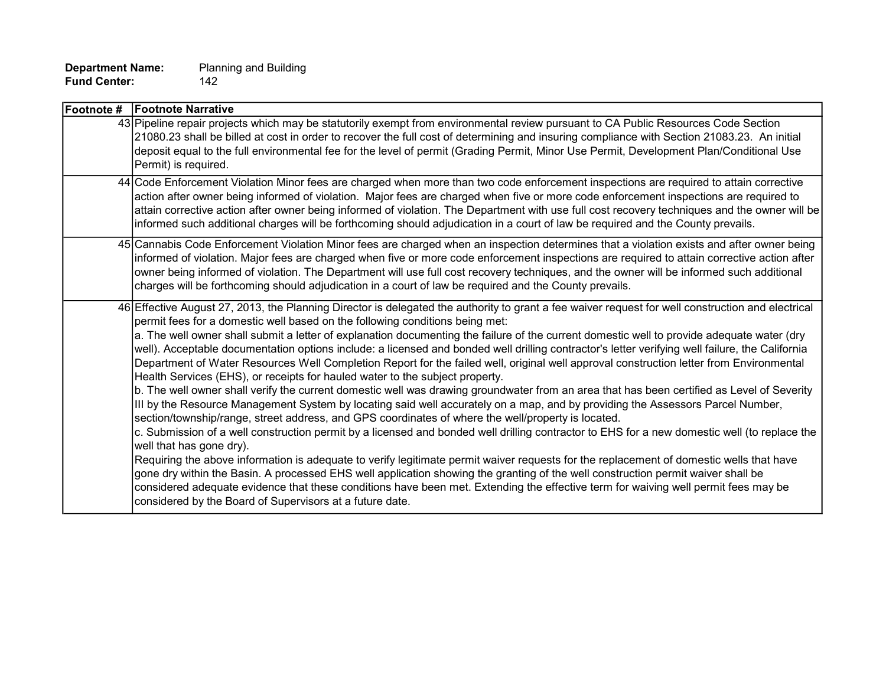**Department Name:** Planning and Building
**Fund Center:** 142

| Footnote # | Footnote Narrative |
|---|---|
| 43 | Pipeline repair projects which may be statutorily exempt from environmental review pursuant to CA Public Resources Code Section 21080.23 shall be billed at cost in order to recover the full cost of determining and insuring compliance with Section 21083.23. An initial deposit equal to the full environmental fee for the level of permit (Grading Permit, Minor Use Permit, Development Plan/Conditional Use Permit) is required. |
| 44 | Code Enforcement Violation Minor fees are charged when more than two code enforcement inspections are required to attain corrective action after owner being informed of violation. Major fees are charged when five or more code enforcement inspections are required to attain corrective action after owner being informed of violation. The Department with use full cost recovery techniques and the owner will be informed such additional charges will be forthcoming should adjudication in a court of law be required and the County prevails. |
| 45 | Cannabis Code Enforcement Violation Minor fees are charged when an inspection determines that a violation exists and after owner being informed of violation. Major fees are charged when five or more code enforcement inspections are required to attain corrective action after owner being informed of violation. The Department will use full cost recovery techniques, and the owner will be informed such additional charges will be forthcoming should adjudication in a court of law be required and the County prevails. |
| 46 | Effective August 27, 2013, the Planning Director is delegated the authority to grant a fee waiver request for well construction and electrical permit fees for a domestic well based on the following conditions being met:<br>a. The well owner shall submit a letter of explanation documenting the failure of the current domestic well to provide adequate water (dry well). Acceptable documentation options include: a licensed and bonded well drilling contractor's letter verifying well failure, the California Department of Water Resources Well Completion Report for the failed well, original well approval construction letter from Environmental Health Services (EHS), or receipts for hauled water to the subject property.<br>b. The well owner shall verify the current domestic well was drawing groundwater from an area that has been certified as Level of Severity III by the Resource Management System by locating said well accurately on a map, and by providing the Assessors Parcel Number, section/township/range, street address, and GPS coordinates of where the well/property is located.<br>c. Submission of a well construction permit by a licensed and bonded well drilling contractor to EHS for a new domestic well (to replace the well that has gone dry).<br>Requiring the above information is adequate to verify legitimate permit waiver requests for the replacement of domestic wells that have gone dry within the Basin. A processed EHS well application showing the granting of the well construction permit waiver shall be considered adequate evidence that these conditions have been met. Extending the effective term for waiving well permit fees may be considered by the Board of Supervisors at a future date. |